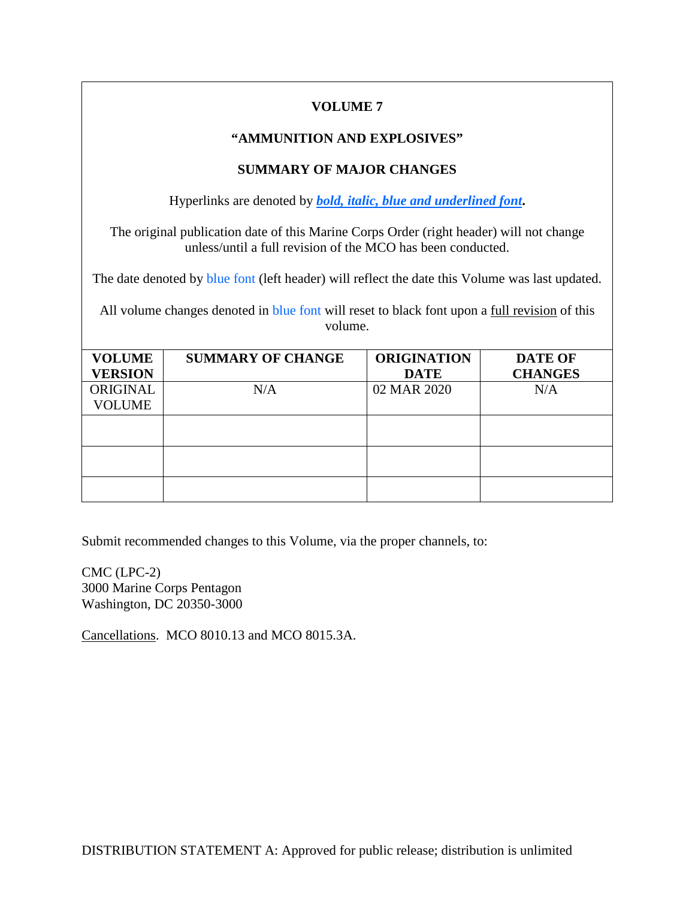**VOLUME 7**

**"AMMUNITION AND EXPLOSIVES"**

**SUMMARY OF MAJOR CHANGES**

Hyperlinks are denoted by ***bold, italic, blue and underlined font*.**

The original publication date of this Marine Corps Order (right header) will not change unless/until a full revision of the MCO has been conducted.

The date denoted by blue font (left header) will reflect the date this Volume was last updated.

All volume changes denoted in blue font will reset to black font upon a full revision of this volume.

| **VOLUME VERSION** | **SUMMARY OF CHANGE** | **ORIGINATION DATE** | **DATE OF CHANGES** |
|---|---|---|---|
| ORIGINAL VOLUME | N/A | 02 MAR 2020 | N/A |
| | | | |
| | | | |
| | | | |

Submit recommended changes to this Volume, via the proper channels, to:

CMC (LPC-2)
3000 Marine Corps Pentagon
Washington, DC 20350-3000

Cancellations. MCO 8010.13 and MCO 8015.3A.

DISTRIBUTION STATEMENT A: Approved for public release; distribution is unlimited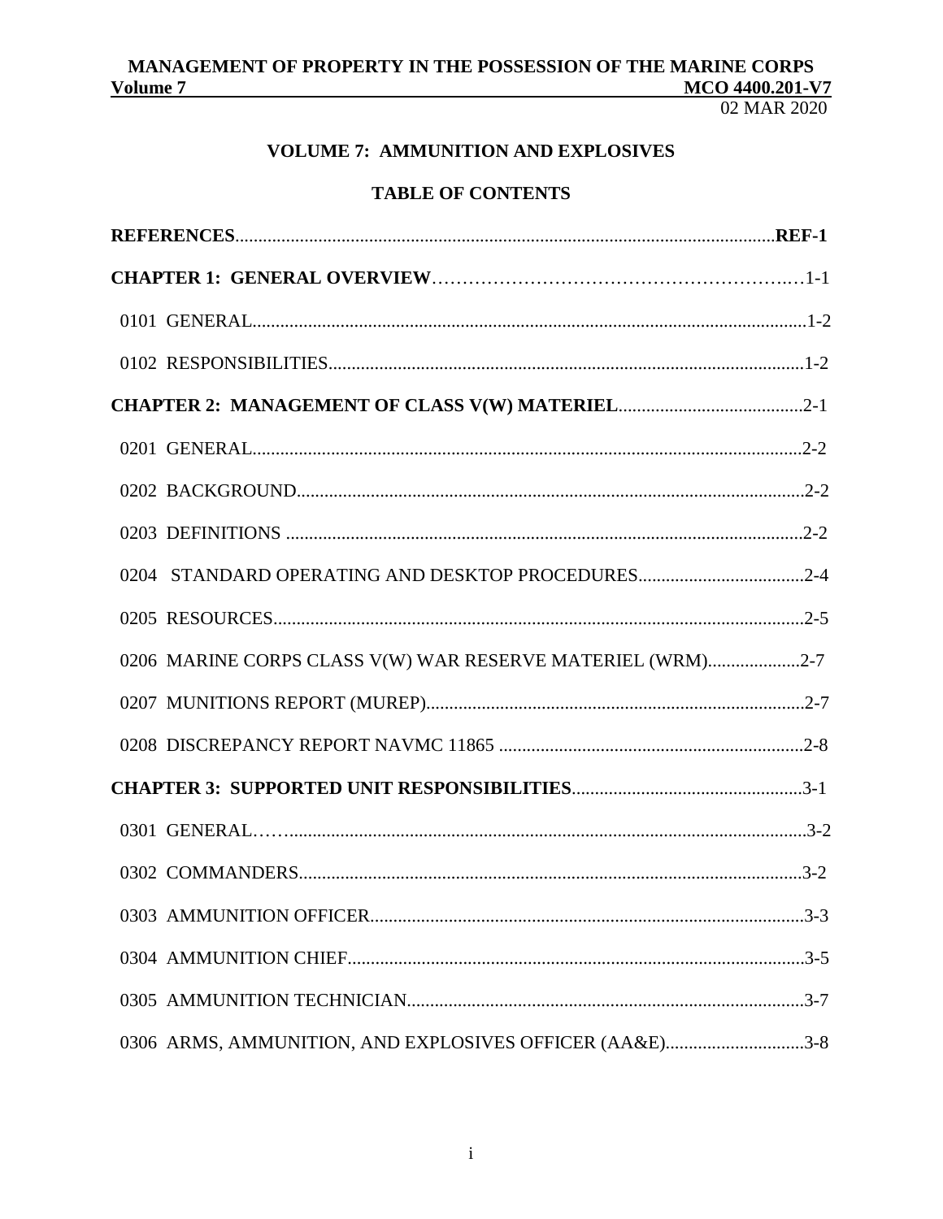# VOLUME 7: AMMUNITION AND EXPLOSIVES

## TABLE OF CONTENTS

**REFERENCES**....................................................................................................................**REF-1**

**CHAPTER 1: GENERAL OVERVIEW**……………………………………………………..…1-1

0101 GENERAL.......................................................................................................................1-2

0102 RESPONSIBILITIES......................................................................................................1-2

**CHAPTER 2: MANAGEMENT OF CLASS V(W) MATERIEL**........................................2-1

0201 GENERAL......................................................................................................................2-2

0202 BACKGROUND.............................................................................................................2-2

0203 DEFINITIONS ...............................................................................................................2-2

0204 STANDARD OPERATING AND DESKTOP PROCEDURES....................................2-4

0205 RESOURCES..................................................................................................................2-5

0206 MARINE CORPS CLASS V(W) WAR RESERVE MATERIEL (WRM)....................2-7

0207 MUNITIONS REPORT (MUREP).................................................................................2-7

0208 DISCREPANCY REPORT NAVMC 11865 ..................................................................2-8

**CHAPTER 3: SUPPORTED UNIT RESPONSIBILITIES**..................................................3-1

0301 GENERAL……..............................................................................................................3-2

0302 COMMANDERS.............................................................................................................3-2

0303 AMMUNITION OFFICER..............................................................................................3-3

0304 AMMUNITION CHIEF...................................................................................................3-5

0305 AMMUNITION TECHNICIAN......................................................................................3-7

0306 ARMS, AMMUNITION, AND EXPLOSIVES OFFICER (AA&E)..............................3-8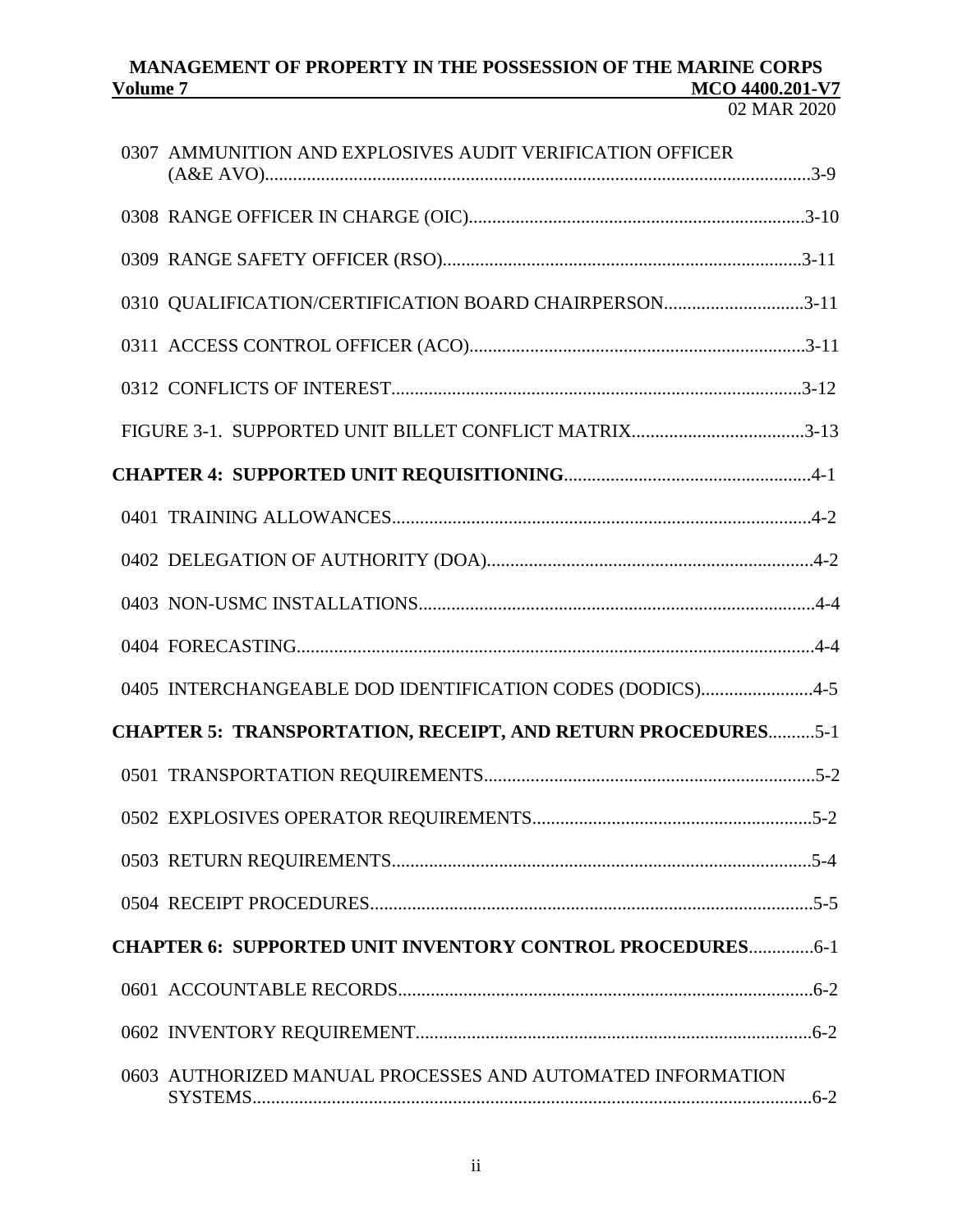0307 AMMUNITION AND EXPLOSIVES AUDIT VERIFICATION OFFICER (A&E AVO)....................3-9

0308 RANGE OFFICER IN CHARGE (OIC)....................3-10

0309 RANGE SAFETY OFFICER (RSO)....................3-11

0310 QUALIFICATION/CERTIFICATION BOARD CHAIRPERSON....................3-11

0311 ACCESS CONTROL OFFICER (ACO)....................3-11

0312 CONFLICTS OF INTEREST....................3-12

FIGURE 3-1. SUPPORTED UNIT BILLET CONFLICT MATRIX....................3-13

**CHAPTER 4: SUPPORTED UNIT REQUISITIONING**....................4-1

0401 TRAINING ALLOWANCES....................4-2

0402 DELEGATION OF AUTHORITY (DOA)....................4-2

0403 NON-USMC INSTALLATIONS....................4-4

0404 FORECASTING....................4-4

0405 INTERCHANGEABLE DOD IDENTIFICATION CODES (DODICS)....................4-5

**CHAPTER 5: TRANSPORTATION, RECEIPT, AND RETURN PROCEDURES**....................5-1

0501 TRANSPORTATION REQUIREMENTS....................5-2

0502 EXPLOSIVES OPERATOR REQUIREMENTS....................5-2

0503 RETURN REQUIREMENTS....................5-4

0504 RECEIPT PROCEDURES....................5-5

**CHAPTER 6: SUPPORTED UNIT INVENTORY CONTROL PROCEDURES**....................6-1

0601 ACCOUNTABLE RECORDS....................6-2

0602 INVENTORY REQUIREMENT....................6-2

0603 AUTHORIZED MANUAL PROCESSES AND AUTOMATED INFORMATION SYSTEMS....................6-2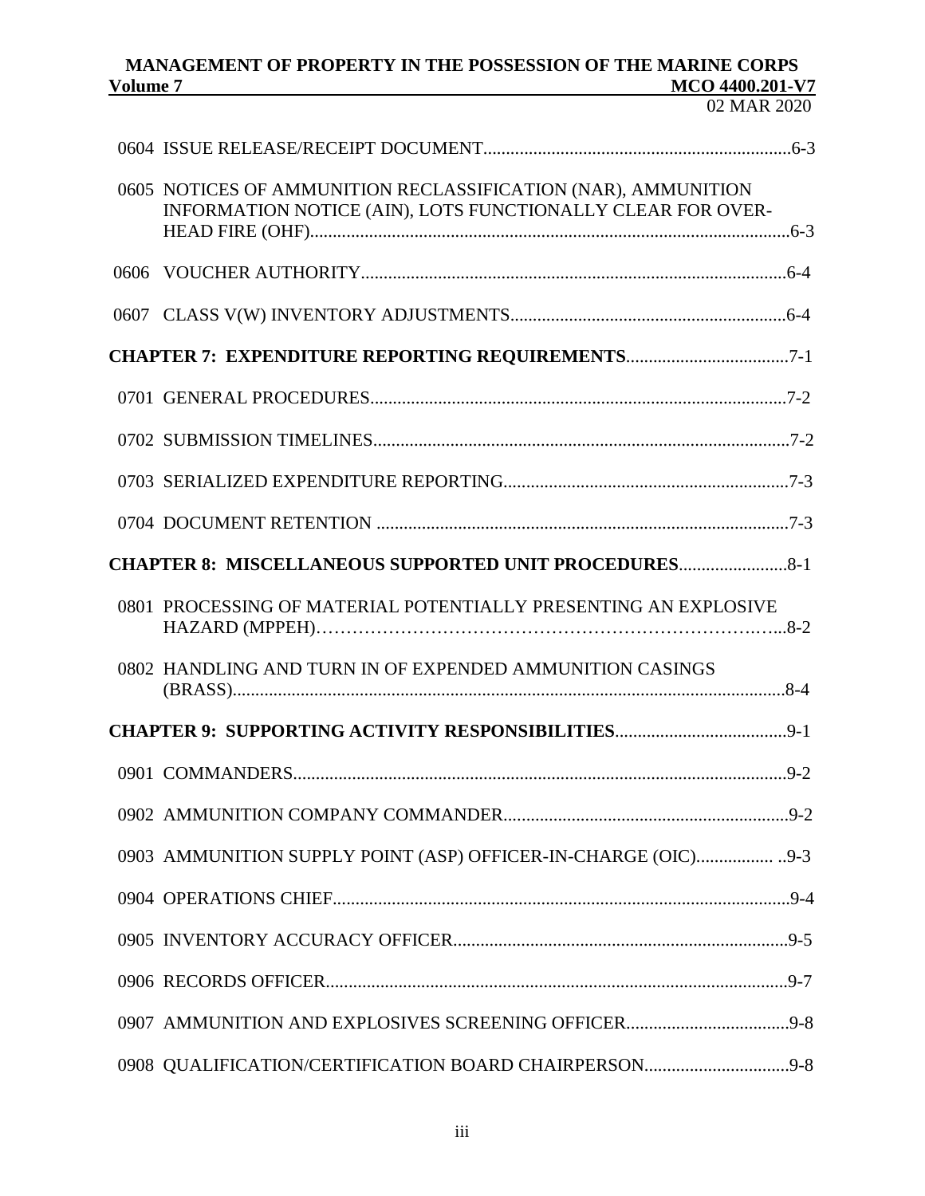0604 ISSUE RELEASE/RECEIPT DOCUMENT....................................................................6-3

0605 NOTICES OF AMMUNITION RECLASSIFICATION (NAR), AMMUNITION INFORMATION NOTICE (AIN), LOTS FUNCTIONALLY CLEAR FOR OVER-HEAD FIRE (OHF)..........................................................................................................6-3

0606 VOUCHER AUTHORITY..............................................................................................6-4

0607 CLASS V(W) INVENTORY ADJUSTMENTS.............................................................6-4

**CHAPTER 7: EXPENDITURE REPORTING REQUIREMENTS**....................................7-1

0701 GENERAL PROCEDURES.............................................................................................7-2

0702 SUBMISSION TIMELINES.............................................................................................7-2

0703 SERIALIZED EXPENDITURE REPORTING...............................................................7-3

0704 DOCUMENT RETENTION ............................................................................................7-3

**CHAPTER 8: MISCELLANEOUS SUPPORTED UNIT PROCEDURES**........................8-1

0801 PROCESSING OF MATERIAL POTENTIALLY PRESENTING AN EXPLOSIVE HAZARD (MPPEH)………………………………………………………………...8-2

0802 HANDLING AND TURN IN OF EXPENDED AMMUNITION CASINGS (BRASS)..........................................................................................................................8-4

**CHAPTER 9: SUPPORTING ACTIVITY RESPONSIBILITIES**......................................9-1

0901 COMMANDERS.............................................................................................................9-2

0902 AMMUNITION COMPANY COMMANDER...............................................................9-2

0903 AMMUNITION SUPPLY POINT (ASP) OFFICER-IN-CHARGE (OIC)................. ..9-3

0904 OPERATIONS CHIEF.....................................................................................................9-4

0905 INVENTORY ACCURACY OFFICER..........................................................................9-5

0906 RECORDS OFFICER......................................................................................................9-7

0907 AMMUNITION AND EXPLOSIVES SCREENING OFFICER....................................9-8

0908 QUALIFICATION/CERTIFICATION BOARD CHAIRPERSON................................9-8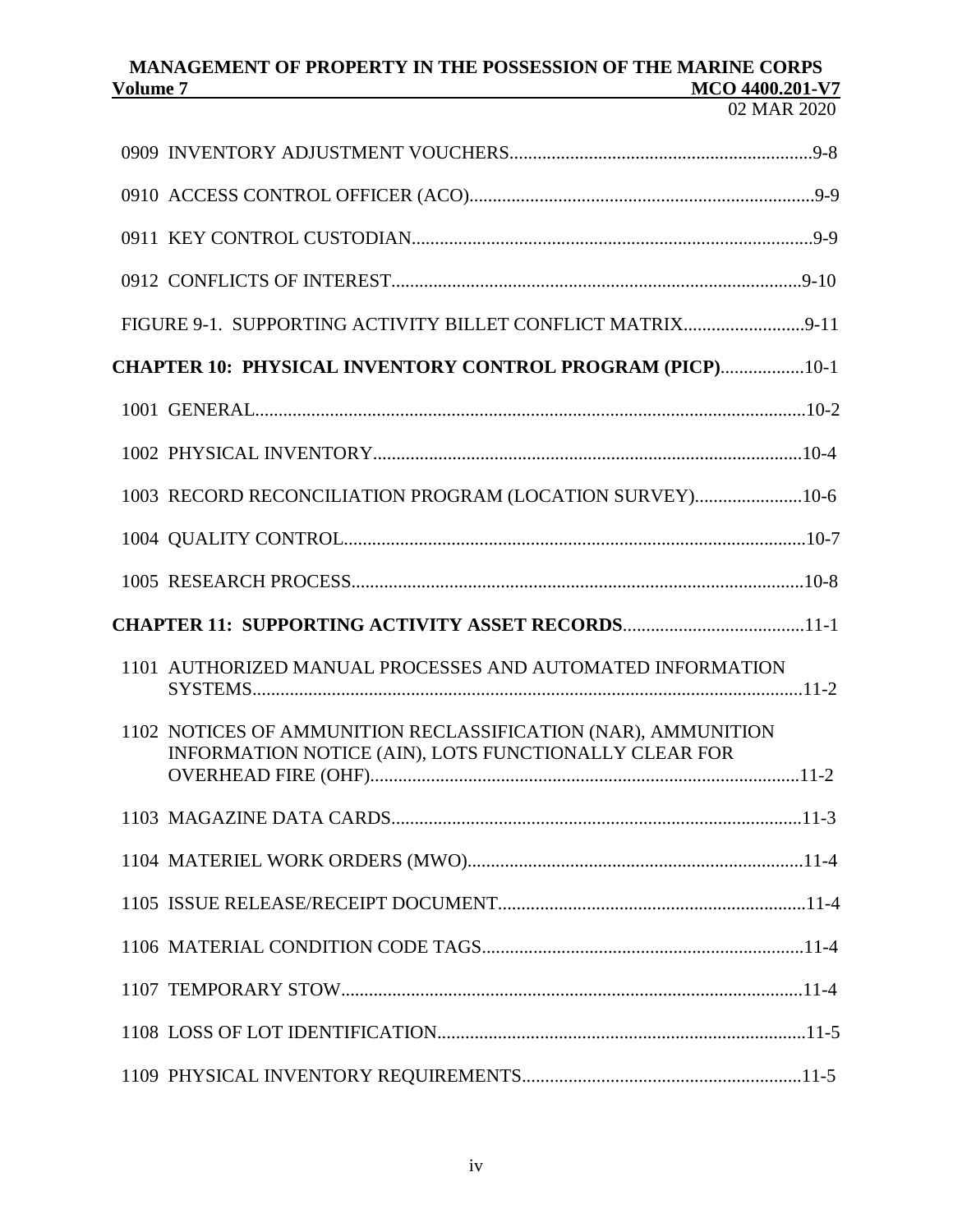0909 INVENTORY ADJUSTMENT VOUCHERS....9-8

0910 ACCESS CONTROL OFFICER (ACO)....9-9

0911 KEY CONTROL CUSTODIAN....9-9

0912 CONFLICTS OF INTEREST....9-10

FIGURE 9-1. SUPPORTING ACTIVITY BILLET CONFLICT MATRIX....9-11

**CHAPTER 10: PHYSICAL INVENTORY CONTROL PROGRAM (PICP)**....10-1

1001 GENERAL....10-2

1002 PHYSICAL INVENTORY....10-4

1003 RECORD RECONCILIATION PROGRAM (LOCATION SURVEY)....10-6

1004 QUALITY CONTROL....10-7

1005 RESEARCH PROCESS....10-8

**CHAPTER 11: SUPPORTING ACTIVITY ASSET RECORDS**....11-1

1101 AUTHORIZED MANUAL PROCESSES AND AUTOMATED INFORMATION SYSTEMS....11-2

1102 NOTICES OF AMMUNITION RECLASSIFICATION (NAR), AMMUNITION INFORMATION NOTICE (AIN), LOTS FUNCTIONALLY CLEAR FOR OVERHEAD FIRE (OHF)....11-2

1103 MAGAZINE DATA CARDS....11-3

1104 MATERIEL WORK ORDERS (MWO)....11-4

1105 ISSUE RELEASE/RECEIPT DOCUMENT....11-4

1106 MATERIAL CONDITION CODE TAGS....11-4

1107 TEMPORARY STOW....11-4

1108 LOSS OF LOT IDENTIFICATION....11-5

1109 PHYSICAL INVENTORY REQUIREMENTS....11-5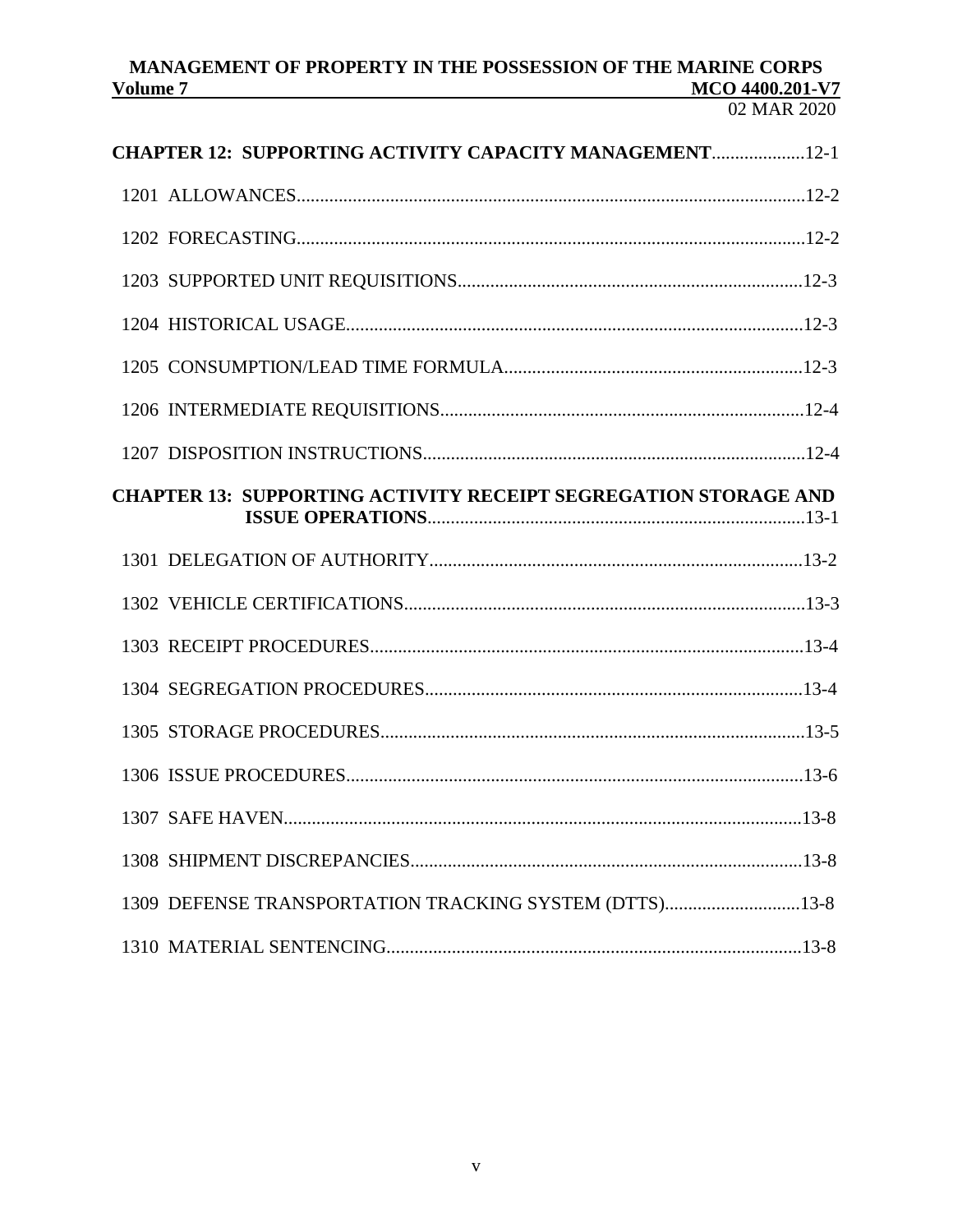**CHAPTER 12: SUPPORTING ACTIVITY CAPACITY MANAGEMENT**....................12-1

1201 ALLOWANCES.............................................................................................................12-2

1202 FORECASTING.............................................................................................................12-2

1203 SUPPORTED UNIT REQUISITIONS..........................................................................12-3

1204 HISTORICAL USAGE..................................................................................................12-3

1205 CONSUMPTION/LEAD TIME FORMULA................................................................12-3

1206 INTERMEDIATE REQUISITIONS..............................................................................12-4

1207 DISPOSITION INSTRUCTIONS..................................................................................12-4

**CHAPTER 13: SUPPORTING ACTIVITY RECEIPT SEGREGATION STORAGE AND ISSUE OPERATIONS**.................................................................................13-1

1301 DELEGATION OF AUTHORITY................................................................................13-2

1302 VEHICLE CERTIFICATIONS......................................................................................13-3

1303 RECEIPT PROCEDURES.............................................................................................13-4

1304 SEGREGATION PROCEDURES.................................................................................13-4

1305 STORAGE PROCEDURES...........................................................................................13-5

1306 ISSUE PROCEDURES..................................................................................................13-6

1307 SAFE HAVEN...............................................................................................................13-8

1308 SHIPMENT DISCREPANCIES....................................................................................13-8

1309 DEFENSE TRANSPORTATION TRACKING SYSTEM (DTTS).............................13-8

1310 MATERIAL SENTENCING.........................................................................................13-8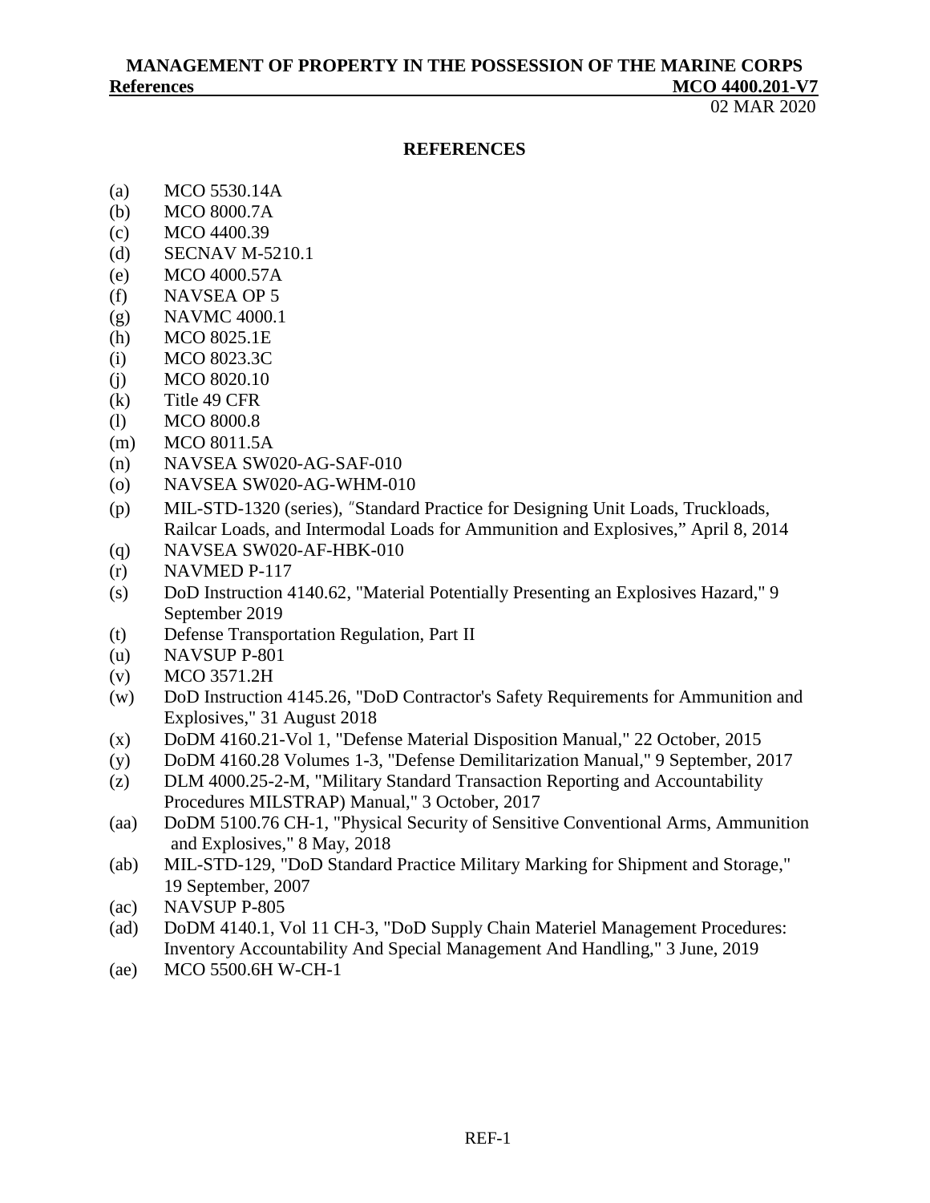## REFERENCES

(a) MCO 5530.14A
(b) MCO 8000.7A
(c) MCO 4400.39
(d) SECNAV M-5210.1
(e) MCO 4000.57A
(f) NAVSEA OP 5
(g) NAVMC 4000.1
(h) MCO 8025.1E
(i) MCO 8023.3C
(j) MCO 8020.10
(k) Title 49 CFR
(l) MCO 8000.8
(m) MCO 8011.5A
(n) NAVSEA SW020-AG-SAF-010
(o) NAVSEA SW020-AG-WHM-010
(p) MIL-STD-1320 (series), "Standard Practice for Designing Unit Loads, Truckloads, Railcar Loads, and Intermodal Loads for Ammunition and Explosives," April 8, 2014
(q) NAVSEA SW020-AF-HBK-010
(r) NAVMED P-117
(s) DoD Instruction 4140.62, "Material Potentially Presenting an Explosives Hazard," 9 September 2019
(t) Defense Transportation Regulation, Part II
(u) NAVSUP P-801
(v) MCO 3571.2H
(w) DoD Instruction 4145.26, "DoD Contractor's Safety Requirements for Ammunition and Explosives," 31 August 2018
(x) DoDM 4160.21-Vol 1, "Defense Material Disposition Manual," 22 October, 2015
(y) DoDM 4160.28 Volumes 1-3, "Defense Demilitarization Manual," 9 September, 2017
(z) DLM 4000.25-2-M, "Military Standard Transaction Reporting and Accountability Procedures MILSTRAP) Manual," 3 October, 2017
(aa) DoDM 5100.76 CH-1, "Physical Security of Sensitive Conventional Arms, Ammunition and Explosives," 8 May, 2018
(ab) MIL-STD-129, "DoD Standard Practice Military Marking for Shipment and Storage," 19 September, 2007
(ac) NAVSUP P-805
(ad) DoDM 4140.1, Vol 11 CH-3, "DoD Supply Chain Materiel Management Procedures: Inventory Accountability And Special Management And Handling," 3 June, 2019
(ae) MCO 5500.6H W-CH-1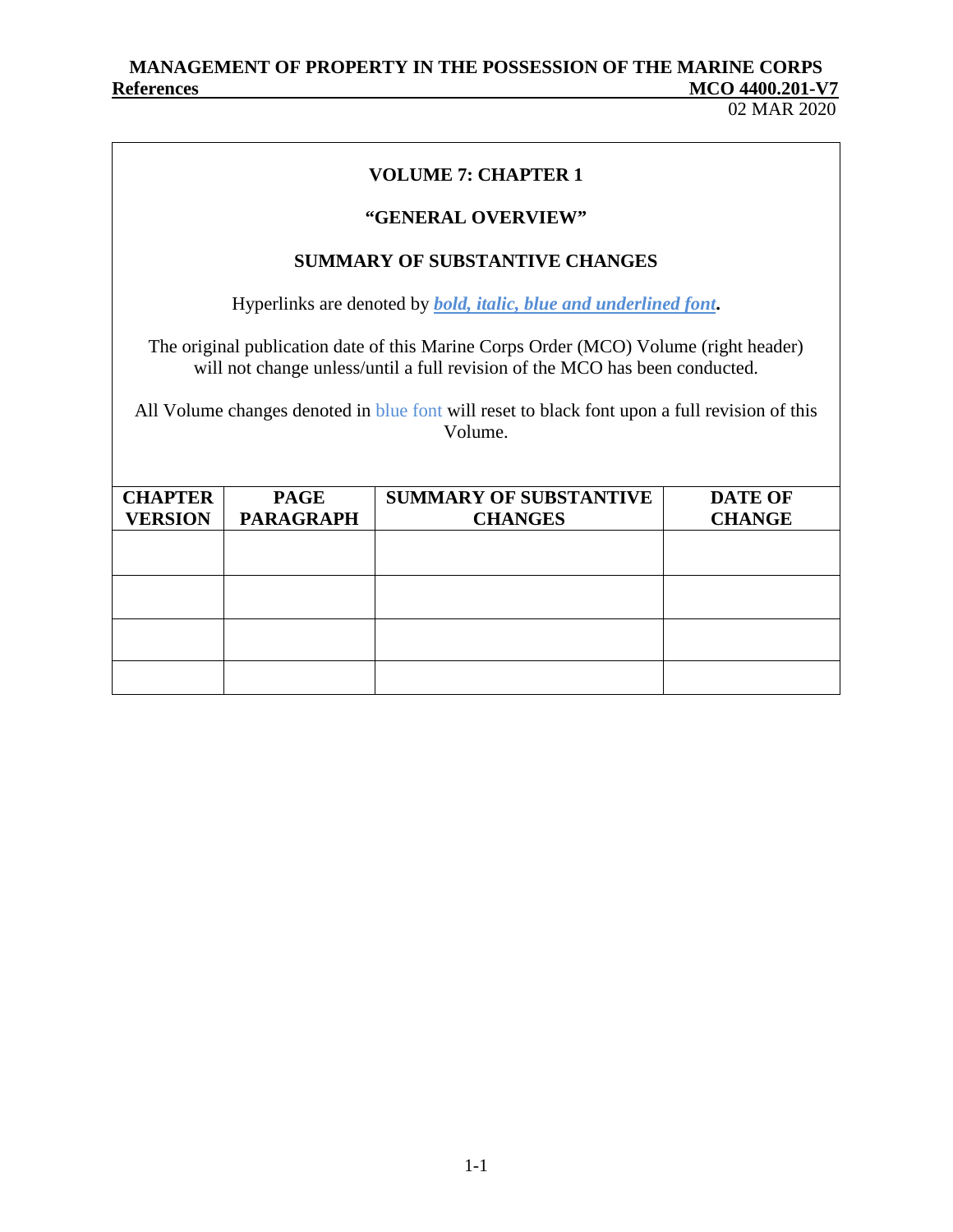**VOLUME 7: CHAPTER 1**

**"GENERAL OVERVIEW"**

**SUMMARY OF SUBSTANTIVE CHANGES**

Hyperlinks are denoted by ***bold, italic, blue and underlined font*****.**

The original publication date of this Marine Corps Order (MCO) Volume (right header) will not change unless/until a full revision of the MCO has been conducted.

All Volume changes denoted in blue font will reset to black font upon a full revision of this Volume.

| CHAPTER VERSION | PAGE PARAGRAPH | SUMMARY OF SUBSTANTIVE CHANGES | DATE OF CHANGE |
|---|---|---|---|
| | | | |
| | | | |
| | | | |
| | | | |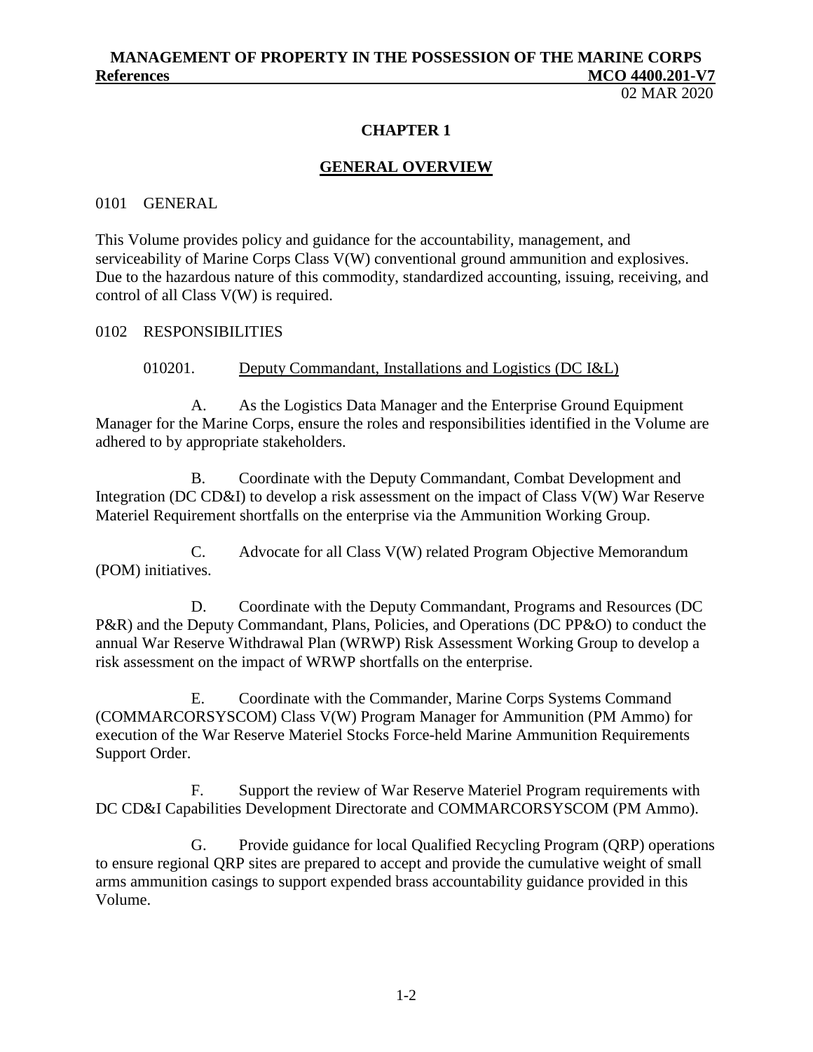# CHAPTER 1

## GENERAL OVERVIEW

0101 GENERAL

This Volume provides policy and guidance for the accountability, management, and serviceability of Marine Corps Class V(W) conventional ground ammunition and explosives. Due to the hazardous nature of this commodity, standardized accounting, issuing, receiving, and control of all Class V(W) is required.

0102 RESPONSIBILITIES

010201. Deputy Commandant, Installations and Logistics (DC I&L)

A. As the Logistics Data Manager and the Enterprise Ground Equipment Manager for the Marine Corps, ensure the roles and responsibilities identified in the Volume are adhered to by appropriate stakeholders.

B. Coordinate with the Deputy Commandant, Combat Development and Integration (DC CD&I) to develop a risk assessment on the impact of Class V(W) War Reserve Materiel Requirement shortfalls on the enterprise via the Ammunition Working Group.

C. Advocate for all Class V(W) related Program Objective Memorandum (POM) initiatives.

D. Coordinate with the Deputy Commandant, Programs and Resources (DC P&R) and the Deputy Commandant, Plans, Policies, and Operations (DC PP&O) to conduct the annual War Reserve Withdrawal Plan (WRWP) Risk Assessment Working Group to develop a risk assessment on the impact of WRWP shortfalls on the enterprise.

E. Coordinate with the Commander, Marine Corps Systems Command (COMMARCORSYSCOM) Class V(W) Program Manager for Ammunition (PM Ammo) for execution of the War Reserve Materiel Stocks Force-held Marine Ammunition Requirements Support Order.

F. Support the review of War Reserve Materiel Program requirements with DC CD&I Capabilities Development Directorate and COMMARCORSYSCOM (PM Ammo).

G. Provide guidance for local Qualified Recycling Program (QRP) operations to ensure regional QRP sites are prepared to accept and provide the cumulative weight of small arms ammunition casings to support expended brass accountability guidance provided in this Volume.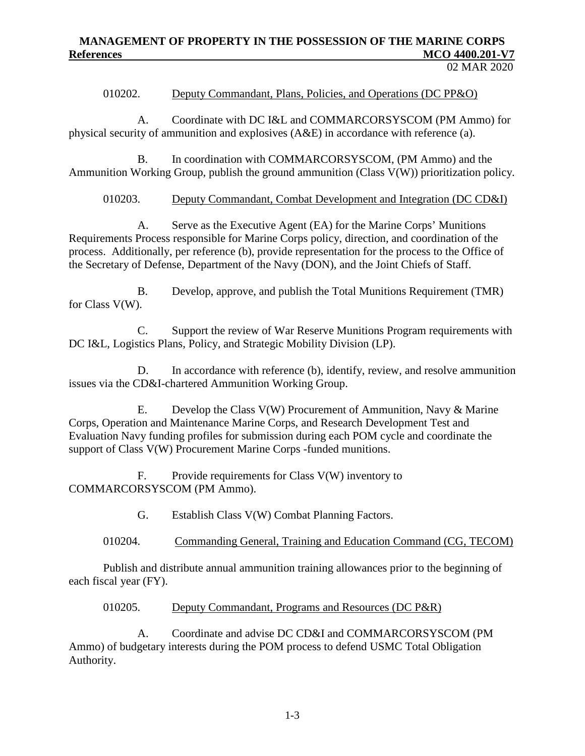010202. Deputy Commandant, Plans, Policies, and Operations (DC PP&O)

A. Coordinate with DC I&L and COMMARCORSYSCOM (PM Ammo) for physical security of ammunition and explosives (A&E) in accordance with reference (a).

B. In coordination with COMMARCORSYSCOM, (PM Ammo) and the Ammunition Working Group, publish the ground ammunition (Class V(W)) prioritization policy.

010203. Deputy Commandant, Combat Development and Integration (DC CD&I)

A. Serve as the Executive Agent (EA) for the Marine Corps' Munitions Requirements Process responsible for Marine Corps policy, direction, and coordination of the process. Additionally, per reference (b), provide representation for the process to the Office of the Secretary of Defense, Department of the Navy (DON), and the Joint Chiefs of Staff.

B. Develop, approve, and publish the Total Munitions Requirement (TMR) for Class V(W).

C. Support the review of War Reserve Munitions Program requirements with DC I&L, Logistics Plans, Policy, and Strategic Mobility Division (LP).

D. In accordance with reference (b), identify, review, and resolve ammunition issues via the CD&I-chartered Ammunition Working Group.

E. Develop the Class V(W) Procurement of Ammunition, Navy & Marine Corps, Operation and Maintenance Marine Corps, and Research Development Test and Evaluation Navy funding profiles for submission during each POM cycle and coordinate the support of Class V(W) Procurement Marine Corps -funded munitions.

F. Provide requirements for Class V(W) inventory to COMMARCORSYSCOM (PM Ammo).

G. Establish Class V(W) Combat Planning Factors.

010204. Commanding General, Training and Education Command (CG, TECOM)

Publish and distribute annual ammunition training allowances prior to the beginning of each fiscal year (FY).

010205. Deputy Commandant, Programs and Resources (DC P&R)

A. Coordinate and advise DC CD&I and COMMARCORSYSCOM (PM Ammo) of budgetary interests during the POM process to defend USMC Total Obligation Authority.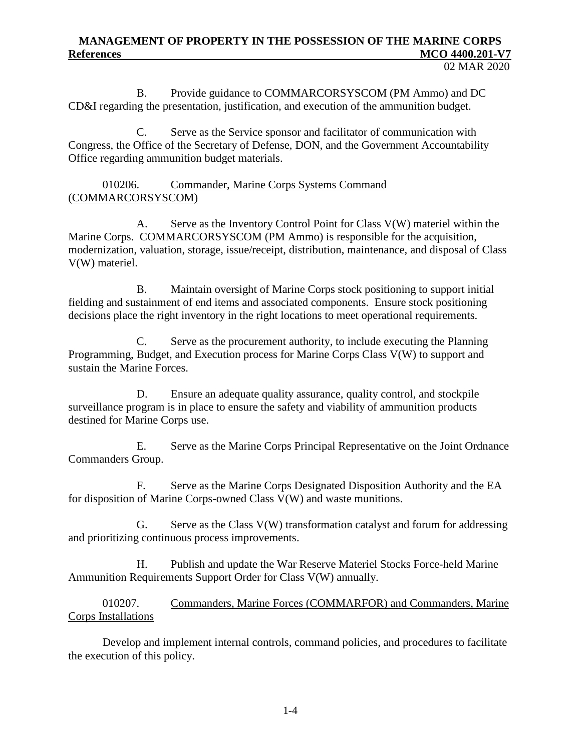B. Provide guidance to COMMARCORSYSCOM (PM Ammo) and DC CD&I regarding the presentation, justification, and execution of the ammunition budget.

C. Serve as the Service sponsor and facilitator of communication with Congress, the Office of the Secretary of Defense, DON, and the Government Accountability Office regarding ammunition budget materials.

010206. Commander, Marine Corps Systems Command (COMMARCORSYSCOM)

A. Serve as the Inventory Control Point for Class V(W) materiel within the Marine Corps. COMMARCORSYSCOM (PM Ammo) is responsible for the acquisition, modernization, valuation, storage, issue/receipt, distribution, maintenance, and disposal of Class V(W) materiel.

B. Maintain oversight of Marine Corps stock positioning to support initial fielding and sustainment of end items and associated components. Ensure stock positioning decisions place the right inventory in the right locations to meet operational requirements.

C. Serve as the procurement authority, to include executing the Planning Programming, Budget, and Execution process for Marine Corps Class V(W) to support and sustain the Marine Forces.

D. Ensure an adequate quality assurance, quality control, and stockpile surveillance program is in place to ensure the safety and viability of ammunition products destined for Marine Corps use.

E. Serve as the Marine Corps Principal Representative on the Joint Ordnance Commanders Group.

F. Serve as the Marine Corps Designated Disposition Authority and the EA for disposition of Marine Corps-owned Class V(W) and waste munitions.

G. Serve as the Class V(W) transformation catalyst and forum for addressing and prioritizing continuous process improvements.

H. Publish and update the War Reserve Materiel Stocks Force-held Marine Ammunition Requirements Support Order for Class V(W) annually.

010207. Commanders, Marine Forces (COMMARFOR) and Commanders, Marine Corps Installations

Develop and implement internal controls, command policies, and procedures to facilitate the execution of this policy.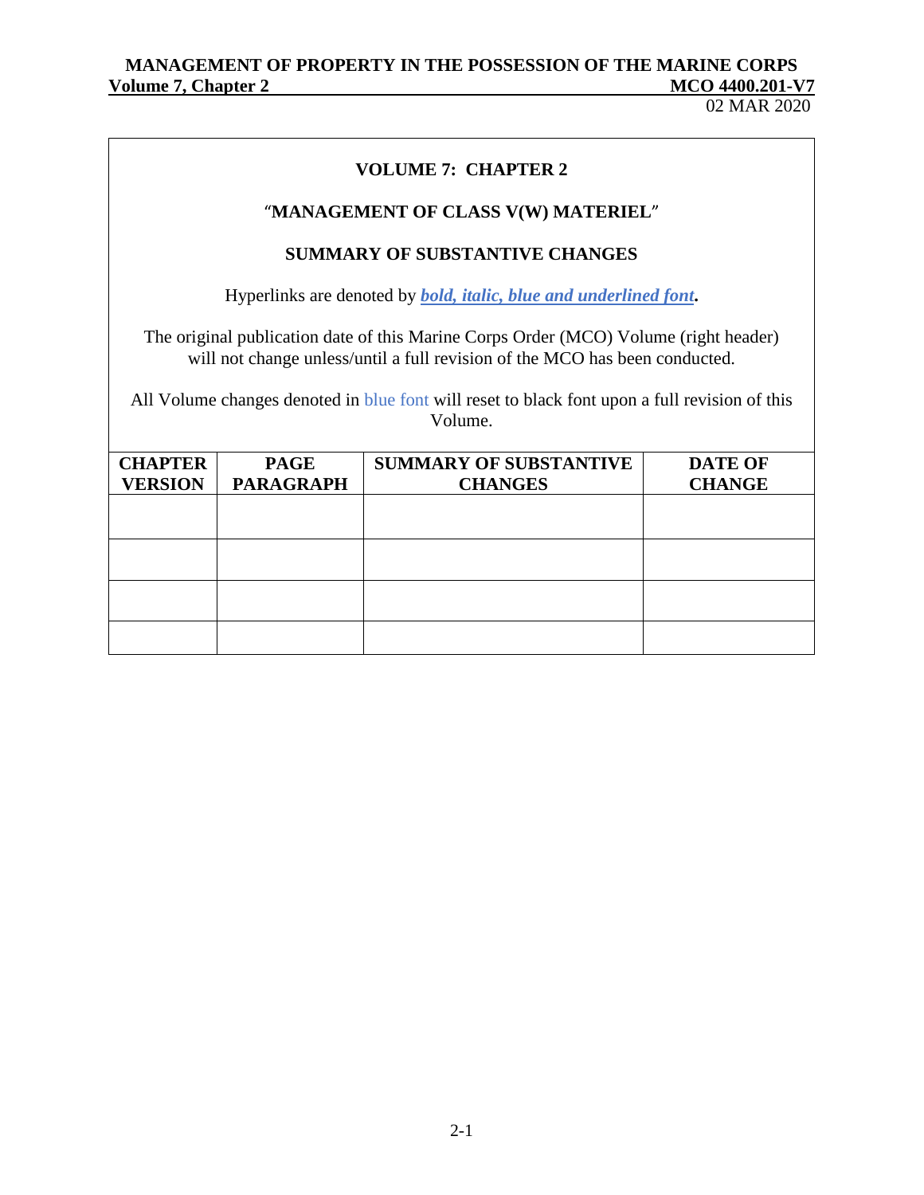# VOLUME 7: CHAPTER 2

## "MANAGEMENT OF CLASS V(W) MATERIEL"

## SUMMARY OF SUBSTANTIVE CHANGES

Hyperlinks are denoted by ***bold, italic, blue and underlined font*.**

The original publication date of this Marine Corps Order (MCO) Volume (right header) will not change unless/until a full revision of the MCO has been conducted.

All Volume changes denoted in blue font will reset to black font upon a full revision of this Volume.

| CHAPTER VERSION | PAGE PARAGRAPH | SUMMARY OF SUBSTANTIVE CHANGES | DATE OF CHANGE |
|---|---|---|---|
| | | | |
| | | | |
| | | | |
| | | | |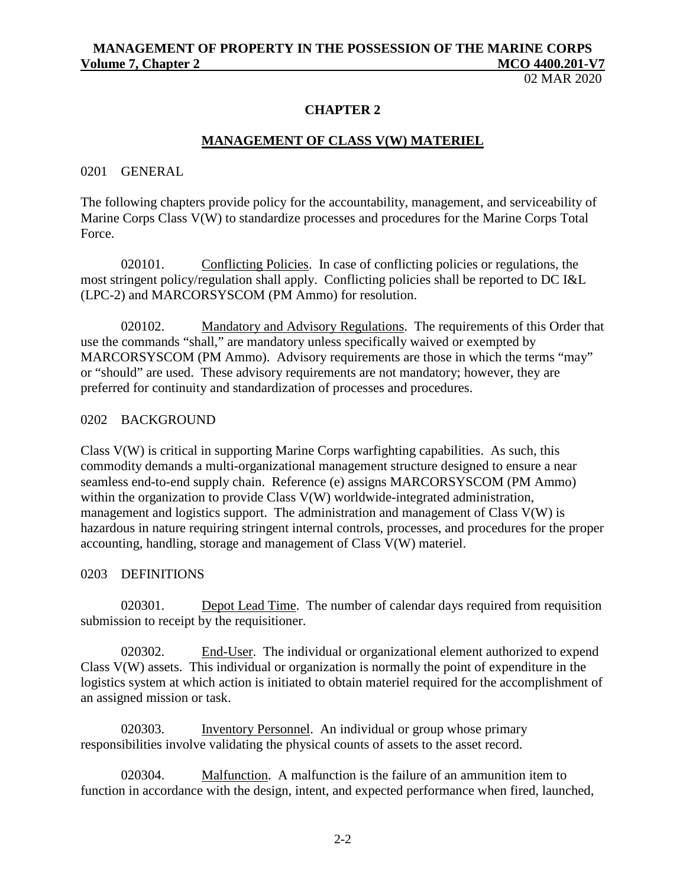# CHAPTER 2

## MANAGEMENT OF CLASS V(W) MATERIEL

### 0201 GENERAL

The following chapters provide policy for the accountability, management, and serviceability of Marine Corps Class V(W) to standardize processes and procedures for the Marine Corps Total Force.

020101. Conflicting Policies. In case of conflicting policies or regulations, the most stringent policy/regulation shall apply. Conflicting policies shall be reported to DC I&L (LPC-2) and MARCORSYSCOM (PM Ammo) for resolution.

020102. Mandatory and Advisory Regulations. The requirements of this Order that use the commands "shall," are mandatory unless specifically waived or exempted by MARCORSYSCOM (PM Ammo). Advisory requirements are those in which the terms "may" or "should" are used. These advisory requirements are not mandatory; however, they are preferred for continuity and standardization of processes and procedures.

### 0202 BACKGROUND

Class V(W) is critical in supporting Marine Corps warfighting capabilities. As such, this commodity demands a multi-organizational management structure designed to ensure a near seamless end-to-end supply chain. Reference (e) assigns MARCORSYSCOM (PM Ammo) within the organization to provide Class V(W) worldwide-integrated administration, management and logistics support. The administration and management of Class V(W) is hazardous in nature requiring stringent internal controls, processes, and procedures for the proper accounting, handling, storage and management of Class V(W) materiel.

### 0203 DEFINITIONS

020301. Depot Lead Time. The number of calendar days required from requisition submission to receipt by the requisitioner.

020302. End-User. The individual or organizational element authorized to expend Class V(W) assets. This individual or organization is normally the point of expenditure in the logistics system at which action is initiated to obtain materiel required for the accomplishment of an assigned mission or task.

020303. Inventory Personnel. An individual or group whose primary responsibilities involve validating the physical counts of assets to the asset record.

020304. Malfunction. A malfunction is the failure of an ammunition item to function in accordance with the design, intent, and expected performance when fired, launched,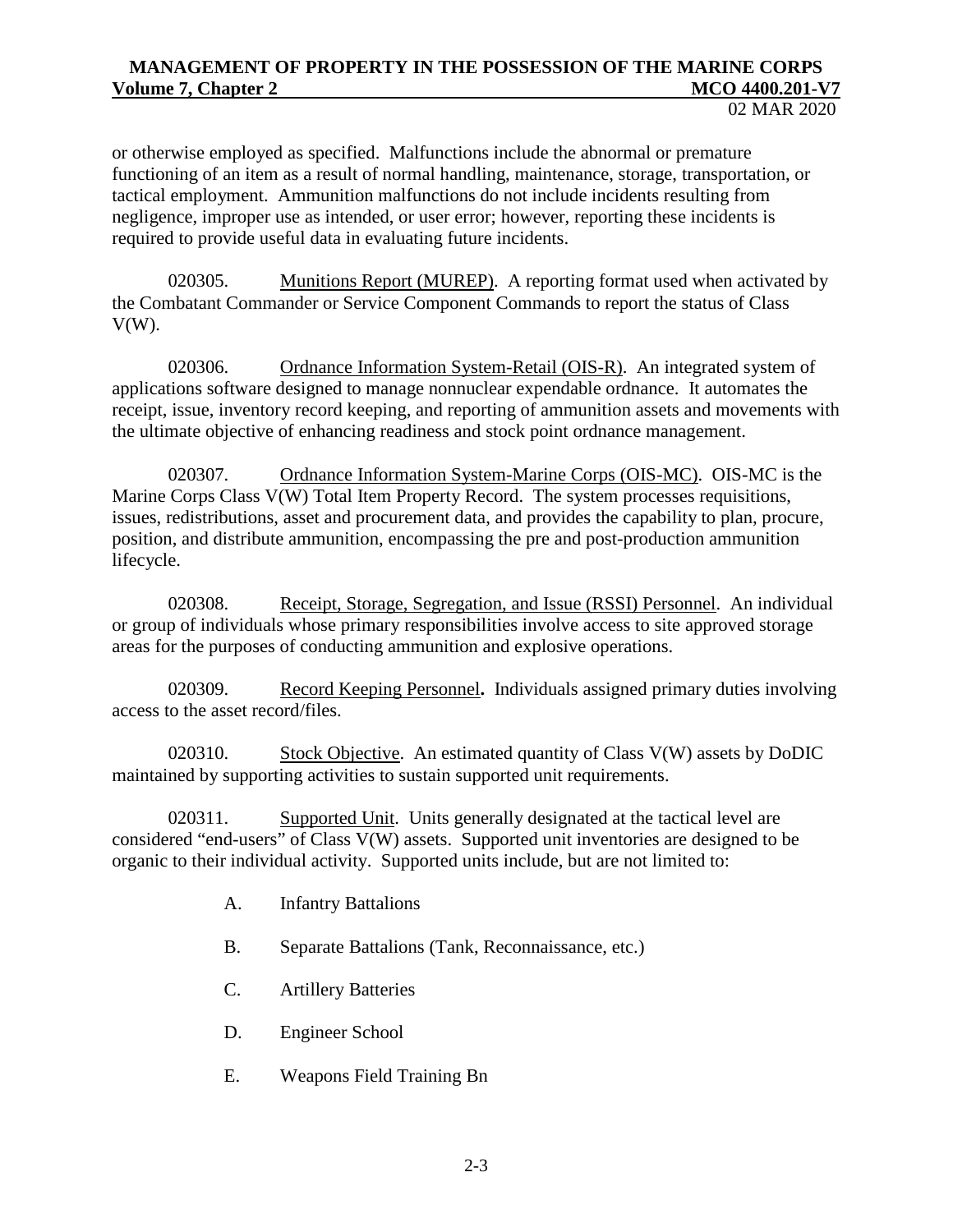or otherwise employed as specified. Malfunctions include the abnormal or premature functioning of an item as a result of normal handling, maintenance, storage, transportation, or tactical employment. Ammunition malfunctions do not include incidents resulting from negligence, improper use as intended, or user error; however, reporting these incidents is required to provide useful data in evaluating future incidents.

020305. Munitions Report (MUREP). A reporting format used when activated by the Combatant Commander or Service Component Commands to report the status of Class V(W).

020306. Ordnance Information System-Retail (OIS-R). An integrated system of applications software designed to manage nonnuclear expendable ordnance. It automates the receipt, issue, inventory record keeping, and reporting of ammunition assets and movements with the ultimate objective of enhancing readiness and stock point ordnance management.

020307. Ordnance Information System-Marine Corps (OIS-MC). OIS-MC is the Marine Corps Class V(W) Total Item Property Record. The system processes requisitions, issues, redistributions, asset and procurement data, and provides the capability to plan, procure, position, and distribute ammunition, encompassing the pre and post-production ammunition lifecycle.

020308. Receipt, Storage, Segregation, and Issue (RSSI) Personnel. An individual or group of individuals whose primary responsibilities involve access to site approved storage areas for the purposes of conducting ammunition and explosive operations.

020309. Record Keeping Personnel**.** Individuals assigned primary duties involving access to the asset record/files.

020310. Stock Objective. An estimated quantity of Class V(W) assets by DoDIC maintained by supporting activities to sustain supported unit requirements.

020311. Supported Unit. Units generally designated at the tactical level are considered "end-users" of Class V(W) assets. Supported unit inventories are designed to be organic to their individual activity. Supported units include, but are not limited to:

A. Infantry Battalions

B. Separate Battalions (Tank, Reconnaissance, etc.)

C. Artillery Batteries

D. Engineer School

E. Weapons Field Training Bn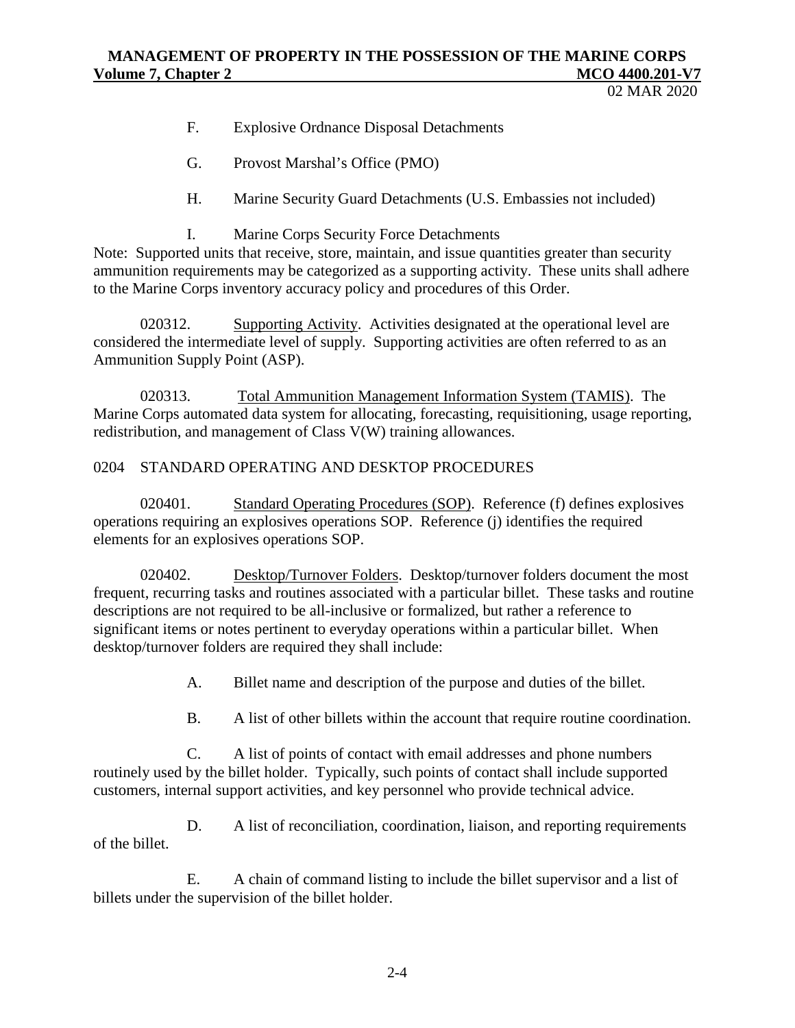F. Explosive Ordnance Disposal Detachments

G. Provost Marshal's Office (PMO)

H. Marine Security Guard Detachments (U.S. Embassies not included)

I. Marine Corps Security Force Detachments

Note: Supported units that receive, store, maintain, and issue quantities greater than security ammunition requirements may be categorized as a supporting activity. These units shall adhere to the Marine Corps inventory accuracy policy and procedures of this Order.

020312. Supporting Activity. Activities designated at the operational level are considered the intermediate level of supply. Supporting activities are often referred to as an Ammunition Supply Point (ASP).

020313. Total Ammunition Management Information System (TAMIS). The Marine Corps automated data system for allocating, forecasting, requisitioning, usage reporting, redistribution, and management of Class V(W) training allowances.

## 0204 STANDARD OPERATING AND DESKTOP PROCEDURES

020401. Standard Operating Procedures (SOP). Reference (f) defines explosives operations requiring an explosives operations SOP. Reference (j) identifies the required elements for an explosives operations SOP.

020402. Desktop/Turnover Folders. Desktop/turnover folders document the most frequent, recurring tasks and routines associated with a particular billet. These tasks and routine descriptions are not required to be all-inclusive or formalized, but rather a reference to significant items or notes pertinent to everyday operations within a particular billet. When desktop/turnover folders are required they shall include:

A. Billet name and description of the purpose and duties of the billet.

B. A list of other billets within the account that require routine coordination.

C. A list of points of contact with email addresses and phone numbers routinely used by the billet holder. Typically, such points of contact shall include supported customers, internal support activities, and key personnel who provide technical advice.

D. A list of reconciliation, coordination, liaison, and reporting requirements of the billet.

E. A chain of command listing to include the billet supervisor and a list of billets under the supervision of the billet holder.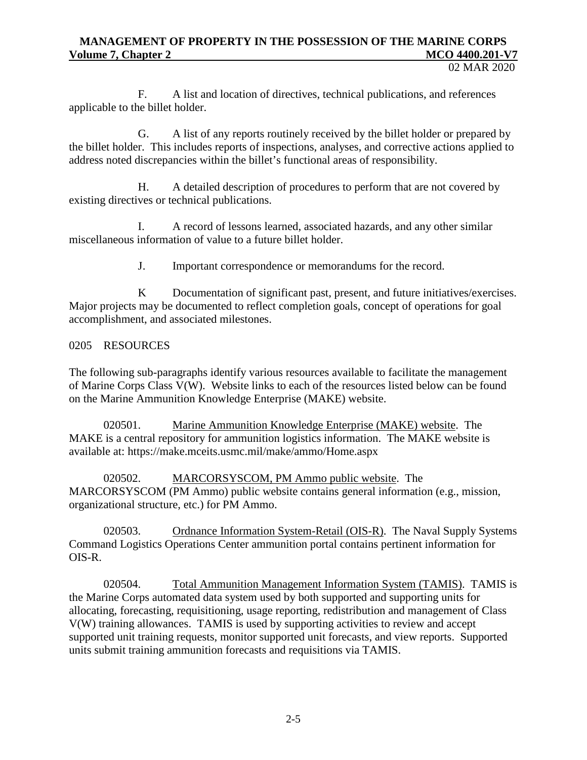F. A list and location of directives, technical publications, and references applicable to the billet holder.

G. A list of any reports routinely received by the billet holder or prepared by the billet holder. This includes reports of inspections, analyses, and corrective actions applied to address noted discrepancies within the billet's functional areas of responsibility.

H. A detailed description of procedures to perform that are not covered by existing directives or technical publications.

I. A record of lessons learned, associated hazards, and any other similar miscellaneous information of value to a future billet holder.

J. Important correspondence or memorandums for the record.

K Documentation of significant past, present, and future initiatives/exercises. Major projects may be documented to reflect completion goals, concept of operations for goal accomplishment, and associated milestones.

## 0205 RESOURCES

The following sub-paragraphs identify various resources available to facilitate the management of Marine Corps Class V(W). Website links to each of the resources listed below can be found on the Marine Ammunition Knowledge Enterprise (MAKE) website.

020501. Marine Ammunition Knowledge Enterprise (MAKE) website. The MAKE is a central repository for ammunition logistics information. The MAKE website is available at: https://make.mceits.usmc.mil/make/ammo/Home.aspx

020502. MARCORSYSCOM, PM Ammo public website. The MARCORSYSCOM (PM Ammo) public website contains general information (e.g., mission, organizational structure, etc.) for PM Ammo.

020503. Ordnance Information System-Retail (OIS-R). The Naval Supply Systems Command Logistics Operations Center ammunition portal contains pertinent information for OIS-R.

020504. Total Ammunition Management Information System (TAMIS). TAMIS is the Marine Corps automated data system used by both supported and supporting units for allocating, forecasting, requisitioning, usage reporting, redistribution and management of Class V(W) training allowances. TAMIS is used by supporting activities to review and accept supported unit training requests, monitor supported unit forecasts, and view reports. Supported units submit training ammunition forecasts and requisitions via TAMIS.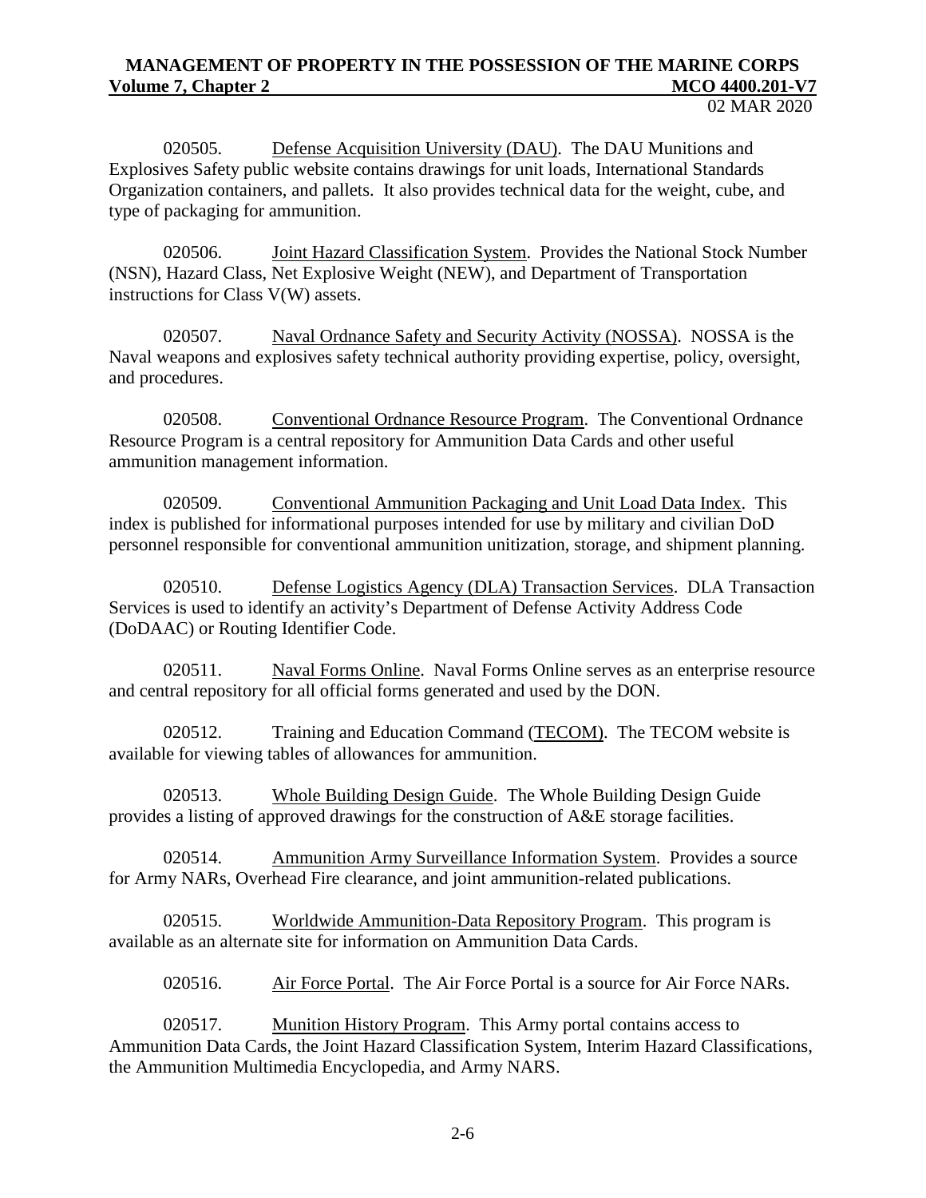020505. Defense Acquisition University (DAU). The DAU Munitions and Explosives Safety public website contains drawings for unit loads, International Standards Organization containers, and pallets. It also provides technical data for the weight, cube, and type of packaging for ammunition.

020506. Joint Hazard Classification System. Provides the National Stock Number (NSN), Hazard Class, Net Explosive Weight (NEW), and Department of Transportation instructions for Class V(W) assets.

020507. Naval Ordnance Safety and Security Activity (NOSSA). NOSSA is the Naval weapons and explosives safety technical authority providing expertise, policy, oversight, and procedures.

020508. Conventional Ordnance Resource Program. The Conventional Ordnance Resource Program is a central repository for Ammunition Data Cards and other useful ammunition management information.

020509. Conventional Ammunition Packaging and Unit Load Data Index. This index is published for informational purposes intended for use by military and civilian DoD personnel responsible for conventional ammunition unitization, storage, and shipment planning.

020510. Defense Logistics Agency (DLA) Transaction Services. DLA Transaction Services is used to identify an activity's Department of Defense Activity Address Code (DoDAAC) or Routing Identifier Code.

020511. Naval Forms Online. Naval Forms Online serves as an enterprise resource and central repository for all official forms generated and used by the DON.

020512. Training and Education Command (TECOM). The TECOM website is available for viewing tables of allowances for ammunition.

020513. Whole Building Design Guide. The Whole Building Design Guide provides a listing of approved drawings for the construction of A&E storage facilities.

020514. Ammunition Army Surveillance Information System. Provides a source for Army NARs, Overhead Fire clearance, and joint ammunition-related publications.

020515. Worldwide Ammunition-Data Repository Program. This program is available as an alternate site for information on Ammunition Data Cards.

020516. Air Force Portal. The Air Force Portal is a source for Air Force NARs.

020517. Munition History Program. This Army portal contains access to Ammunition Data Cards, the Joint Hazard Classification System, Interim Hazard Classifications, the Ammunition Multimedia Encyclopedia, and Army NARS.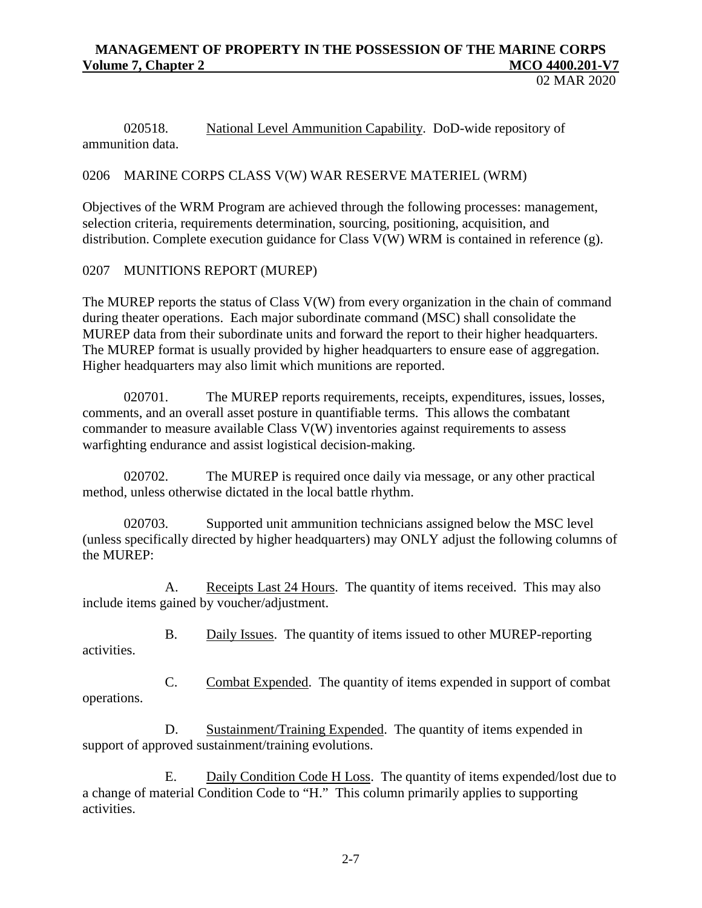020518. National Level Ammunition Capability. DoD-wide repository of ammunition data.

## 0206 MARINE CORPS CLASS V(W) WAR RESERVE MATERIEL (WRM)

Objectives of the WRM Program are achieved through the following processes: management, selection criteria, requirements determination, sourcing, positioning, acquisition, and distribution. Complete execution guidance for Class V(W) WRM is contained in reference (g).

## 0207 MUNITIONS REPORT (MUREP)

The MUREP reports the status of Class V(W) from every organization in the chain of command during theater operations. Each major subordinate command (MSC) shall consolidate the MUREP data from their subordinate units and forward the report to their higher headquarters. The MUREP format is usually provided by higher headquarters to ensure ease of aggregation. Higher headquarters may also limit which munitions are reported.

020701. The MUREP reports requirements, receipts, expenditures, issues, losses, comments, and an overall asset posture in quantifiable terms. This allows the combatant commander to measure available Class V(W) inventories against requirements to assess warfighting endurance and assist logistical decision-making.

020702. The MUREP is required once daily via message, or any other practical method, unless otherwise dictated in the local battle rhythm.

020703. Supported unit ammunition technicians assigned below the MSC level (unless specifically directed by higher headquarters) may ONLY adjust the following columns of the MUREP:

A. Receipts Last 24 Hours. The quantity of items received. This may also include items gained by voucher/adjustment.

B. Daily Issues. The quantity of items issued to other MUREP-reporting activities.

C. Combat Expended. The quantity of items expended in support of combat operations.

D. Sustainment/Training Expended. The quantity of items expended in support of approved sustainment/training evolutions.

E. Daily Condition Code H Loss. The quantity of items expended/lost due to a change of material Condition Code to "H." This column primarily applies to supporting activities.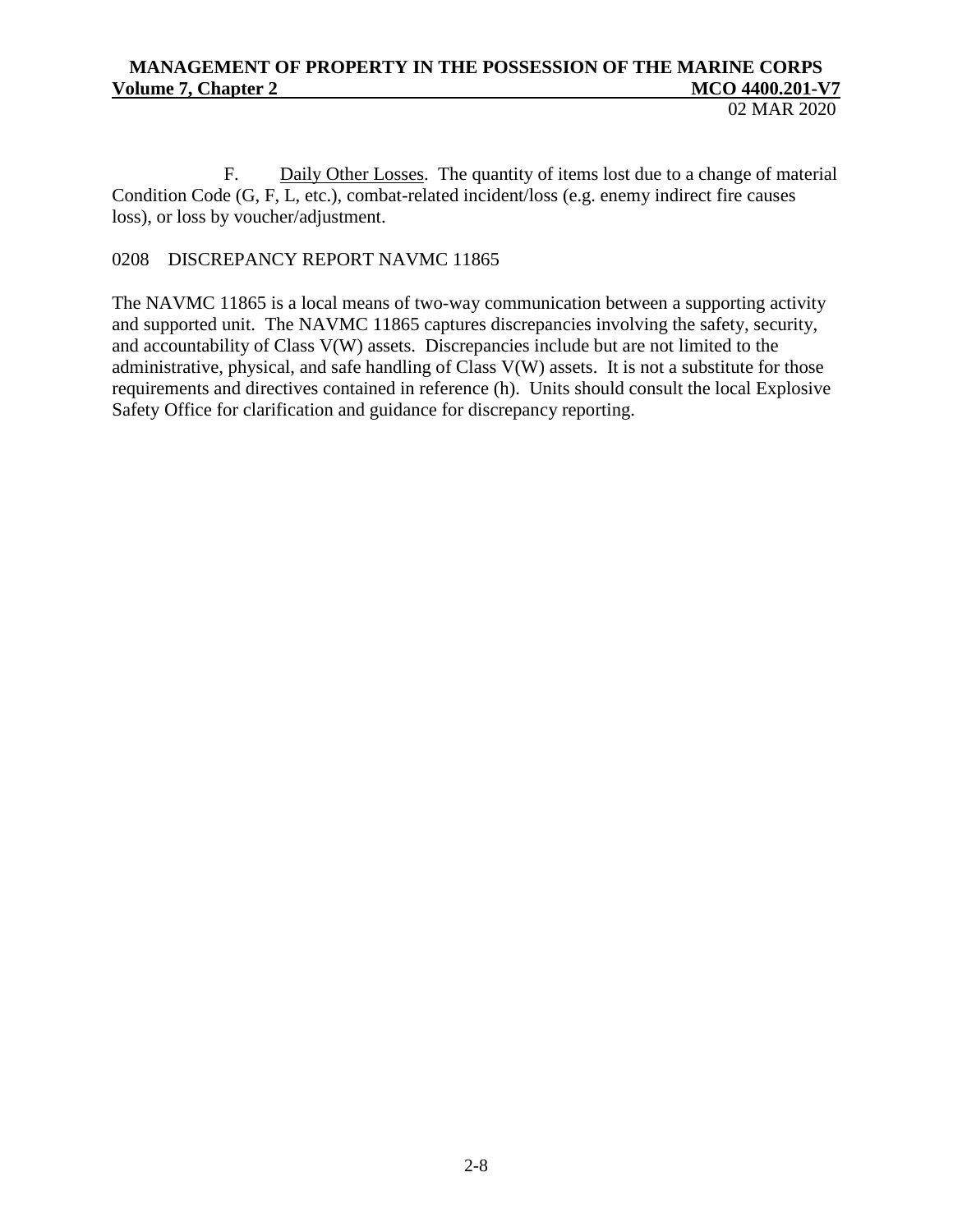F. Daily Other Losses. The quantity of items lost due to a change of material Condition Code (G, F, L, etc.), combat-related incident/loss (e.g. enemy indirect fire causes loss), or loss by voucher/adjustment.

## 0208 DISCREPANCY REPORT NAVMC 11865

The NAVMC 11865 is a local means of two-way communication between a supporting activity and supported unit. The NAVMC 11865 captures discrepancies involving the safety, security, and accountability of Class V(W) assets. Discrepancies include but are not limited to the administrative, physical, and safe handling of Class V(W) assets. It is not a substitute for those requirements and directives contained in reference (h). Units should consult the local Explosive Safety Office for clarification and guidance for discrepancy reporting.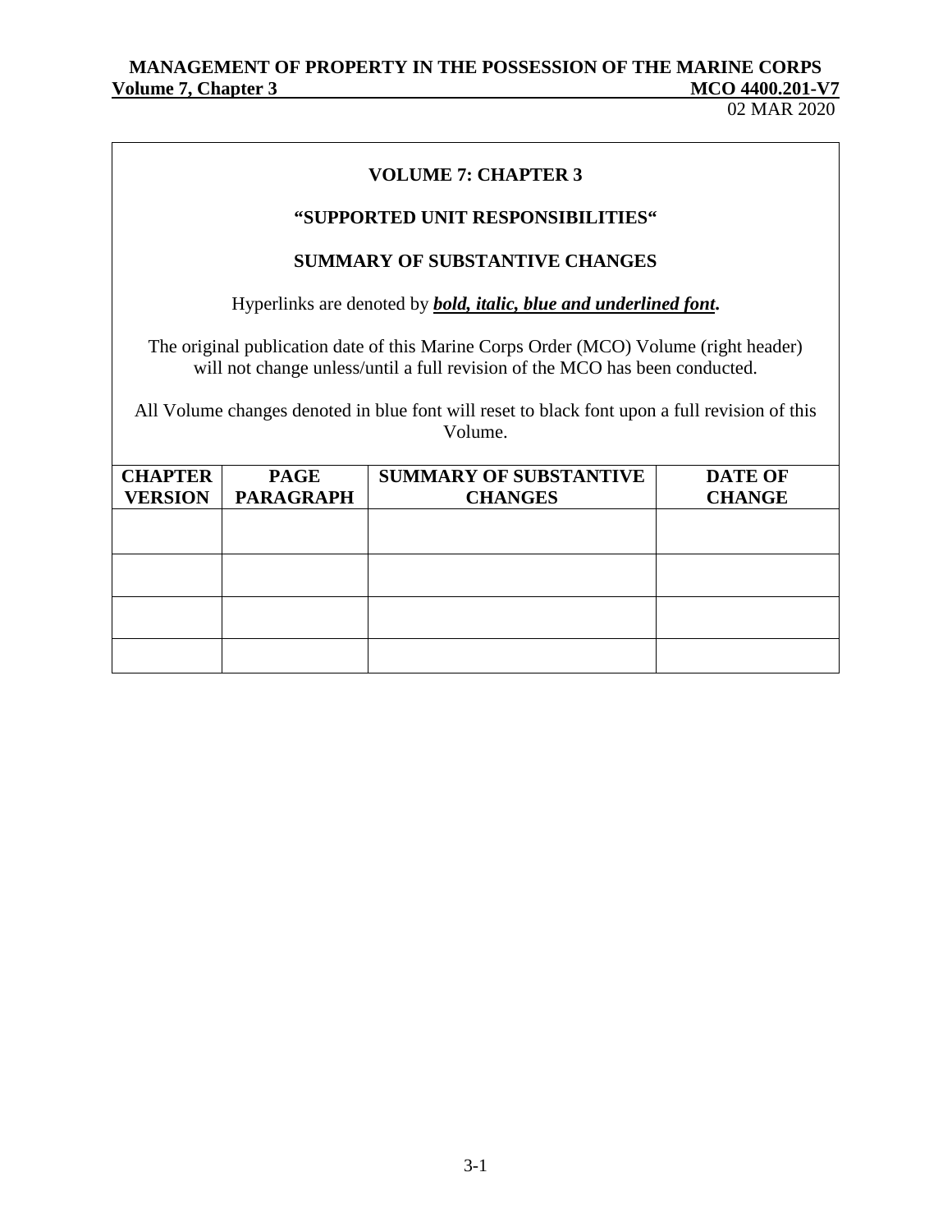## VOLUME 7: CHAPTER 3

### "SUPPORTED UNIT RESPONSIBILITIES"

### SUMMARY OF SUBSTANTIVE CHANGES

Hyperlinks are denoted by ***bold, italic, blue and underlined font***.

The original publication date of this Marine Corps Order (MCO) Volume (right header) will not change unless/until a full revision of the MCO has been conducted.

All Volume changes denoted in blue font will reset to black font upon a full revision of this Volume.

| CHAPTER VERSION | PAGE PARAGRAPH | SUMMARY OF SUBSTANTIVE CHANGES | DATE OF CHANGE |
|---|---|---|---|
| | | | |
| | | | |
| | | | |
| | | | |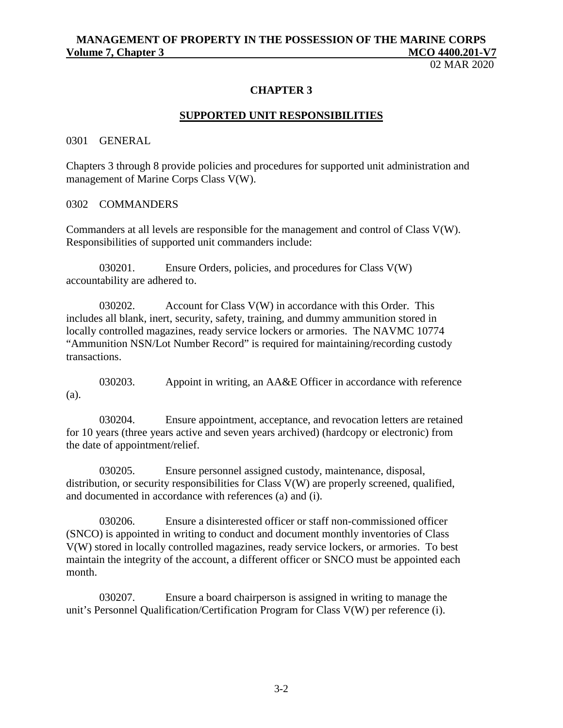# CHAPTER 3

## SUPPORTED UNIT RESPONSIBILITIES

### 0301 GENERAL

Chapters 3 through 8 provide policies and procedures for supported unit administration and management of Marine Corps Class V(W).

### 0302 COMMANDERS

Commanders at all levels are responsible for the management and control of Class V(W). Responsibilities of supported unit commanders include:

030201. Ensure Orders, policies, and procedures for Class V(W) accountability are adhered to.

030202. Account for Class V(W) in accordance with this Order. This includes all blank, inert, security, safety, training, and dummy ammunition stored in locally controlled magazines, ready service lockers or armories. The NAVMC 10774 "Ammunition NSN/Lot Number Record" is required for maintaining/recording custody transactions.

030203. Appoint in writing, an AA&E Officer in accordance with reference (a).

030204. Ensure appointment, acceptance, and revocation letters are retained for 10 years (three years active and seven years archived) (hardcopy or electronic) from the date of appointment/relief.

030205. Ensure personnel assigned custody, maintenance, disposal, distribution, or security responsibilities for Class V(W) are properly screened, qualified, and documented in accordance with references (a) and (i).

030206. Ensure a disinterested officer or staff non-commissioned officer (SNCO) is appointed in writing to conduct and document monthly inventories of Class V(W) stored in locally controlled magazines, ready service lockers, or armories. To best maintain the integrity of the account, a different officer or SNCO must be appointed each month.

030207. Ensure a board chairperson is assigned in writing to manage the unit's Personnel Qualification/Certification Program for Class V(W) per reference (i).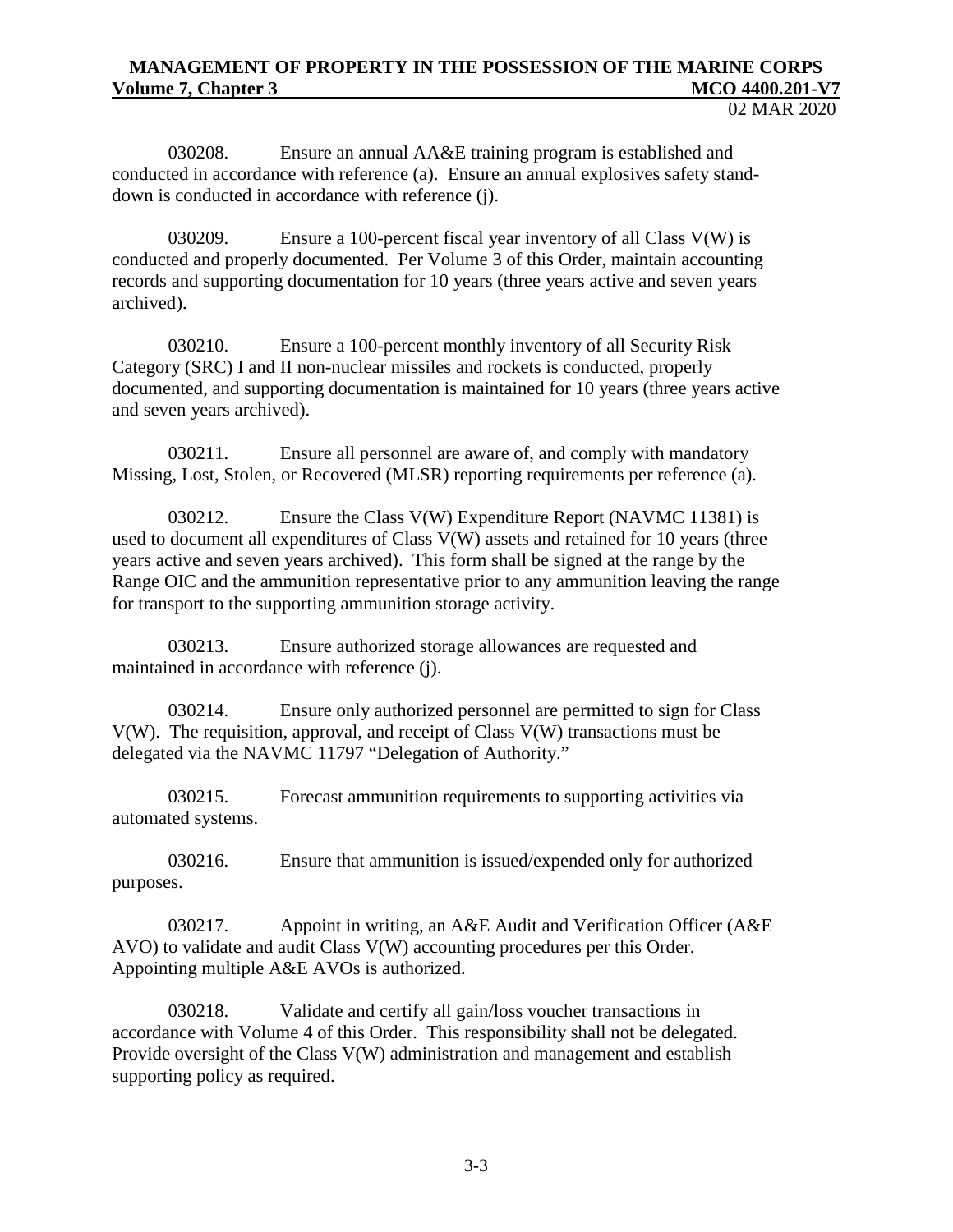030208. Ensure an annual AA&E training program is established and conducted in accordance with reference (a). Ensure an annual explosives safety stand-down is conducted in accordance with reference (j).

030209. Ensure a 100-percent fiscal year inventory of all Class V(W) is conducted and properly documented. Per Volume 3 of this Order, maintain accounting records and supporting documentation for 10 years (three years active and seven years archived).

030210. Ensure a 100-percent monthly inventory of all Security Risk Category (SRC) I and II non-nuclear missiles and rockets is conducted, properly documented, and supporting documentation is maintained for 10 years (three years active and seven years archived).

030211. Ensure all personnel are aware of, and comply with mandatory Missing, Lost, Stolen, or Recovered (MLSR) reporting requirements per reference (a).

030212. Ensure the Class V(W) Expenditure Report (NAVMC 11381) is used to document all expenditures of Class V(W) assets and retained for 10 years (three years active and seven years archived). This form shall be signed at the range by the Range OIC and the ammunition representative prior to any ammunition leaving the range for transport to the supporting ammunition storage activity.

030213. Ensure authorized storage allowances are requested and maintained in accordance with reference (j).

030214. Ensure only authorized personnel are permitted to sign for Class V(W). The requisition, approval, and receipt of Class V(W) transactions must be delegated via the NAVMC 11797 "Delegation of Authority."

030215. Forecast ammunition requirements to supporting activities via automated systems.

030216. Ensure that ammunition is issued/expended only for authorized purposes.

030217. Appoint in writing, an A&E Audit and Verification Officer (A&E AVO) to validate and audit Class V(W) accounting procedures per this Order. Appointing multiple A&E AVOs is authorized.

030218. Validate and certify all gain/loss voucher transactions in accordance with Volume 4 of this Order. This responsibility shall not be delegated. Provide oversight of the Class V(W) administration and management and establish supporting policy as required.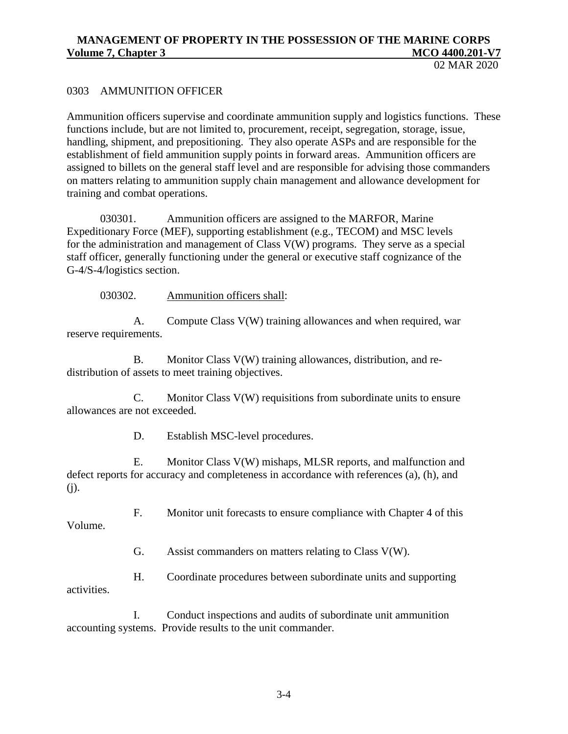## 0303 AMMUNITION OFFICER

Ammunition officers supervise and coordinate ammunition supply and logistics functions. These functions include, but are not limited to, procurement, receipt, segregation, storage, issue, handling, shipment, and prepositioning. They also operate ASPs and are responsible for the establishment of field ammunition supply points in forward areas. Ammunition officers are assigned to billets on the general staff level and are responsible for advising those commanders on matters relating to ammunition supply chain management and allowance development for training and combat operations.

030301. Ammunition officers are assigned to the MARFOR, Marine Expeditionary Force (MEF), supporting establishment (e.g., TECOM) and MSC levels for the administration and management of Class V(W) programs. They serve as a special staff officer, generally functioning under the general or executive staff cognizance of the G-4/S-4/logistics section.

030302. Ammunition officers shall:

A. Compute Class V(W) training allowances and when required, war reserve requirements.

B. Monitor Class V(W) training allowances, distribution, and re-distribution of assets to meet training objectives.

C. Monitor Class V(W) requisitions from subordinate units to ensure allowances are not exceeded.

D. Establish MSC-level procedures.

E. Monitor Class V(W) mishaps, MLSR reports, and malfunction and defect reports for accuracy and completeness in accordance with references (a), (h), and (j).

F. Monitor unit forecasts to ensure compliance with Chapter 4 of this Volume.

G. Assist commanders on matters relating to Class V(W).

H. Coordinate procedures between subordinate units and supporting activities.

I. Conduct inspections and audits of subordinate unit ammunition accounting systems. Provide results to the unit commander.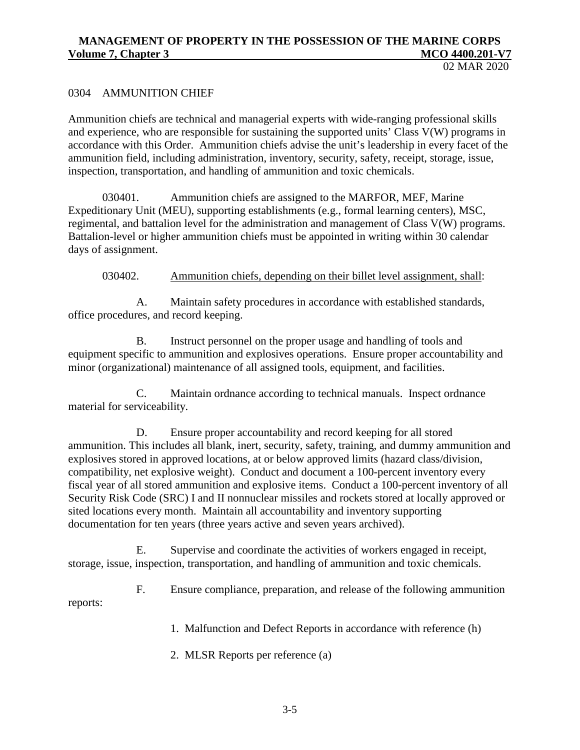## 0304 AMMUNITION CHIEF

Ammunition chiefs are technical and managerial experts with wide-ranging professional skills and experience, who are responsible for sustaining the supported units' Class V(W) programs in accordance with this Order. Ammunition chiefs advise the unit's leadership in every facet of the ammunition field, including administration, inventory, security, safety, receipt, storage, issue, inspection, transportation, and handling of ammunition and toxic chemicals.

030401. Ammunition chiefs are assigned to the MARFOR, MEF, Marine Expeditionary Unit (MEU), supporting establishments (e.g., formal learning centers), MSC, regimental, and battalion level for the administration and management of Class V(W) programs. Battalion-level or higher ammunition chiefs must be appointed in writing within 30 calendar days of assignment.

030402. Ammunition chiefs, depending on their billet level assignment, shall:

A. Maintain safety procedures in accordance with established standards, office procedures, and record keeping.

B. Instruct personnel on the proper usage and handling of tools and equipment specific to ammunition and explosives operations. Ensure proper accountability and minor (organizational) maintenance of all assigned tools, equipment, and facilities.

C. Maintain ordnance according to technical manuals. Inspect ordnance material for serviceability.

D. Ensure proper accountability and record keeping for all stored ammunition. This includes all blank, inert, security, safety, training, and dummy ammunition and explosives stored in approved locations, at or below approved limits (hazard class/division, compatibility, net explosive weight). Conduct and document a 100-percent inventory every fiscal year of all stored ammunition and explosive items. Conduct a 100-percent inventory of all Security Risk Code (SRC) I and II nonnuclear missiles and rockets stored at locally approved or sited locations every month. Maintain all accountability and inventory supporting documentation for ten years (three years active and seven years archived).

E. Supervise and coordinate the activities of workers engaged in receipt, storage, issue, inspection, transportation, and handling of ammunition and toxic chemicals.

F. Ensure compliance, preparation, and release of the following ammunition reports:

1. Malfunction and Defect Reports in accordance with reference (h)

2. MLSR Reports per reference (a)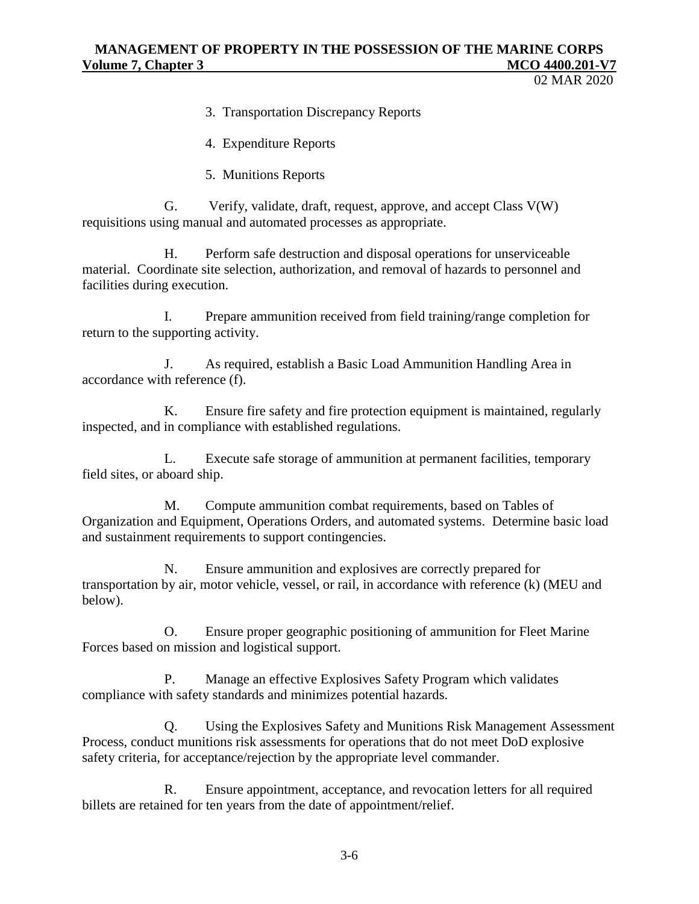3. Transportation Discrepancy Reports

4. Expenditure Reports

5. Munitions Reports

G. Verify, validate, draft, request, approve, and accept Class V(W) requisitions using manual and automated processes as appropriate.

H. Perform safe destruction and disposal operations for unserviceable material. Coordinate site selection, authorization, and removal of hazards to personnel and facilities during execution.

I. Prepare ammunition received from field training/range completion for return to the supporting activity.

J. As required, establish a Basic Load Ammunition Handling Area in accordance with reference (f).

K. Ensure fire safety and fire protection equipment is maintained, regularly inspected, and in compliance with established regulations.

L. Execute safe storage of ammunition at permanent facilities, temporary field sites, or aboard ship.

M. Compute ammunition combat requirements, based on Tables of Organization and Equipment, Operations Orders, and automated systems. Determine basic load and sustainment requirements to support contingencies.

N. Ensure ammunition and explosives are correctly prepared for transportation by air, motor vehicle, vessel, or rail, in accordance with reference (k) (MEU and below).

O. Ensure proper geographic positioning of ammunition for Fleet Marine Forces based on mission and logistical support.

P. Manage an effective Explosives Safety Program which validates compliance with safety standards and minimizes potential hazards.

Q. Using the Explosives Safety and Munitions Risk Management Assessment Process, conduct munitions risk assessments for operations that do not meet DoD explosive safety criteria, for acceptance/rejection by the appropriate level commander.

R. Ensure appointment, acceptance, and revocation letters for all required billets are retained for ten years from the date of appointment/relief.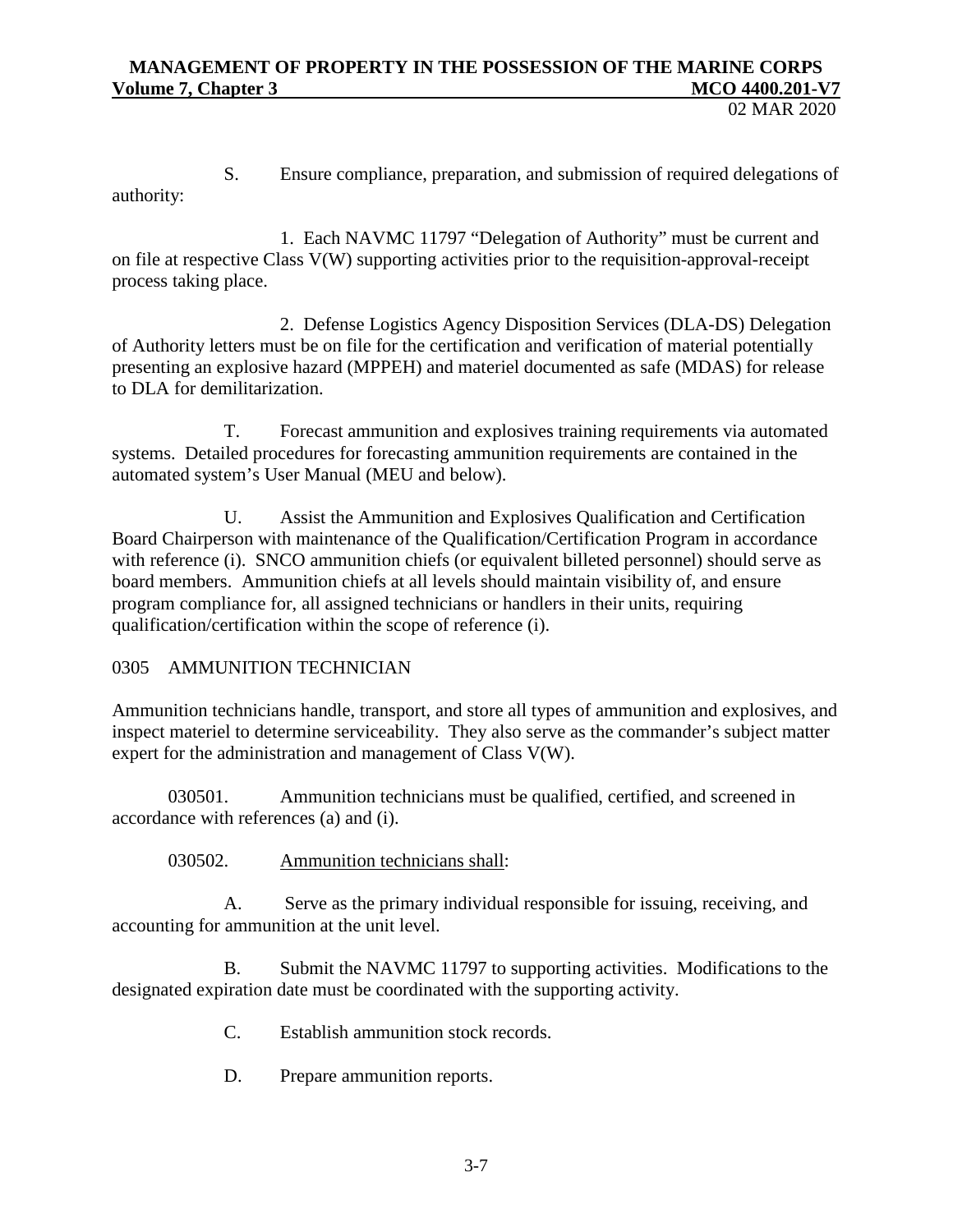S. Ensure compliance, preparation, and submission of required delegations of authority:

1. Each NAVMC 11797 "Delegation of Authority" must be current and on file at respective Class V(W) supporting activities prior to the requisition-approval-receipt process taking place.

2. Defense Logistics Agency Disposition Services (DLA-DS) Delegation of Authority letters must be on file for the certification and verification of material potentially presenting an explosive hazard (MPPEH) and materiel documented as safe (MDAS) for release to DLA for demilitarization.

T. Forecast ammunition and explosives training requirements via automated systems. Detailed procedures for forecasting ammunition requirements are contained in the automated system's User Manual (MEU and below).

U. Assist the Ammunition and Explosives Qualification and Certification Board Chairperson with maintenance of the Qualification/Certification Program in accordance with reference (i). SNCO ammunition chiefs (or equivalent billeted personnel) should serve as board members. Ammunition chiefs at all levels should maintain visibility of, and ensure program compliance for, all assigned technicians or handlers in their units, requiring qualification/certification within the scope of reference (i).

## 0305 AMMUNITION TECHNICIAN

Ammunition technicians handle, transport, and store all types of ammunition and explosives, and inspect materiel to determine serviceability. They also serve as the commander's subject matter expert for the administration and management of Class V(W).

030501. Ammunition technicians must be qualified, certified, and screened in accordance with references (a) and (i).

030502. Ammunition technicians shall:

A. Serve as the primary individual responsible for issuing, receiving, and accounting for ammunition at the unit level.

B. Submit the NAVMC 11797 to supporting activities. Modifications to the designated expiration date must be coordinated with the supporting activity.

C. Establish ammunition stock records.

D. Prepare ammunition reports.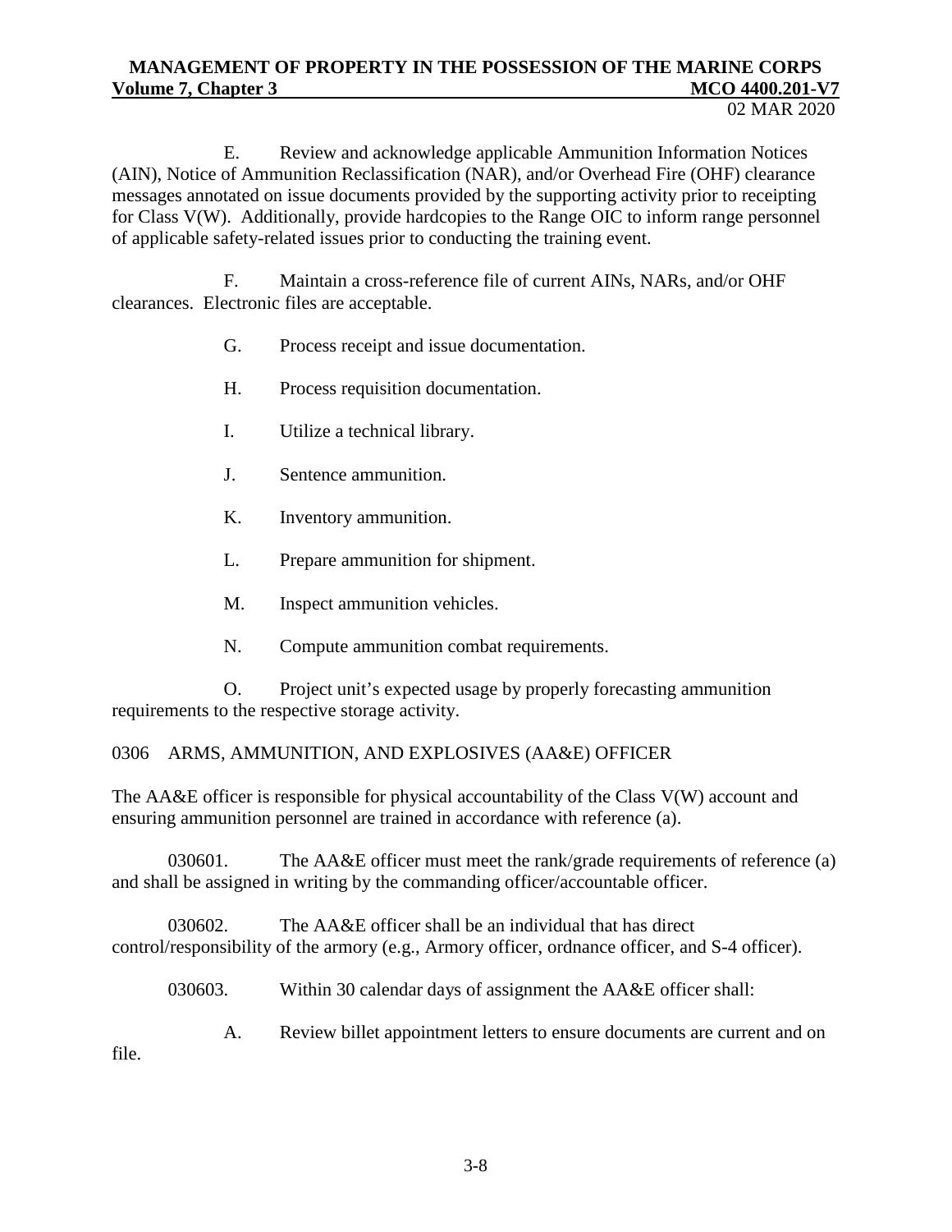E. Review and acknowledge applicable Ammunition Information Notices (AIN), Notice of Ammunition Reclassification (NAR), and/or Overhead Fire (OHF) clearance messages annotated on issue documents provided by the supporting activity prior to receipting for Class V(W). Additionally, provide hardcopies to the Range OIC to inform range personnel of applicable safety-related issues prior to conducting the training event.

F. Maintain a cross-reference file of current AINs, NARs, and/or OHF clearances. Electronic files are acceptable.

G. Process receipt and issue documentation.

H. Process requisition documentation.

I. Utilize a technical library.

J. Sentence ammunition.

K. Inventory ammunition.

L. Prepare ammunition for shipment.

M. Inspect ammunition vehicles.

N. Compute ammunition combat requirements.

O. Project unit's expected usage by properly forecasting ammunition requirements to the respective storage activity.

## 0306 ARMS, AMMUNITION, AND EXPLOSIVES (AA&E) OFFICER

The AA&E officer is responsible for physical accountability of the Class V(W) account and ensuring ammunition personnel are trained in accordance with reference (a).

030601. The AA&E officer must meet the rank/grade requirements of reference (a) and shall be assigned in writing by the commanding officer/accountable officer.

030602. The AA&E officer shall be an individual that has direct control/responsibility of the armory (e.g., Armory officer, ordnance officer, and S-4 officer).

030603. Within 30 calendar days of assignment the AA&E officer shall:

A. Review billet appointment letters to ensure documents are current and on file.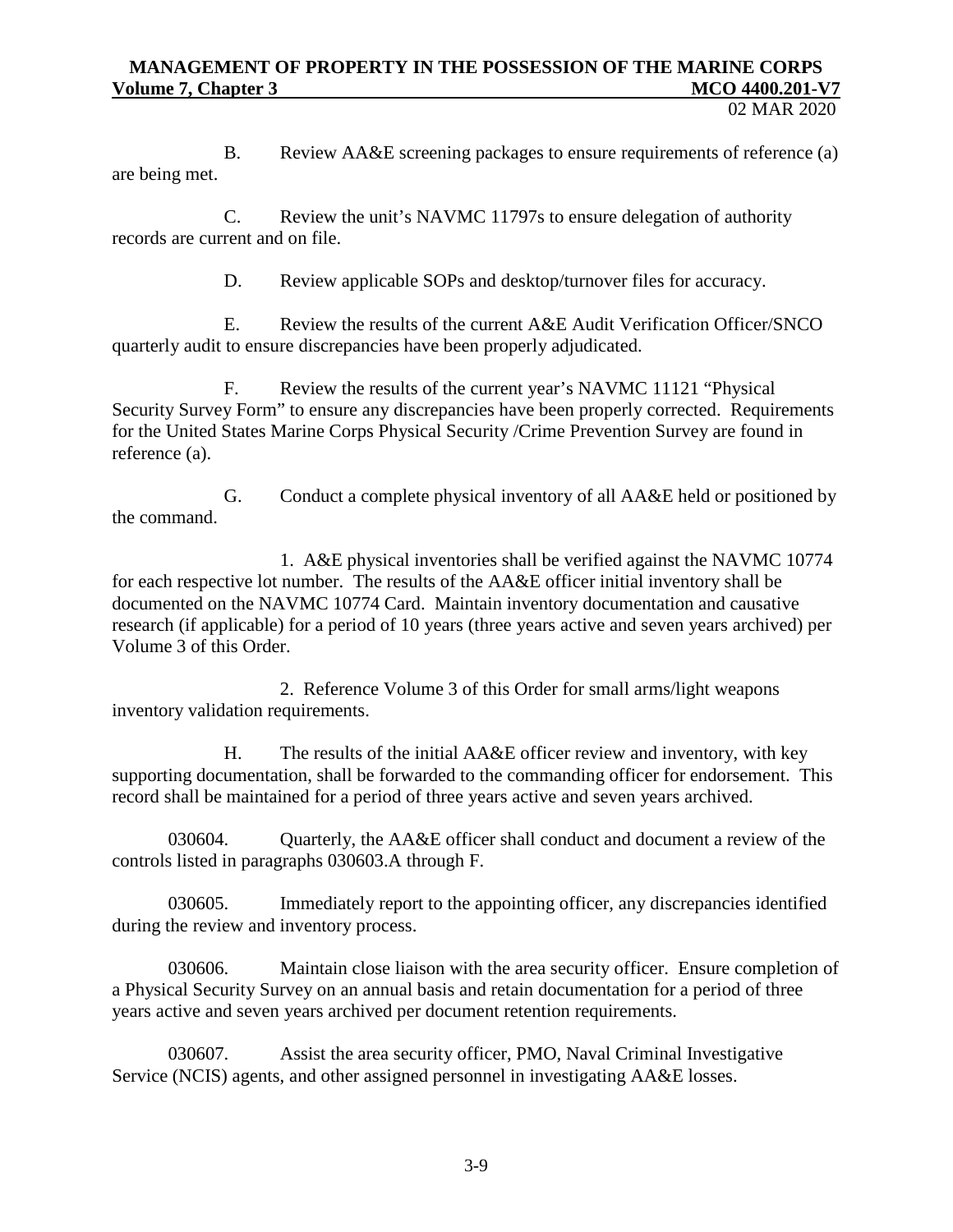B. Review AA&E screening packages to ensure requirements of reference (a) are being met.

C. Review the unit's NAVMC 11797s to ensure delegation of authority records are current and on file.

D. Review applicable SOPs and desktop/turnover files for accuracy.

E. Review the results of the current A&E Audit Verification Officer/SNCO quarterly audit to ensure discrepancies have been properly adjudicated.

F. Review the results of the current year's NAVMC 11121 "Physical Security Survey Form" to ensure any discrepancies have been properly corrected. Requirements for the United States Marine Corps Physical Security /Crime Prevention Survey are found in reference (a).

G. Conduct a complete physical inventory of all AA&E held or positioned by the command.

1. A&E physical inventories shall be verified against the NAVMC 10774 for each respective lot number. The results of the AA&E officer initial inventory shall be documented on the NAVMC 10774 Card. Maintain inventory documentation and causative research (if applicable) for a period of 10 years (three years active and seven years archived) per Volume 3 of this Order.

2. Reference Volume 3 of this Order for small arms/light weapons inventory validation requirements.

H. The results of the initial AA&E officer review and inventory, with key supporting documentation, shall be forwarded to the commanding officer for endorsement. This record shall be maintained for a period of three years active and seven years archived.

030604. Quarterly, the AA&E officer shall conduct and document a review of the controls listed in paragraphs 030603.A through F.

030605. Immediately report to the appointing officer, any discrepancies identified during the review and inventory process.

030606. Maintain close liaison with the area security officer. Ensure completion of a Physical Security Survey on an annual basis and retain documentation for a period of three years active and seven years archived per document retention requirements.

030607. Assist the area security officer, PMO, Naval Criminal Investigative Service (NCIS) agents, and other assigned personnel in investigating AA&E losses.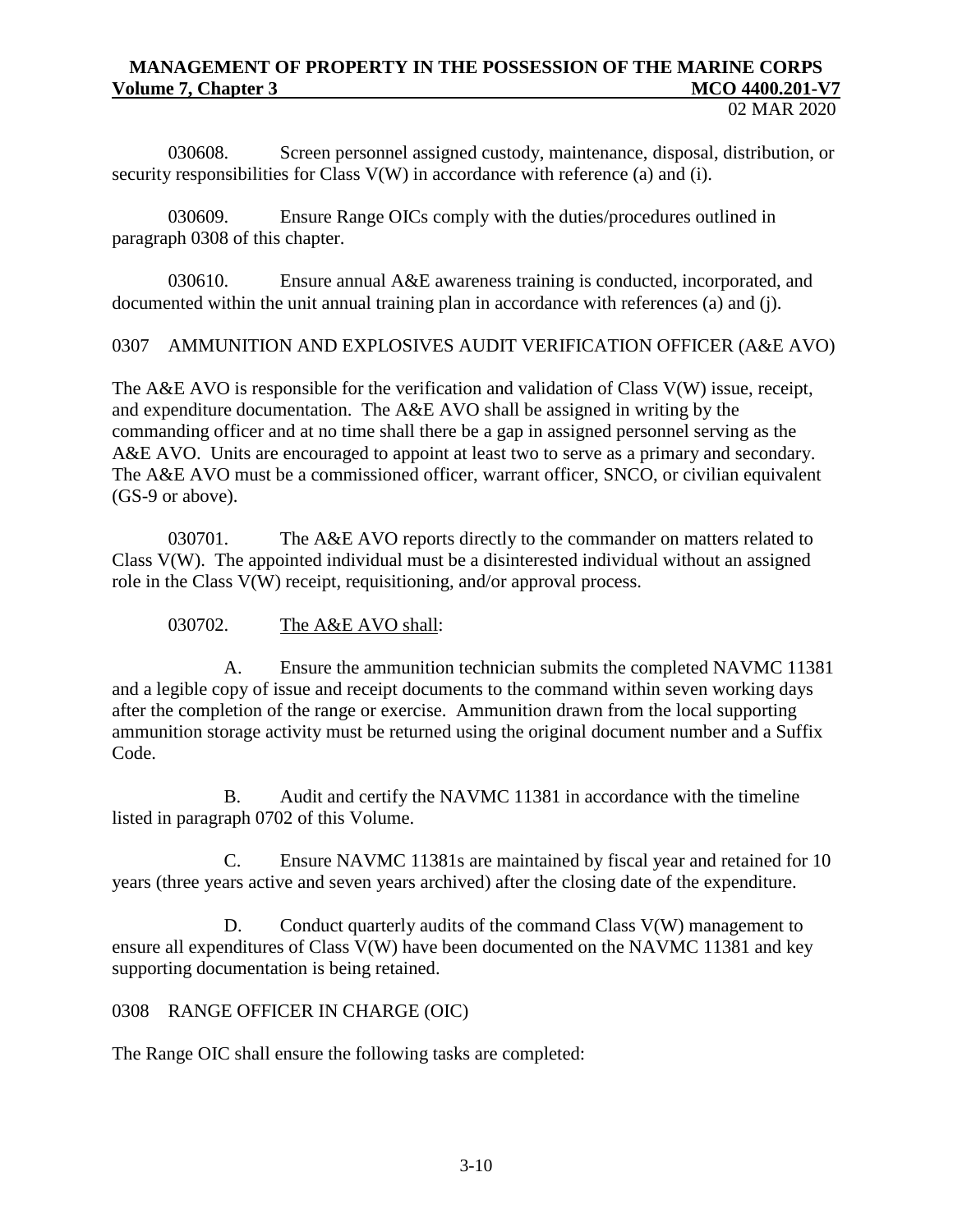030608. Screen personnel assigned custody, maintenance, disposal, distribution, or security responsibilities for Class V(W) in accordance with reference (a) and (i).

030609. Ensure Range OICs comply with the duties/procedures outlined in paragraph 0308 of this chapter.

030610. Ensure annual A&E awareness training is conducted, incorporated, and documented within the unit annual training plan in accordance with references (a) and (j).

## 0307 AMMUNITION AND EXPLOSIVES AUDIT VERIFICATION OFFICER (A&E AVO)

The A&E AVO is responsible for the verification and validation of Class V(W) issue, receipt, and expenditure documentation. The A&E AVO shall be assigned in writing by the commanding officer and at no time shall there be a gap in assigned personnel serving as the A&E AVO. Units are encouraged to appoint at least two to serve as a primary and secondary. The A&E AVO must be a commissioned officer, warrant officer, SNCO, or civilian equivalent (GS-9 or above).

030701. The A&E AVO reports directly to the commander on matters related to Class V(W). The appointed individual must be a disinterested individual without an assigned role in the Class V(W) receipt, requisitioning, and/or approval process.

030702. The A&E AVO shall:

A. Ensure the ammunition technician submits the completed NAVMC 11381 and a legible copy of issue and receipt documents to the command within seven working days after the completion of the range or exercise. Ammunition drawn from the local supporting ammunition storage activity must be returned using the original document number and a Suffix Code.

B. Audit and certify the NAVMC 11381 in accordance with the timeline listed in paragraph 0702 of this Volume.

C. Ensure NAVMC 11381s are maintained by fiscal year and retained for 10 years (three years active and seven years archived) after the closing date of the expenditure.

D. Conduct quarterly audits of the command Class V(W) management to ensure all expenditures of Class V(W) have been documented on the NAVMC 11381 and key supporting documentation is being retained.

## 0308 RANGE OFFICER IN CHARGE (OIC)

The Range OIC shall ensure the following tasks are completed: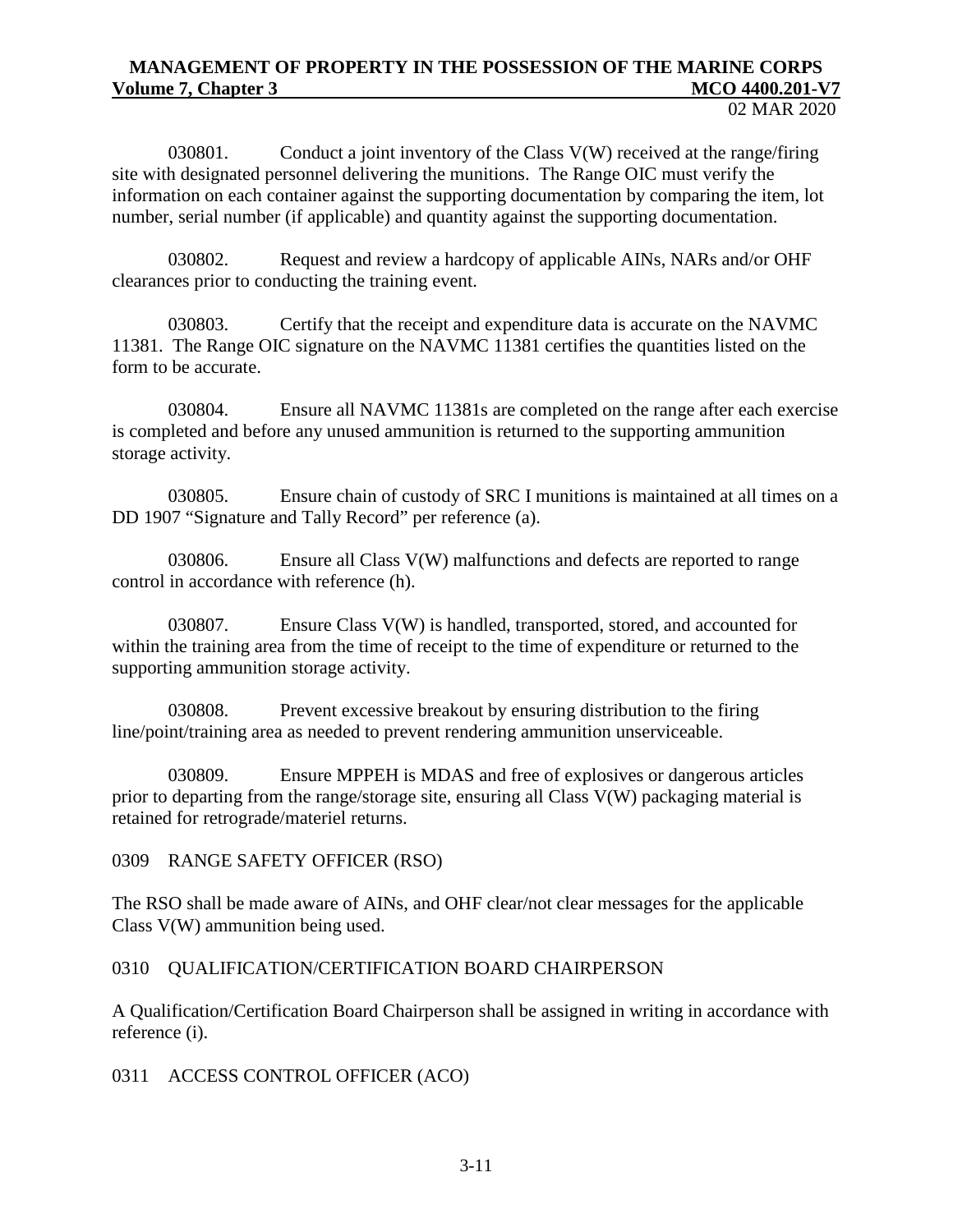030801. Conduct a joint inventory of the Class V(W) received at the range/firing site with designated personnel delivering the munitions. The Range OIC must verify the information on each container against the supporting documentation by comparing the item, lot number, serial number (if applicable) and quantity against the supporting documentation.

030802. Request and review a hardcopy of applicable AINs, NARs and/or OHF clearances prior to conducting the training event.

030803. Certify that the receipt and expenditure data is accurate on the NAVMC 11381. The Range OIC signature on the NAVMC 11381 certifies the quantities listed on the form to be accurate.

030804. Ensure all NAVMC 11381s are completed on the range after each exercise is completed and before any unused ammunition is returned to the supporting ammunition storage activity.

030805. Ensure chain of custody of SRC I munitions is maintained at all times on a DD 1907 "Signature and Tally Record" per reference (a).

030806. Ensure all Class V(W) malfunctions and defects are reported to range control in accordance with reference (h).

030807. Ensure Class V(W) is handled, transported, stored, and accounted for within the training area from the time of receipt to the time of expenditure or returned to the supporting ammunition storage activity.

030808. Prevent excessive breakout by ensuring distribution to the firing line/point/training area as needed to prevent rendering ammunition unserviceable.

030809. Ensure MPPEH is MDAS and free of explosives or dangerous articles prior to departing from the range/storage site, ensuring all Class V(W) packaging material is retained for retrograde/materiel returns.

## 0309 RANGE SAFETY OFFICER (RSO)

The RSO shall be made aware of AINs, and OHF clear/not clear messages for the applicable Class V(W) ammunition being used.

## 0310 QUALIFICATION/CERTIFICATION BOARD CHAIRPERSON

A Qualification/Certification Board Chairperson shall be assigned in writing in accordance with reference (i).

## 0311 ACCESS CONTROL OFFICER (ACO)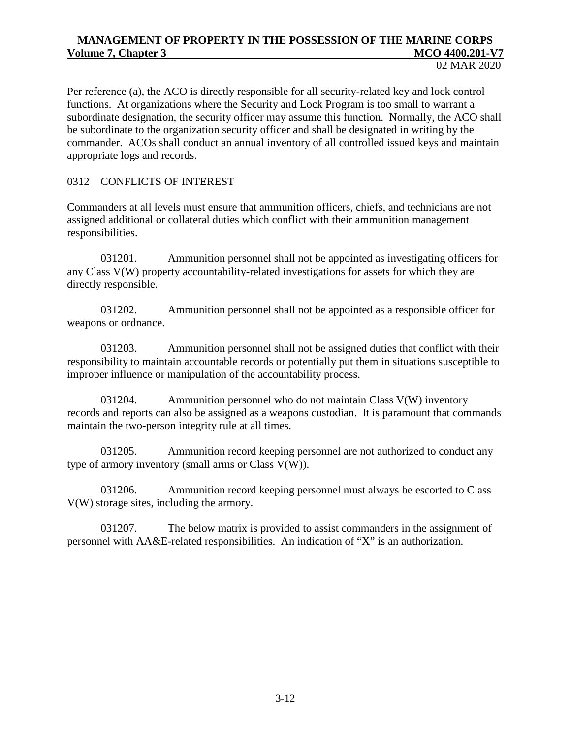Per reference (a), the ACO is directly responsible for all security-related key and lock control functions. At organizations where the Security and Lock Program is too small to warrant a subordinate designation, the security officer may assume this function. Normally, the ACO shall be subordinate to the organization security officer and shall be designated in writing by the commander. ACOs shall conduct an annual inventory of all controlled issued keys and maintain appropriate logs and records.

## 0312 CONFLICTS OF INTEREST

Commanders at all levels must ensure that ammunition officers, chiefs, and technicians are not assigned additional or collateral duties which conflict with their ammunition management responsibilities.

031201. Ammunition personnel shall not be appointed as investigating officers for any Class V(W) property accountability-related investigations for assets for which they are directly responsible.

031202. Ammunition personnel shall not be appointed as a responsible officer for weapons or ordnance.

031203. Ammunition personnel shall not be assigned duties that conflict with their responsibility to maintain accountable records or potentially put them in situations susceptible to improper influence or manipulation of the accountability process.

031204. Ammunition personnel who do not maintain Class V(W) inventory records and reports can also be assigned as a weapons custodian. It is paramount that commands maintain the two-person integrity rule at all times.

031205. Ammunition record keeping personnel are not authorized to conduct any type of armory inventory (small arms or Class V(W)).

031206. Ammunition record keeping personnel must always be escorted to Class V(W) storage sites, including the armory.

031207. The below matrix is provided to assist commanders in the assignment of personnel with AA&E-related responsibilities. An indication of "X" is an authorization.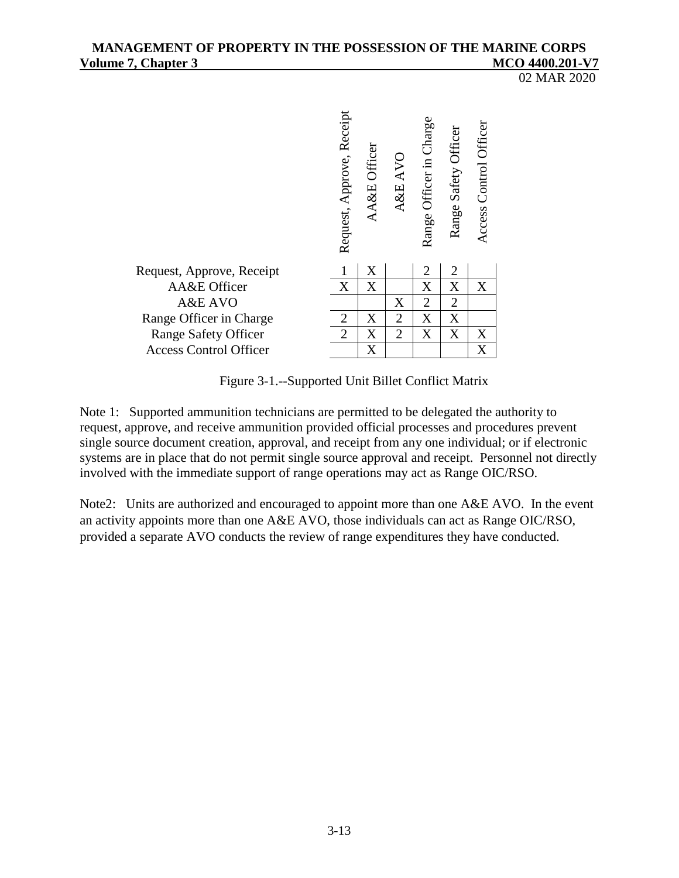| | Request, Approve, Receipt | AA&E Officer | A&E AVO | Range Officer in Charge | Range Safety Officer | Access Control Officer |
|---|---|---|---|---|---|---|
| Request, Approve, Receipt | 1 | X | | 2 | 2 | |
| AA&E Officer | X | X | | X | X | X |
| A&E AVO | | | X | 2 | 2 | |
| Range Officer in Charge | 2 | X | 2 | X | X | |
| Range Safety Officer | 2 | X | 2 | X | X | X |
| Access Control Officer | | X | | | | X |

Figure 3-1.--Supported Unit Billet Conflict Matrix

Note 1: Supported ammunition technicians are permitted to be delegated the authority to request, approve, and receive ammunition provided official processes and procedures prevent single source document creation, approval, and receipt from any one individual; or if electronic systems are in place that do not permit single source approval and receipt. Personnel not directly involved with the immediate support of range operations may act as Range OIC/RSO.

Note2: Units are authorized and encouraged to appoint more than one A&E AVO. In the event an activity appoints more than one A&E AVO, those individuals can act as Range OIC/RSO, provided a separate AVO conducts the review of range expenditures they have conducted.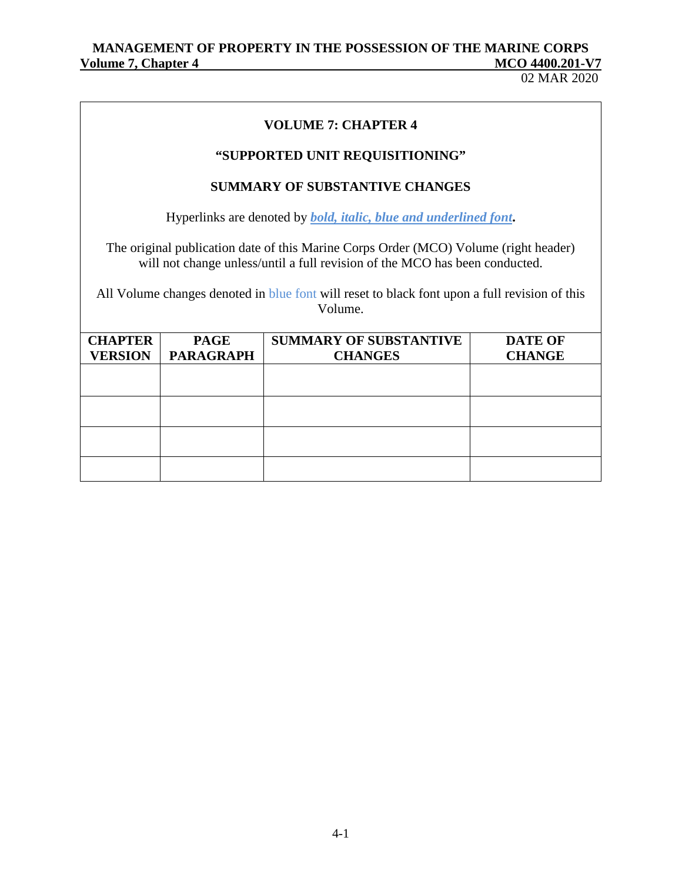**VOLUME 7: CHAPTER 4**

**"SUPPORTED UNIT REQUISITIONING"**

**SUMMARY OF SUBSTANTIVE CHANGES**

Hyperlinks are denoted by ***bold, italic, blue and underlined font*.**

The original publication date of this Marine Corps Order (MCO) Volume (right header) will not change unless/until a full revision of the MCO has been conducted.

All Volume changes denoted in blue font will reset to black font upon a full revision of this Volume.

| CHAPTER VERSION | PAGE PARAGRAPH | SUMMARY OF SUBSTANTIVE CHANGES | DATE OF CHANGE |
|---|---|---|---|
| | | | |
| | | | |
| | | | |
| | | | |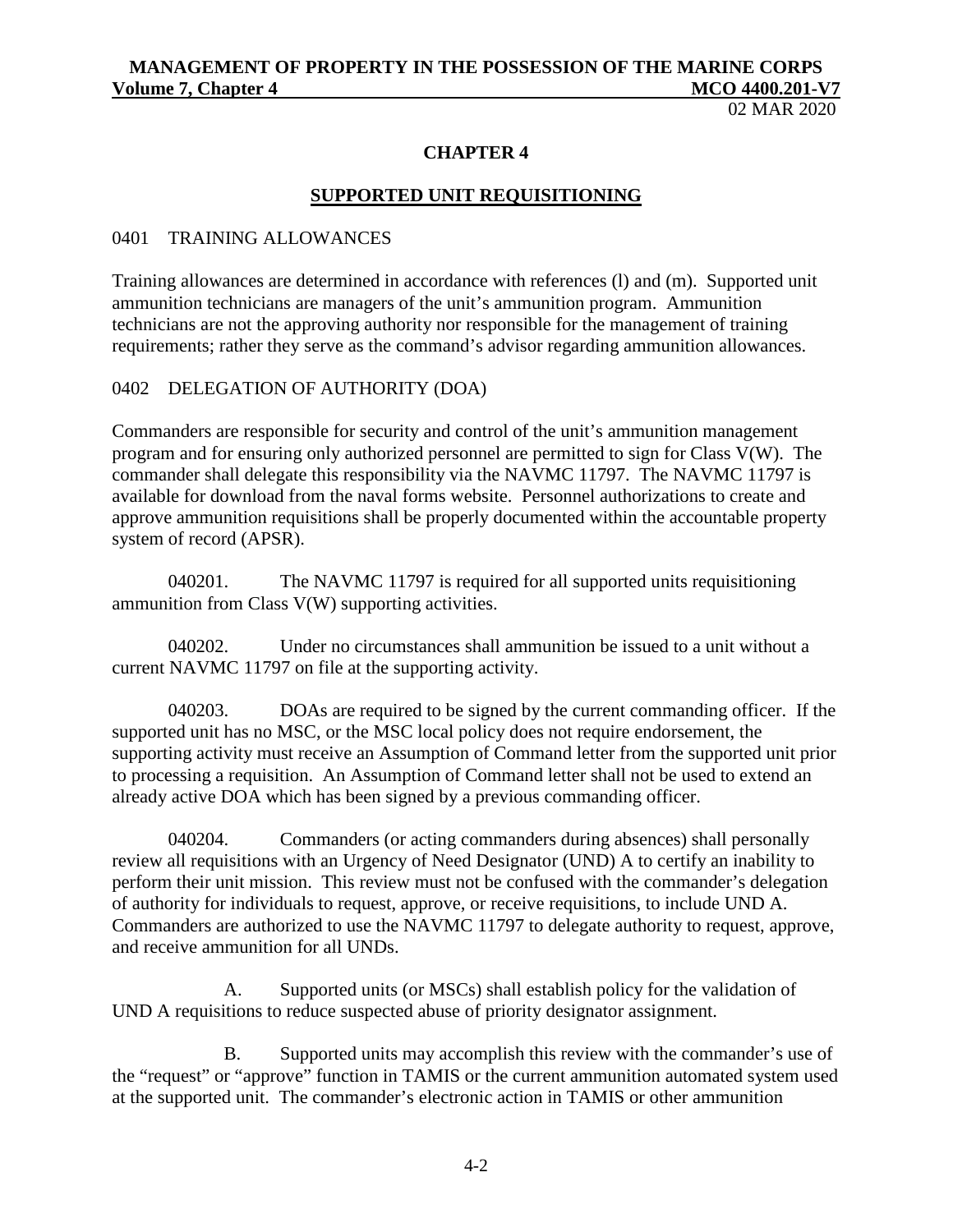# CHAPTER 4

## SUPPORTED UNIT REQUISITIONING

### 0401 TRAINING ALLOWANCES

Training allowances are determined in accordance with references (l) and (m). Supported unit ammunition technicians are managers of the unit's ammunition program. Ammunition technicians are not the approving authority nor responsible for the management of training requirements; rather they serve as the command's advisor regarding ammunition allowances.

### 0402 DELEGATION OF AUTHORITY (DOA)

Commanders are responsible for security and control of the unit's ammunition management program and for ensuring only authorized personnel are permitted to sign for Class V(W). The commander shall delegate this responsibility via the NAVMC 11797. The NAVMC 11797 is available for download from the naval forms website. Personnel authorizations to create and approve ammunition requisitions shall be properly documented within the accountable property system of record (APSR).

040201. The NAVMC 11797 is required for all supported units requisitioning ammunition from Class V(W) supporting activities.

040202. Under no circumstances shall ammunition be issued to a unit without a current NAVMC 11797 on file at the supporting activity.

040203. DOAs are required to be signed by the current commanding officer. If the supported unit has no MSC, or the MSC local policy does not require endorsement, the supporting activity must receive an Assumption of Command letter from the supported unit prior to processing a requisition. An Assumption of Command letter shall not be used to extend an already active DOA which has been signed by a previous commanding officer.

040204. Commanders (or acting commanders during absences) shall personally review all requisitions with an Urgency of Need Designator (UND) A to certify an inability to perform their unit mission. This review must not be confused with the commander's delegation of authority for individuals to request, approve, or receive requisitions, to include UND A. Commanders are authorized to use the NAVMC 11797 to delegate authority to request, approve, and receive ammunition for all UNDs.

A. Supported units (or MSCs) shall establish policy for the validation of UND A requisitions to reduce suspected abuse of priority designator assignment.

B. Supported units may accomplish this review with the commander's use of the "request" or "approve" function in TAMIS or the current ammunition automated system used at the supported unit. The commander's electronic action in TAMIS or other ammunition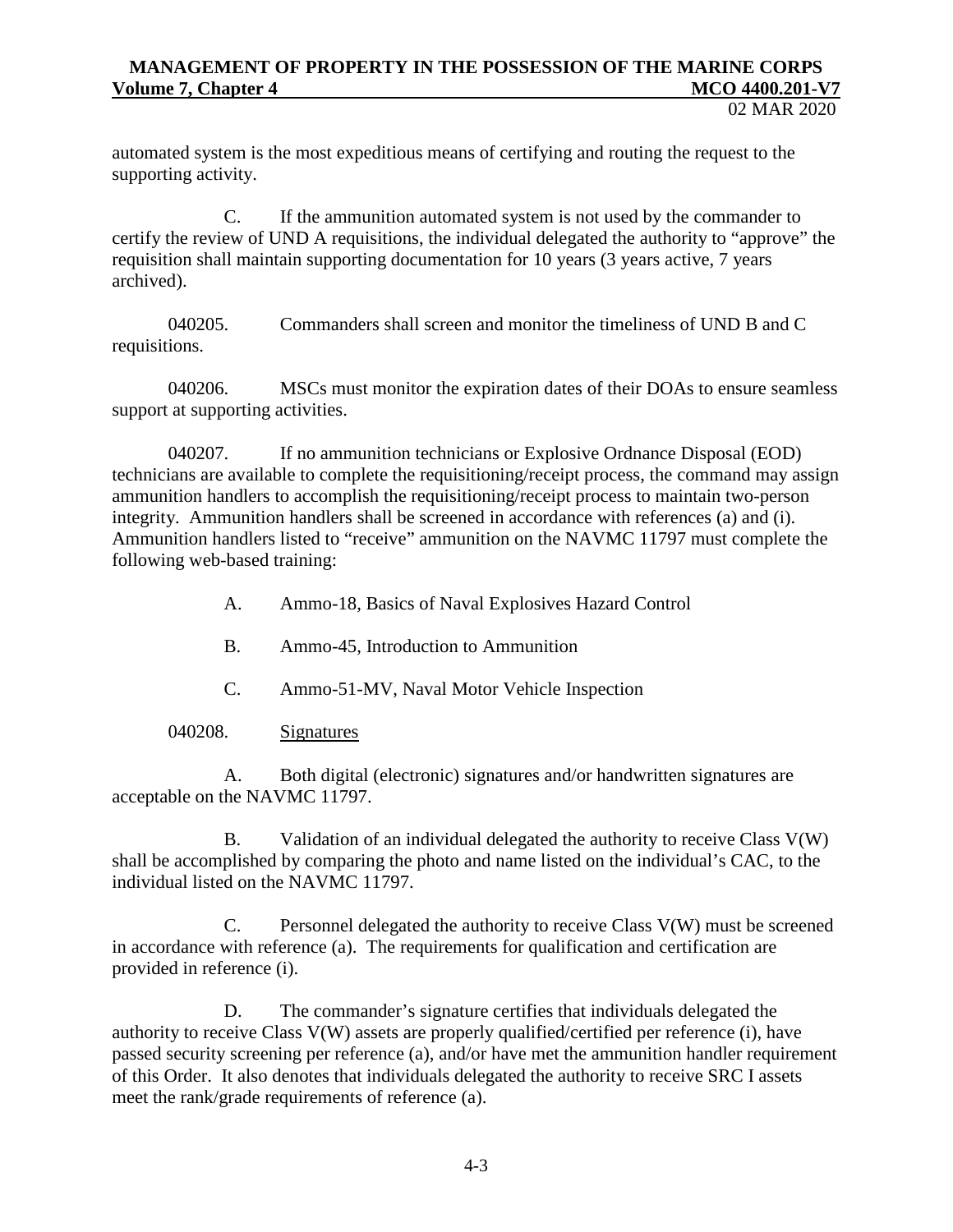automated system is the most expeditious means of certifying and routing the request to the supporting activity.

C. If the ammunition automated system is not used by the commander to certify the review of UND A requisitions, the individual delegated the authority to "approve" the requisition shall maintain supporting documentation for 10 years (3 years active, 7 years archived).

040205. Commanders shall screen and monitor the timeliness of UND B and C requisitions.

040206. MSCs must monitor the expiration dates of their DOAs to ensure seamless support at supporting activities.

040207. If no ammunition technicians or Explosive Ordnance Disposal (EOD) technicians are available to complete the requisitioning/receipt process, the command may assign ammunition handlers to accomplish the requisitioning/receipt process to maintain two-person integrity. Ammunition handlers shall be screened in accordance with references (a) and (i). Ammunition handlers listed to "receive" ammunition on the NAVMC 11797 must complete the following web-based training:

A. Ammo-18, Basics of Naval Explosives Hazard Control

B. Ammo-45, Introduction to Ammunition

C. Ammo-51-MV, Naval Motor Vehicle Inspection

040208. Signatures

A. Both digital (electronic) signatures and/or handwritten signatures are acceptable on the NAVMC 11797.

B. Validation of an individual delegated the authority to receive Class V(W) shall be accomplished by comparing the photo and name listed on the individual's CAC, to the individual listed on the NAVMC 11797.

C. Personnel delegated the authority to receive Class V(W) must be screened in accordance with reference (a). The requirements for qualification and certification are provided in reference (i).

D. The commander's signature certifies that individuals delegated the authority to receive Class V(W) assets are properly qualified/certified per reference (i), have passed security screening per reference (a), and/or have met the ammunition handler requirement of this Order. It also denotes that individuals delegated the authority to receive SRC I assets meet the rank/grade requirements of reference (a).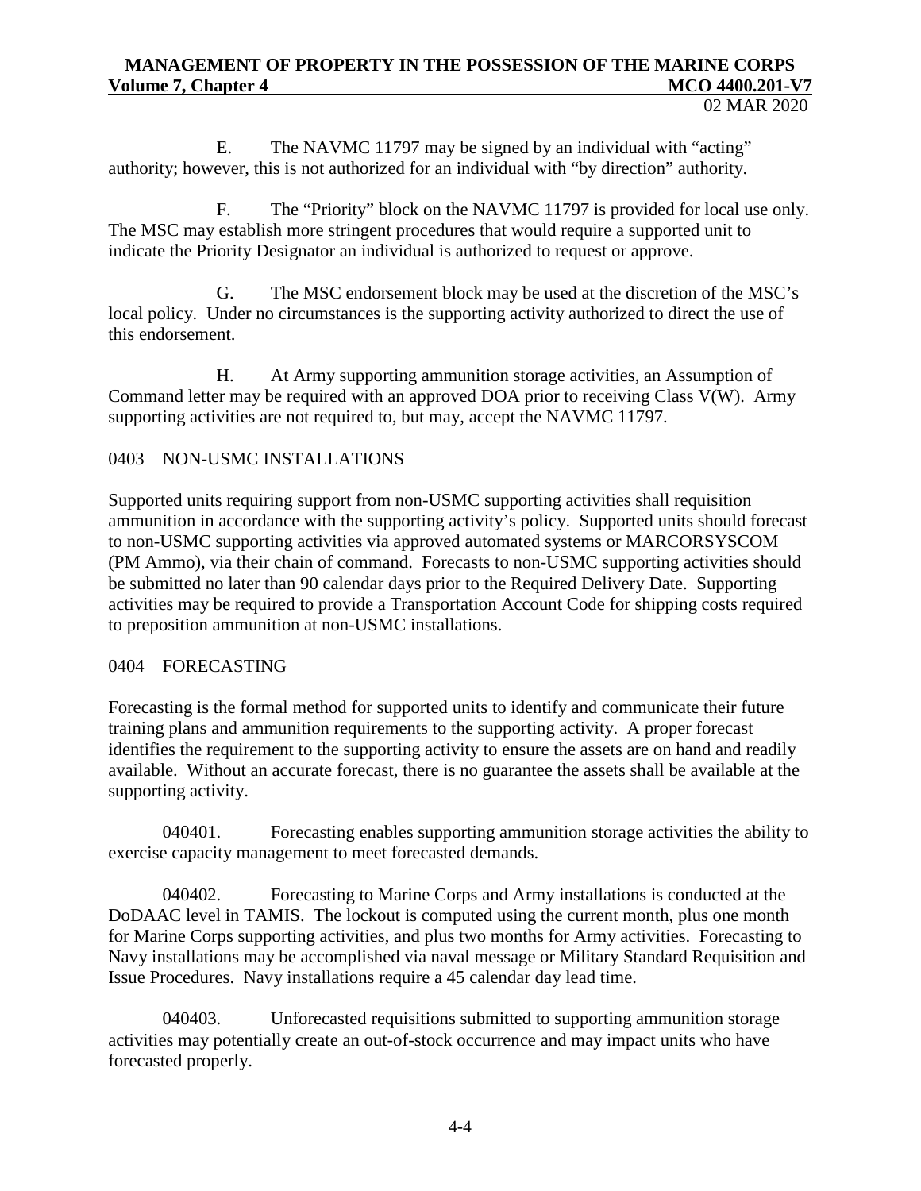E. The NAVMC 11797 may be signed by an individual with "acting" authority; however, this is not authorized for an individual with "by direction" authority.

F. The "Priority" block on the NAVMC 11797 is provided for local use only. The MSC may establish more stringent procedures that would require a supported unit to indicate the Priority Designator an individual is authorized to request or approve.

G. The MSC endorsement block may be used at the discretion of the MSC's local policy. Under no circumstances is the supporting activity authorized to direct the use of this endorsement.

H. At Army supporting ammunition storage activities, an Assumption of Command letter may be required with an approved DOA prior to receiving Class V(W). Army supporting activities are not required to, but may, accept the NAVMC 11797.

## 0403 NON-USMC INSTALLATIONS

Supported units requiring support from non-USMC supporting activities shall requisition ammunition in accordance with the supporting activity's policy. Supported units should forecast to non-USMC supporting activities via approved automated systems or MARCORSYSCOM (PM Ammo), via their chain of command. Forecasts to non-USMC supporting activities should be submitted no later than 90 calendar days prior to the Required Delivery Date. Supporting activities may be required to provide a Transportation Account Code for shipping costs required to preposition ammunition at non-USMC installations.

## 0404 FORECASTING

Forecasting is the formal method for supported units to identify and communicate their future training plans and ammunition requirements to the supporting activity. A proper forecast identifies the requirement to the supporting activity to ensure the assets are on hand and readily available. Without an accurate forecast, there is no guarantee the assets shall be available at the supporting activity.

040401. Forecasting enables supporting ammunition storage activities the ability to exercise capacity management to meet forecasted demands.

040402. Forecasting to Marine Corps and Army installations is conducted at the DoDAAC level in TAMIS. The lockout is computed using the current month, plus one month for Marine Corps supporting activities, and plus two months for Army activities. Forecasting to Navy installations may be accomplished via naval message or Military Standard Requisition and Issue Procedures. Navy installations require a 45 calendar day lead time.

040403. Unforecasted requisitions submitted to supporting ammunition storage activities may potentially create an out-of-stock occurrence and may impact units who have forecasted properly.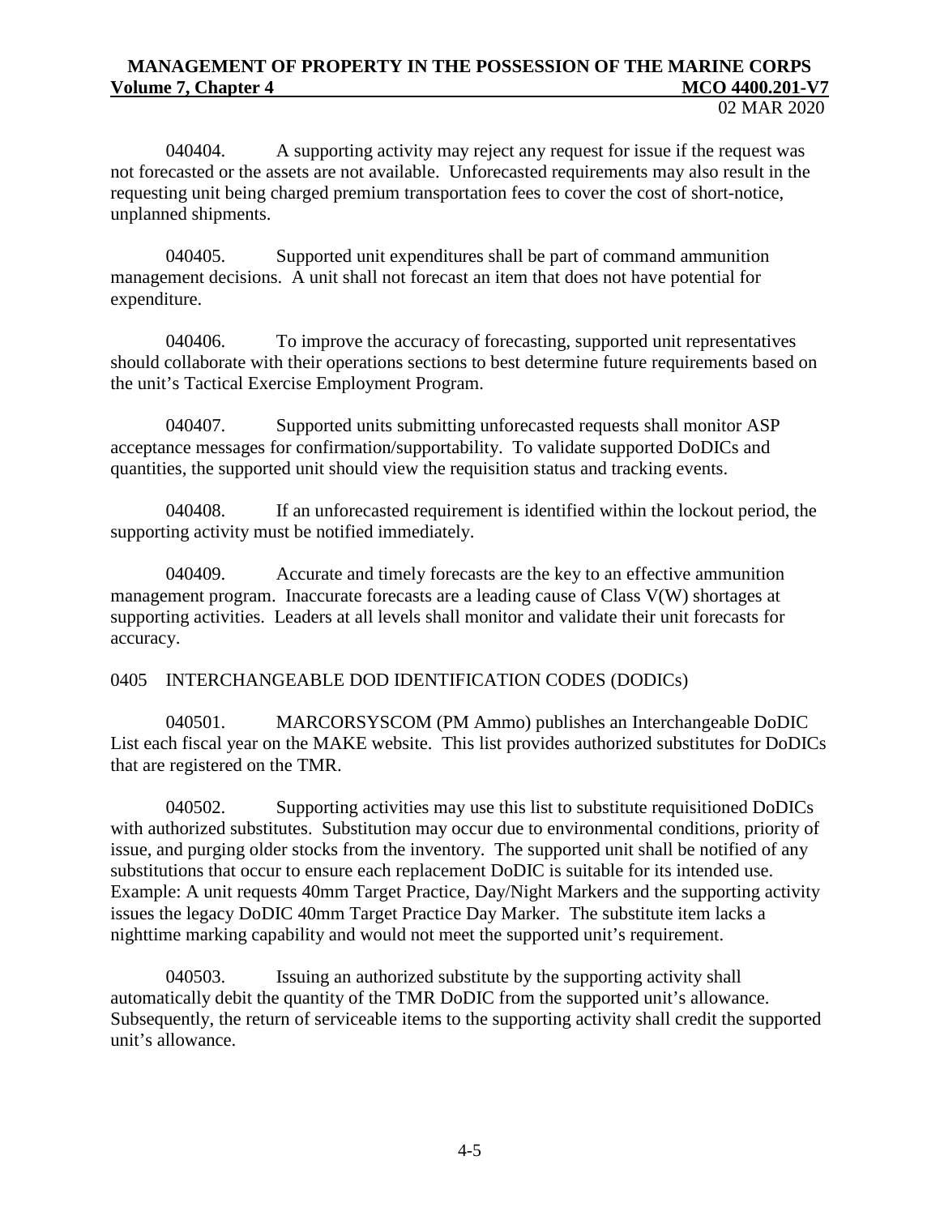040404. A supporting activity may reject any request for issue if the request was not forecasted or the assets are not available. Unforecasted requirements may also result in the requesting unit being charged premium transportation fees to cover the cost of short-notice, unplanned shipments.

040405. Supported unit expenditures shall be part of command ammunition management decisions. A unit shall not forecast an item that does not have potential for expenditure.

040406. To improve the accuracy of forecasting, supported unit representatives should collaborate with their operations sections to best determine future requirements based on the unit's Tactical Exercise Employment Program.

040407. Supported units submitting unforecasted requests shall monitor ASP acceptance messages for confirmation/supportability. To validate supported DoDICs and quantities, the supported unit should view the requisition status and tracking events.

040408. If an unforecasted requirement is identified within the lockout period, the supporting activity must be notified immediately.

040409. Accurate and timely forecasts are the key to an effective ammunition management program. Inaccurate forecasts are a leading cause of Class V(W) shortages at supporting activities. Leaders at all levels shall monitor and validate their unit forecasts for accuracy.

## 0405 INTERCHANGEABLE DOD IDENTIFICATION CODES (DODICs)

040501. MARCORSYSCOM (PM Ammo) publishes an Interchangeable DoDIC List each fiscal year on the MAKE website. This list provides authorized substitutes for DoDICs that are registered on the TMR.

040502. Supporting activities may use this list to substitute requisitioned DoDICs with authorized substitutes. Substitution may occur due to environmental conditions, priority of issue, and purging older stocks from the inventory. The supported unit shall be notified of any substitutions that occur to ensure each replacement DoDIC is suitable for its intended use. Example: A unit requests 40mm Target Practice, Day/Night Markers and the supporting activity issues the legacy DoDIC 40mm Target Practice Day Marker. The substitute item lacks a nighttime marking capability and would not meet the supported unit's requirement.

040503. Issuing an authorized substitute by the supporting activity shall automatically debit the quantity of the TMR DoDIC from the supported unit's allowance. Subsequently, the return of serviceable items to the supporting activity shall credit the supported unit's allowance.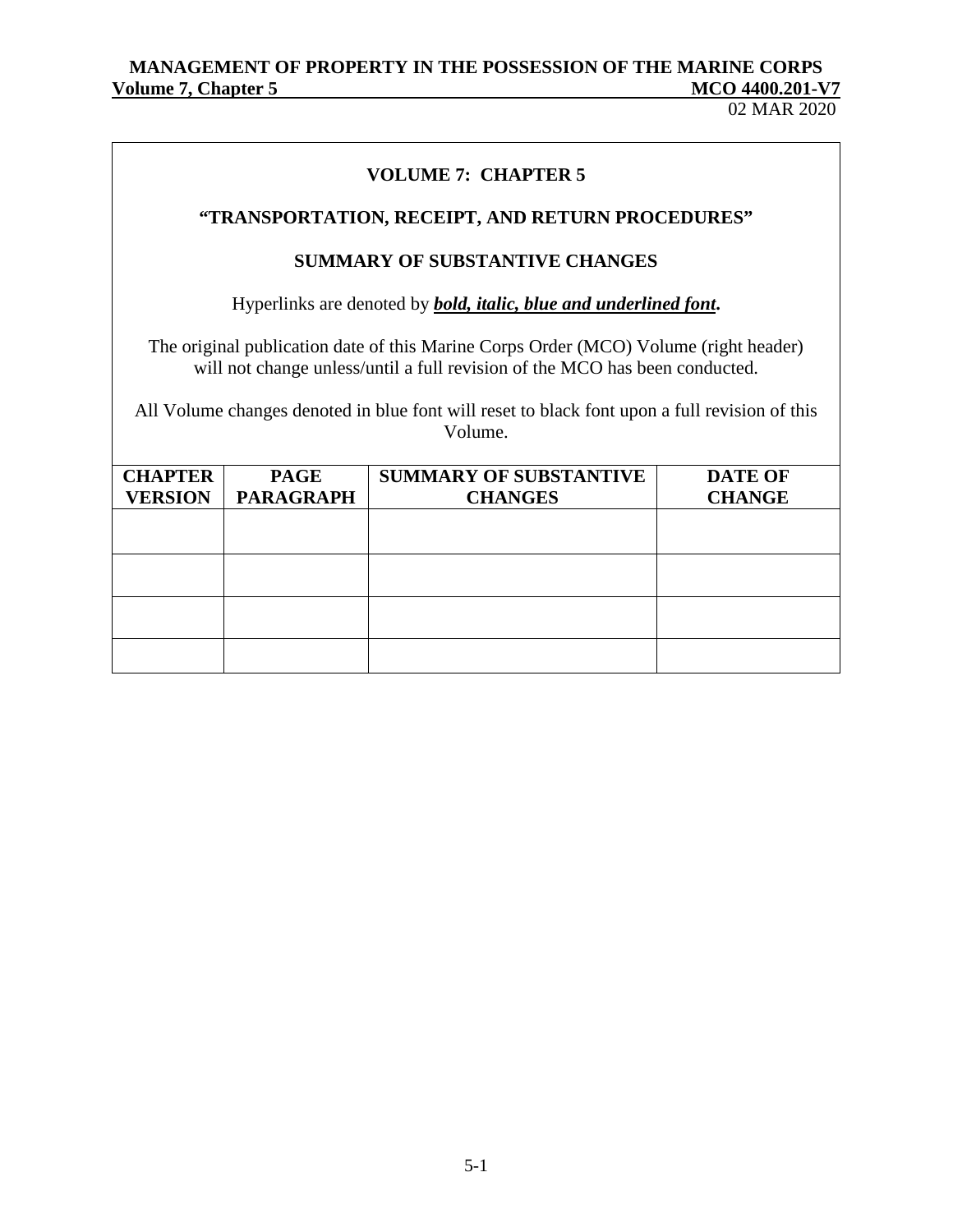**VOLUME 7: CHAPTER 5**

**"TRANSPORTATION, RECEIPT, AND RETURN PROCEDURES"**

**SUMMARY OF SUBSTANTIVE CHANGES**

Hyperlinks are denoted by ***bold, italic, blue and underlined font***.

The original publication date of this Marine Corps Order (MCO) Volume (right header) will not change unless/until a full revision of the MCO has been conducted.

All Volume changes denoted in blue font will reset to black font upon a full revision of this Volume.

| CHAPTER VERSION | PAGE PARAGRAPH | SUMMARY OF SUBSTANTIVE CHANGES | DATE OF CHANGE |
|---|---|---|---|
| | | | |
| | | | |
| | | | |
| | | | |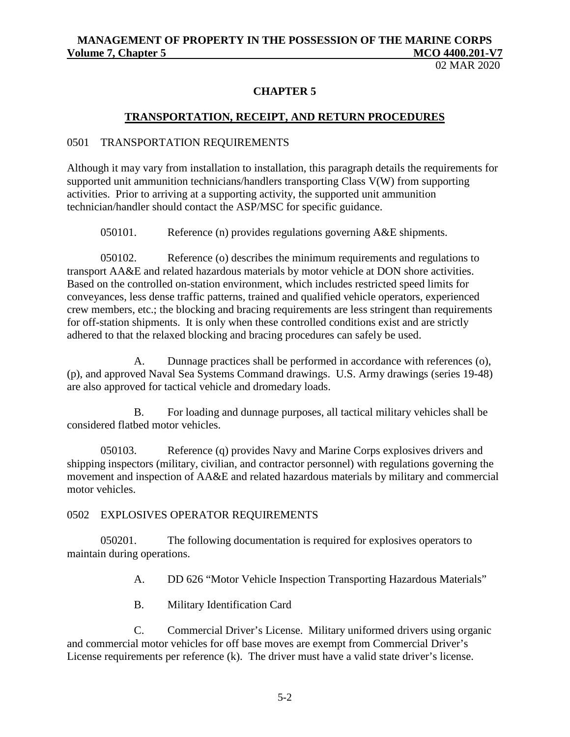# CHAPTER 5

## TRANSPORTATION, RECEIPT, AND RETURN PROCEDURES

### 0501 TRANSPORTATION REQUIREMENTS

Although it may vary from installation to installation, this paragraph details the requirements for supported unit ammunition technicians/handlers transporting Class V(W) from supporting activities. Prior to arriving at a supporting activity, the supported unit ammunition technician/handler should contact the ASP/MSC for specific guidance.

050101. Reference (n) provides regulations governing A&E shipments.

050102. Reference (o) describes the minimum requirements and regulations to transport AA&E and related hazardous materials by motor vehicle at DON shore activities. Based on the controlled on-station environment, which includes restricted speed limits for conveyances, less dense traffic patterns, trained and qualified vehicle operators, experienced crew members, etc.; the blocking and bracing requirements are less stringent than requirements for off-station shipments. It is only when these controlled conditions exist and are strictly adhered to that the relaxed blocking and bracing procedures can safely be used.

A. Dunnage practices shall be performed in accordance with references (o), (p), and approved Naval Sea Systems Command drawings. U.S. Army drawings (series 19-48) are also approved for tactical vehicle and dromedary loads.

B. For loading and dunnage purposes, all tactical military vehicles shall be considered flatbed motor vehicles.

050103. Reference (q) provides Navy and Marine Corps explosives drivers and shipping inspectors (military, civilian, and contractor personnel) with regulations governing the movement and inspection of AA&E and related hazardous materials by military and commercial motor vehicles.

### 0502 EXPLOSIVES OPERATOR REQUIREMENTS

050201. The following documentation is required for explosives operators to maintain during operations.

A. DD 626 "Motor Vehicle Inspection Transporting Hazardous Materials"

B. Military Identification Card

C. Commercial Driver's License. Military uniformed drivers using organic and commercial motor vehicles for off base moves are exempt from Commercial Driver's License requirements per reference (k). The driver must have a valid state driver's license.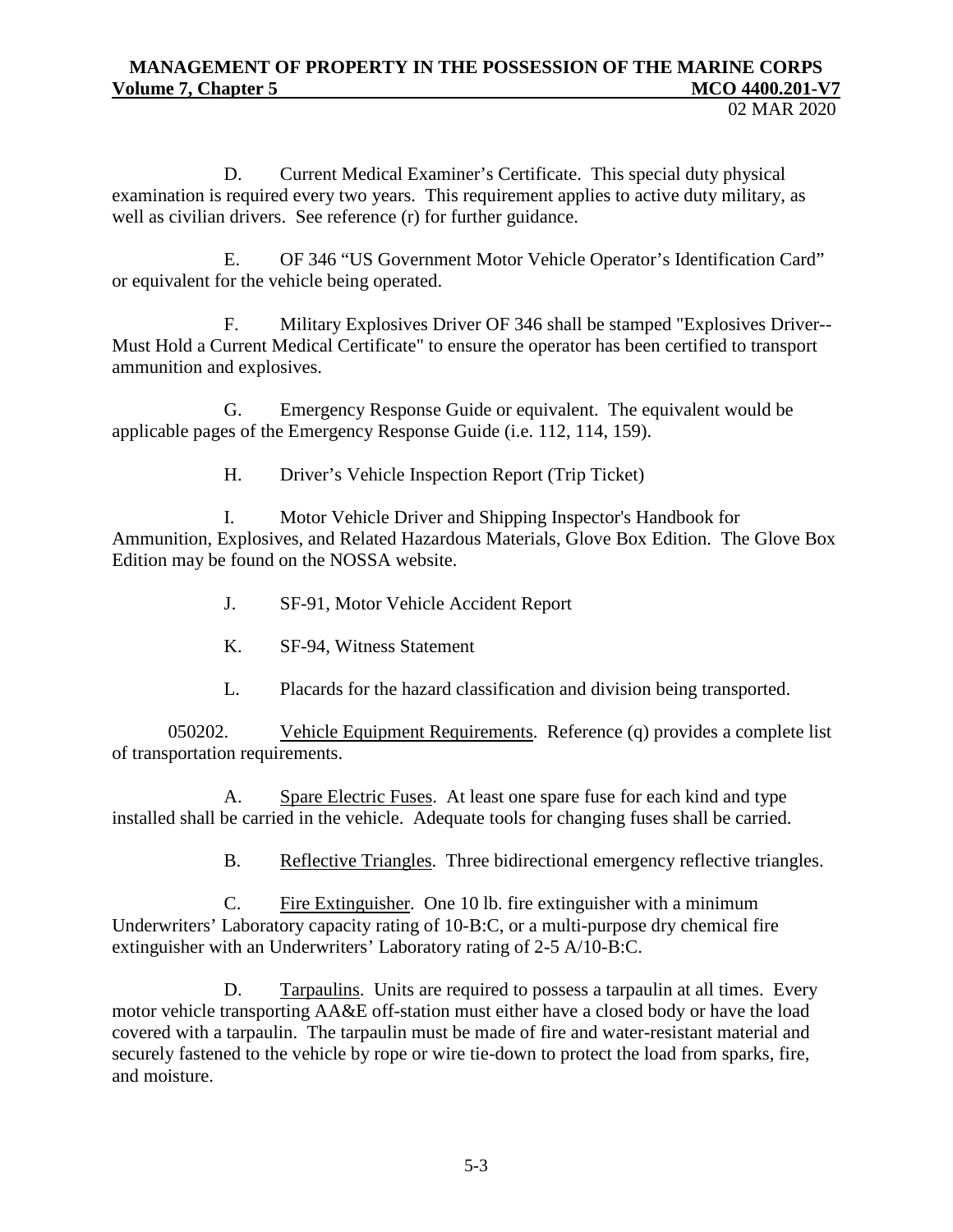D. Current Medical Examiner's Certificate. This special duty physical examination is required every two years. This requirement applies to active duty military, as well as civilian drivers. See reference (r) for further guidance.

E. OF 346 "US Government Motor Vehicle Operator's Identification Card" or equivalent for the vehicle being operated.

F. Military Explosives Driver OF 346 shall be stamped "Explosives Driver--Must Hold a Current Medical Certificate" to ensure the operator has been certified to transport ammunition and explosives.

G. Emergency Response Guide or equivalent. The equivalent would be applicable pages of the Emergency Response Guide (i.e. 112, 114, 159).

H. Driver's Vehicle Inspection Report (Trip Ticket)

I. Motor Vehicle Driver and Shipping Inspector's Handbook for Ammunition, Explosives, and Related Hazardous Materials, Glove Box Edition. The Glove Box Edition may be found on the NOSSA website.

J. SF-91, Motor Vehicle Accident Report

K. SF-94, Witness Statement

L. Placards for the hazard classification and division being transported.

050202. Vehicle Equipment Requirements. Reference (q) provides a complete list of transportation requirements.

A. Spare Electric Fuses. At least one spare fuse for each kind and type installed shall be carried in the vehicle. Adequate tools for changing fuses shall be carried.

B. Reflective Triangles. Three bidirectional emergency reflective triangles.

C. Fire Extinguisher. One 10 lb. fire extinguisher with a minimum Underwriters' Laboratory capacity rating of 10-B:C, or a multi-purpose dry chemical fire extinguisher with an Underwriters' Laboratory rating of 2-5 A/10-B:C.

D. Tarpaulins. Units are required to possess a tarpaulin at all times. Every motor vehicle transporting AA&E off-station must either have a closed body or have the load covered with a tarpaulin. The tarpaulin must be made of fire and water-resistant material and securely fastened to the vehicle by rope or wire tie-down to protect the load from sparks, fire, and moisture.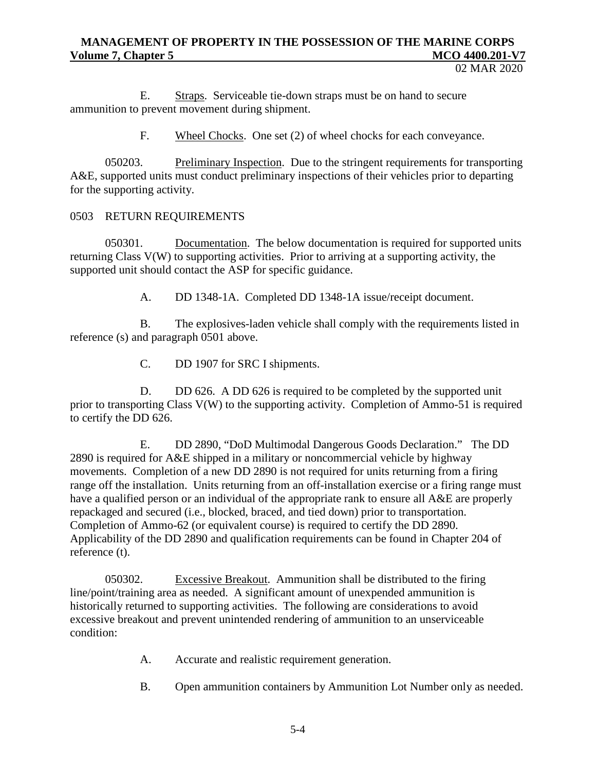E. Straps. Serviceable tie-down straps must be on hand to secure ammunition to prevent movement during shipment.

F. Wheel Chocks. One set (2) of wheel chocks for each conveyance.

050203. Preliminary Inspection. Due to the stringent requirements for transporting A&E, supported units must conduct preliminary inspections of their vehicles prior to departing for the supporting activity.

## 0503 RETURN REQUIREMENTS

050301. Documentation. The below documentation is required for supported units returning Class V(W) to supporting activities. Prior to arriving at a supporting activity, the supported unit should contact the ASP for specific guidance.

A. DD 1348-1A. Completed DD 1348-1A issue/receipt document.

B. The explosives-laden vehicle shall comply with the requirements listed in reference (s) and paragraph 0501 above.

C. DD 1907 for SRC I shipments.

D. DD 626. A DD 626 is required to be completed by the supported unit prior to transporting Class V(W) to the supporting activity. Completion of Ammo-51 is required to certify the DD 626.

E. DD 2890, "DoD Multimodal Dangerous Goods Declaration." The DD 2890 is required for A&E shipped in a military or noncommercial vehicle by highway movements. Completion of a new DD 2890 is not required for units returning from a firing range off the installation. Units returning from an off-installation exercise or a firing range must have a qualified person or an individual of the appropriate rank to ensure all A&E are properly repackaged and secured (i.e., blocked, braced, and tied down) prior to transportation. Completion of Ammo-62 (or equivalent course) is required to certify the DD 2890. Applicability of the DD 2890 and qualification requirements can be found in Chapter 204 of reference (t).

050302. Excessive Breakout. Ammunition shall be distributed to the firing line/point/training area as needed. A significant amount of unexpended ammunition is historically returned to supporting activities. The following are considerations to avoid excessive breakout and prevent unintended rendering of ammunition to an unserviceable condition:

A. Accurate and realistic requirement generation.

B. Open ammunition containers by Ammunition Lot Number only as needed.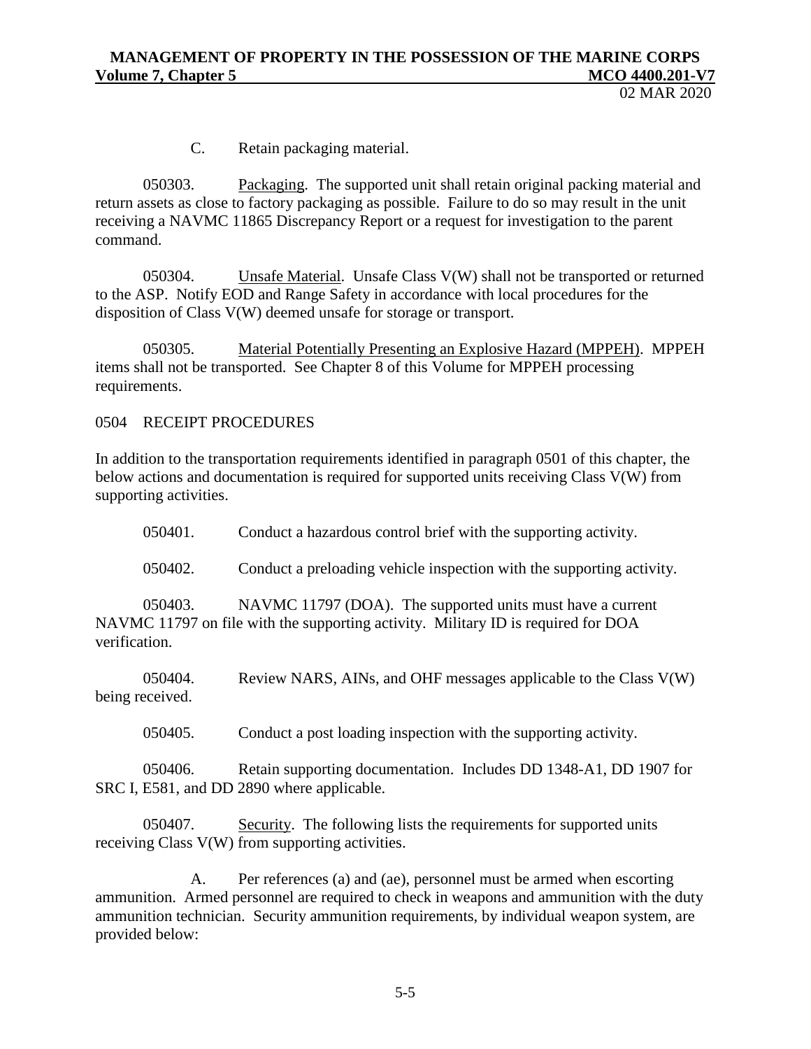C. Retain packaging material.

050303. Packaging. The supported unit shall retain original packing material and return assets as close to factory packaging as possible. Failure to do so may result in the unit receiving a NAVMC 11865 Discrepancy Report or a request for investigation to the parent command.

050304. Unsafe Material. Unsafe Class V(W) shall not be transported or returned to the ASP. Notify EOD and Range Safety in accordance with local procedures for the disposition of Class V(W) deemed unsafe for storage or transport.

050305. Material Potentially Presenting an Explosive Hazard (MPPEH). MPPEH items shall not be transported. See Chapter 8 of this Volume for MPPEH processing requirements.

## 0504 RECEIPT PROCEDURES

In addition to the transportation requirements identified in paragraph 0501 of this chapter, the below actions and documentation is required for supported units receiving Class V(W) from supporting activities.

050401. Conduct a hazardous control brief with the supporting activity.

050402. Conduct a preloading vehicle inspection with the supporting activity.

050403. NAVMC 11797 (DOA). The supported units must have a current NAVMC 11797 on file with the supporting activity. Military ID is required for DOA verification.

050404. Review NARS, AINs, and OHF messages applicable to the Class V(W) being received.

050405. Conduct a post loading inspection with the supporting activity.

050406. Retain supporting documentation. Includes DD 1348-A1, DD 1907 for SRC I, E581, and DD 2890 where applicable.

050407. Security. The following lists the requirements for supported units receiving Class V(W) from supporting activities.

A. Per references (a) and (ae), personnel must be armed when escorting ammunition. Armed personnel are required to check in weapons and ammunition with the duty ammunition technician. Security ammunition requirements, by individual weapon system, are provided below: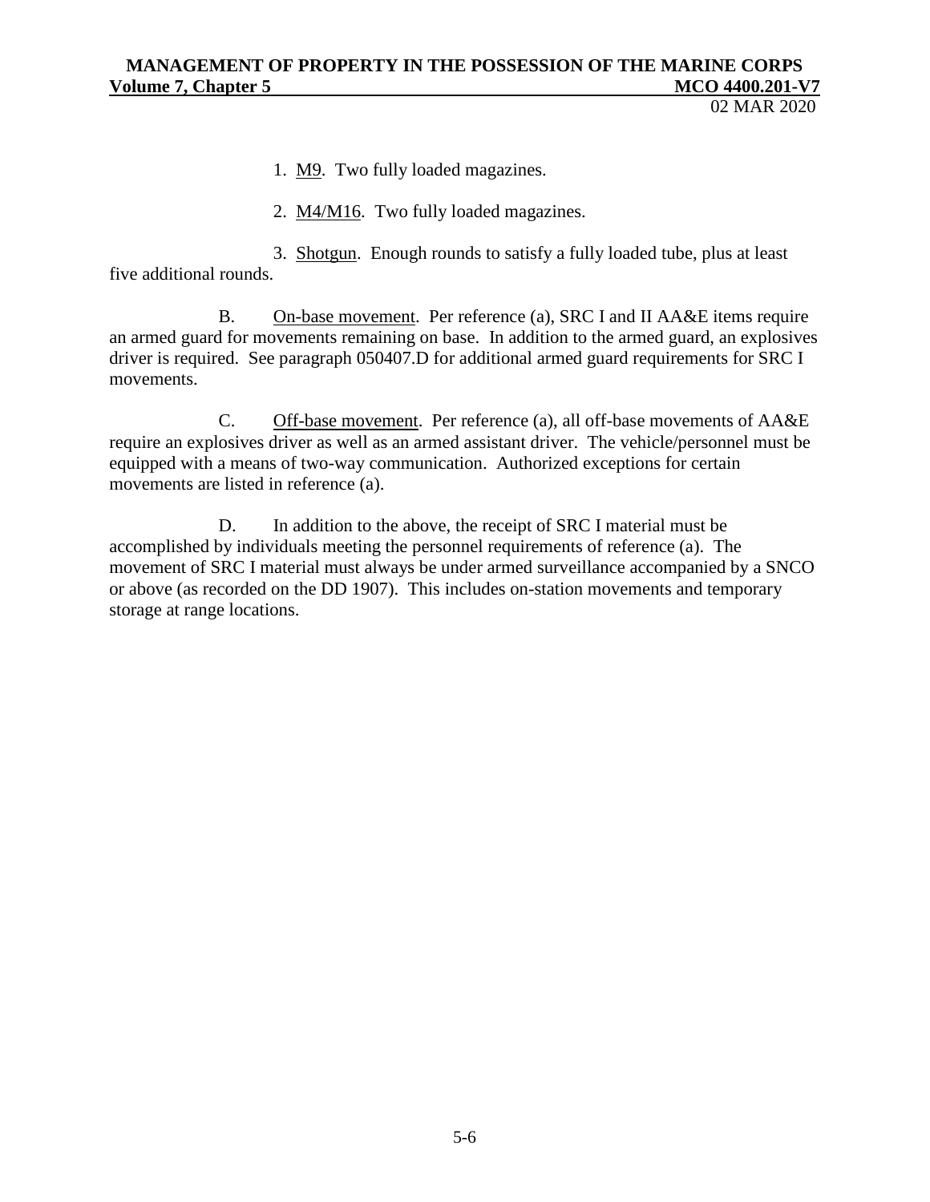1. M9. Two fully loaded magazines.

2. M4/M16. Two fully loaded magazines.

3. Shotgun. Enough rounds to satisfy a fully loaded tube, plus at least five additional rounds.

B. On-base movement. Per reference (a), SRC I and II AA&E items require an armed guard for movements remaining on base. In addition to the armed guard, an explosives driver is required. See paragraph 050407.D for additional armed guard requirements for SRC I movements.

C. Off-base movement. Per reference (a), all off-base movements of AA&E require an explosives driver as well as an armed assistant driver. The vehicle/personnel must be equipped with a means of two-way communication. Authorized exceptions for certain movements are listed in reference (a).

D. In addition to the above, the receipt of SRC I material must be accomplished by individuals meeting the personnel requirements of reference (a). The movement of SRC I material must always be under armed surveillance accompanied by a SNCO or above (as recorded on the DD 1907). This includes on-station movements and temporary storage at range locations.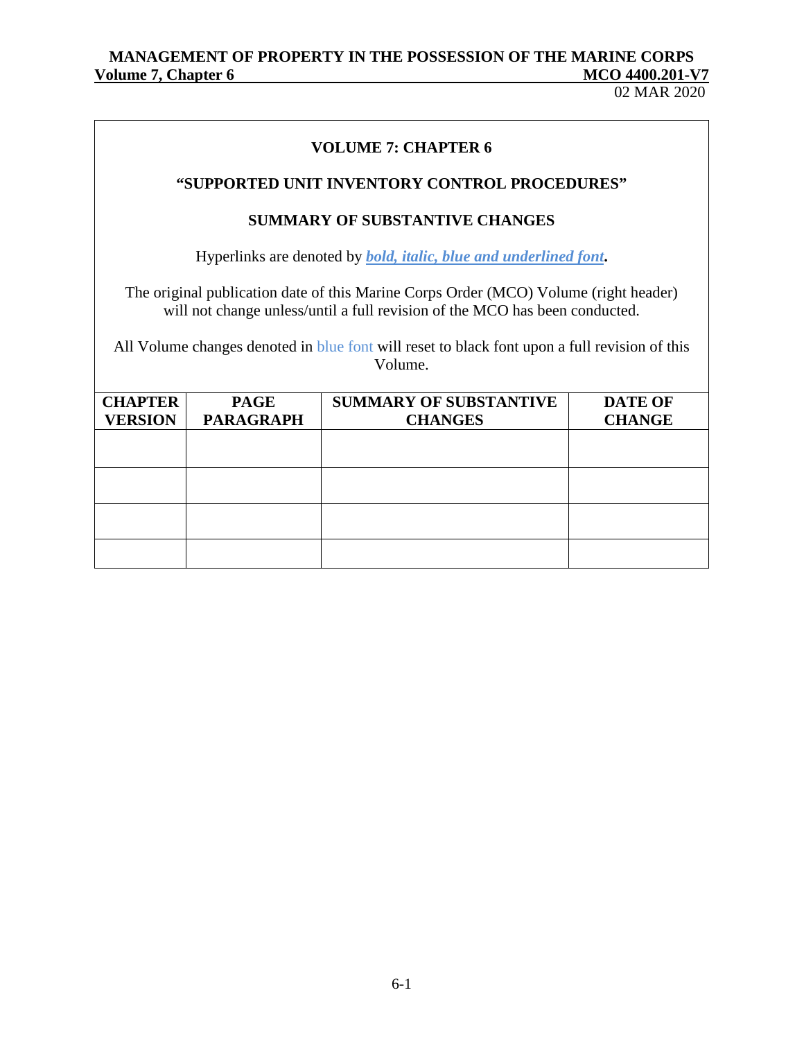# VOLUME 7: CHAPTER 6

## "SUPPORTED UNIT INVENTORY CONTROL PROCEDURES"

### SUMMARY OF SUBSTANTIVE CHANGES

Hyperlinks are denoted by ***bold, italic, blue and underlined font*.**

The original publication date of this Marine Corps Order (MCO) Volume (right header) will not change unless/until a full revision of the MCO has been conducted.

All Volume changes denoted in blue font will reset to black font upon a full revision of this Volume.

| CHAPTER VERSION | PAGE PARAGRAPH | SUMMARY OF SUBSTANTIVE CHANGES | DATE OF CHANGE |
|---|---|---|---|
| | | | |
| | | | |
| | | | |
| | | | |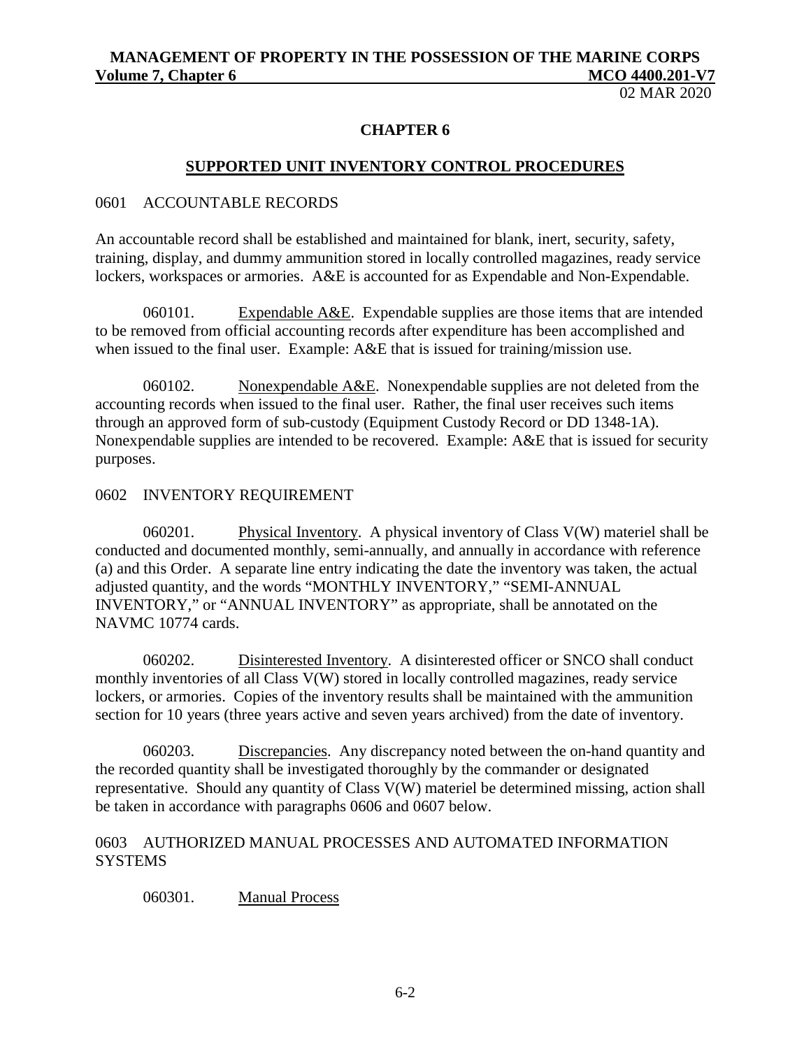# CHAPTER 6

## SUPPORTED UNIT INVENTORY CONTROL PROCEDURES

### 0601 ACCOUNTABLE RECORDS

An accountable record shall be established and maintained for blank, inert, security, safety, training, display, and dummy ammunition stored in locally controlled magazines, ready service lockers, workspaces or armories. A&E is accounted for as Expendable and Non-Expendable.

060101. Expendable A&E. Expendable supplies are those items that are intended to be removed from official accounting records after expenditure has been accomplished and when issued to the final user. Example: A&E that is issued for training/mission use.

060102. Nonexpendable A&E. Nonexpendable supplies are not deleted from the accounting records when issued to the final user. Rather, the final user receives such items through an approved form of sub-custody (Equipment Custody Record or DD 1348-1A). Nonexpendable supplies are intended to be recovered. Example: A&E that is issued for security purposes.

### 0602 INVENTORY REQUIREMENT

060201. Physical Inventory. A physical inventory of Class V(W) materiel shall be conducted and documented monthly, semi-annually, and annually in accordance with reference (a) and this Order. A separate line entry indicating the date the inventory was taken, the actual adjusted quantity, and the words "MONTHLY INVENTORY," "SEMI-ANNUAL INVENTORY," or "ANNUAL INVENTORY" as appropriate, shall be annotated on the NAVMC 10774 cards.

060202. Disinterested Inventory. A disinterested officer or SNCO shall conduct monthly inventories of all Class V(W) stored in locally controlled magazines, ready service lockers, or armories. Copies of the inventory results shall be maintained with the ammunition section for 10 years (three years active and seven years archived) from the date of inventory.

060203. Discrepancies. Any discrepancy noted between the on-hand quantity and the recorded quantity shall be investigated thoroughly by the commander or designated representative. Should any quantity of Class V(W) materiel be determined missing, action shall be taken in accordance with paragraphs 0606 and 0607 below.

### 0603 AUTHORIZED MANUAL PROCESSES AND AUTOMATED INFORMATION SYSTEMS

060301. Manual Process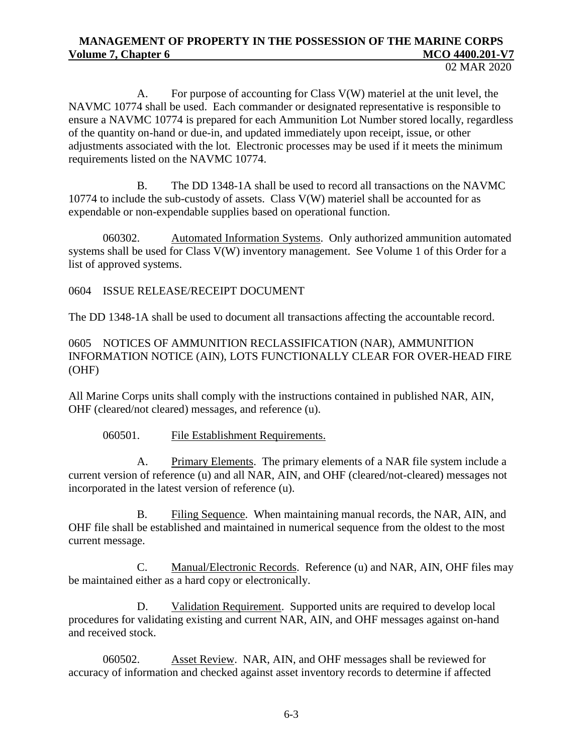A. For purpose of accounting for Class V(W) materiel at the unit level, the NAVMC 10774 shall be used. Each commander or designated representative is responsible to ensure a NAVMC 10774 is prepared for each Ammunition Lot Number stored locally, regardless of the quantity on-hand or due-in, and updated immediately upon receipt, issue, or other adjustments associated with the lot. Electronic processes may be used if it meets the minimum requirements listed on the NAVMC 10774.

B. The DD 1348-1A shall be used to record all transactions on the NAVMC 10774 to include the sub-custody of assets. Class V(W) materiel shall be accounted for as expendable or non-expendable supplies based on operational function.

060302. Automated Information Systems. Only authorized ammunition automated systems shall be used for Class V(W) inventory management. See Volume 1 of this Order for a list of approved systems.

## 0604 ISSUE RELEASE/RECEIPT DOCUMENT

The DD 1348-1A shall be used to document all transactions affecting the accountable record.

## 0605 NOTICES OF AMMUNITION RECLASSIFICATION (NAR), AMMUNITION INFORMATION NOTICE (AIN), LOTS FUNCTIONALLY CLEAR FOR OVER-HEAD FIRE (OHF)

All Marine Corps units shall comply with the instructions contained in published NAR, AIN, OHF (cleared/not cleared) messages, and reference (u).

060501. File Establishment Requirements.

A. Primary Elements. The primary elements of a NAR file system include a current version of reference (u) and all NAR, AIN, and OHF (cleared/not-cleared) messages not incorporated in the latest version of reference (u).

B. Filing Sequence. When maintaining manual records, the NAR, AIN, and OHF file shall be established and maintained in numerical sequence from the oldest to the most current message.

C. Manual/Electronic Records. Reference (u) and NAR, AIN, OHF files may be maintained either as a hard copy or electronically.

D. Validation Requirement. Supported units are required to develop local procedures for validating existing and current NAR, AIN, and OHF messages against on-hand and received stock.

060502. Asset Review. NAR, AIN, and OHF messages shall be reviewed for accuracy of information and checked against asset inventory records to determine if affected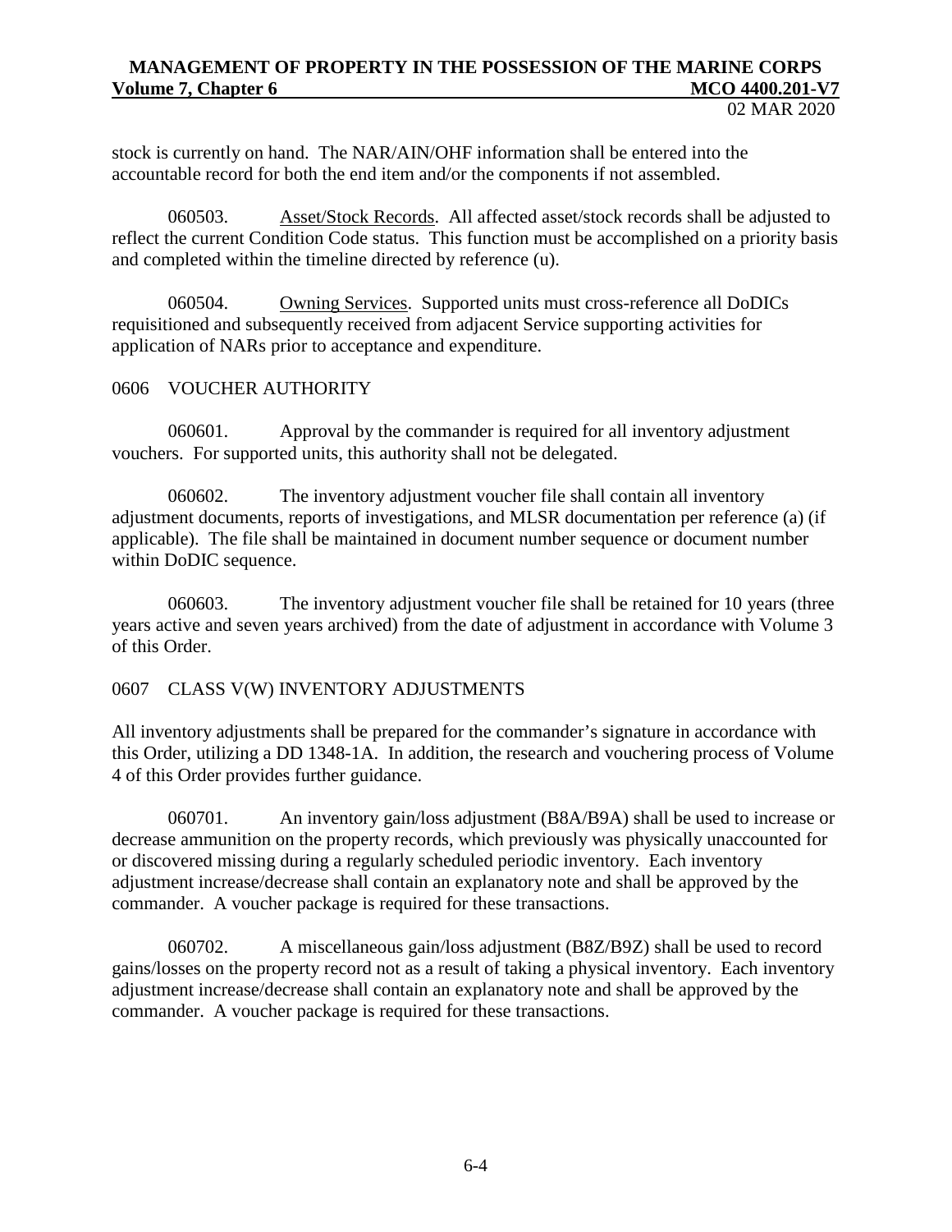stock is currently on hand. The NAR/AIN/OHF information shall be entered into the accountable record for both the end item and/or the components if not assembled.

060503. Asset/Stock Records. All affected asset/stock records shall be adjusted to reflect the current Condition Code status. This function must be accomplished on a priority basis and completed within the timeline directed by reference (u).

060504. Owning Services. Supported units must cross-reference all DoDICs requisitioned and subsequently received from adjacent Service supporting activities for application of NARs prior to acceptance and expenditure.

## 0606 VOUCHER AUTHORITY

060601. Approval by the commander is required for all inventory adjustment vouchers. For supported units, this authority shall not be delegated.

060602. The inventory adjustment voucher file shall contain all inventory adjustment documents, reports of investigations, and MLSR documentation per reference (a) (if applicable). The file shall be maintained in document number sequence or document number within DoDIC sequence.

060603. The inventory adjustment voucher file shall be retained for 10 years (three years active and seven years archived) from the date of adjustment in accordance with Volume 3 of this Order.

## 0607 CLASS V(W) INVENTORY ADJUSTMENTS

All inventory adjustments shall be prepared for the commander's signature in accordance with this Order, utilizing a DD 1348-1A. In addition, the research and vouchering process of Volume 4 of this Order provides further guidance.

060701. An inventory gain/loss adjustment (B8A/B9A) shall be used to increase or decrease ammunition on the property records, which previously was physically unaccounted for or discovered missing during a regularly scheduled periodic inventory. Each inventory adjustment increase/decrease shall contain an explanatory note and shall be approved by the commander. A voucher package is required for these transactions.

060702. A miscellaneous gain/loss adjustment (B8Z/B9Z) shall be used to record gains/losses on the property record not as a result of taking a physical inventory. Each inventory adjustment increase/decrease shall contain an explanatory note and shall be approved by the commander. A voucher package is required for these transactions.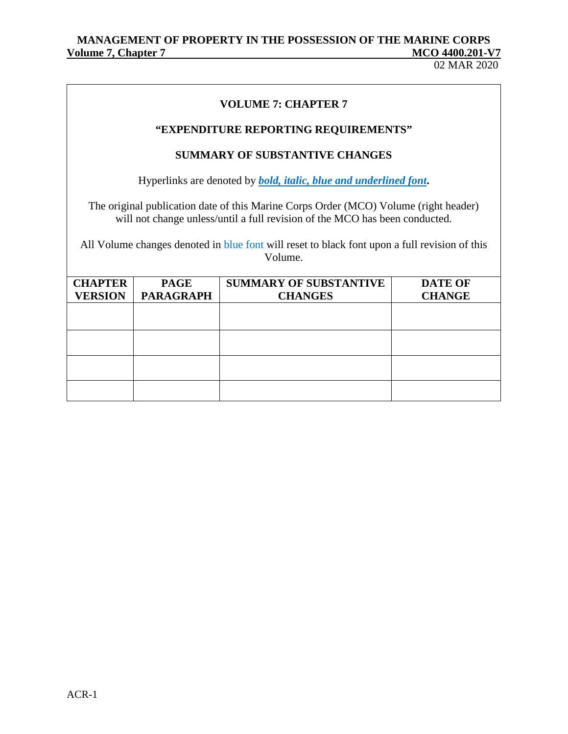**VOLUME 7: CHAPTER 7**

**"EXPENDITURE REPORTING REQUIREMENTS"**

**SUMMARY OF SUBSTANTIVE CHANGES**

Hyperlinks are denoted by ***bold, italic, blue and underlined font***.

The original publication date of this Marine Corps Order (MCO) Volume (right header) will not change unless/until a full revision of the MCO has been conducted.

All Volume changes denoted in blue font will reset to black font upon a full revision of this Volume.

| CHAPTER VERSION | PAGE PARAGRAPH | SUMMARY OF SUBSTANTIVE CHANGES | DATE OF CHANGE |
|---|---|---|---|
| | | | |
| | | | |
| | | | |
| | | | |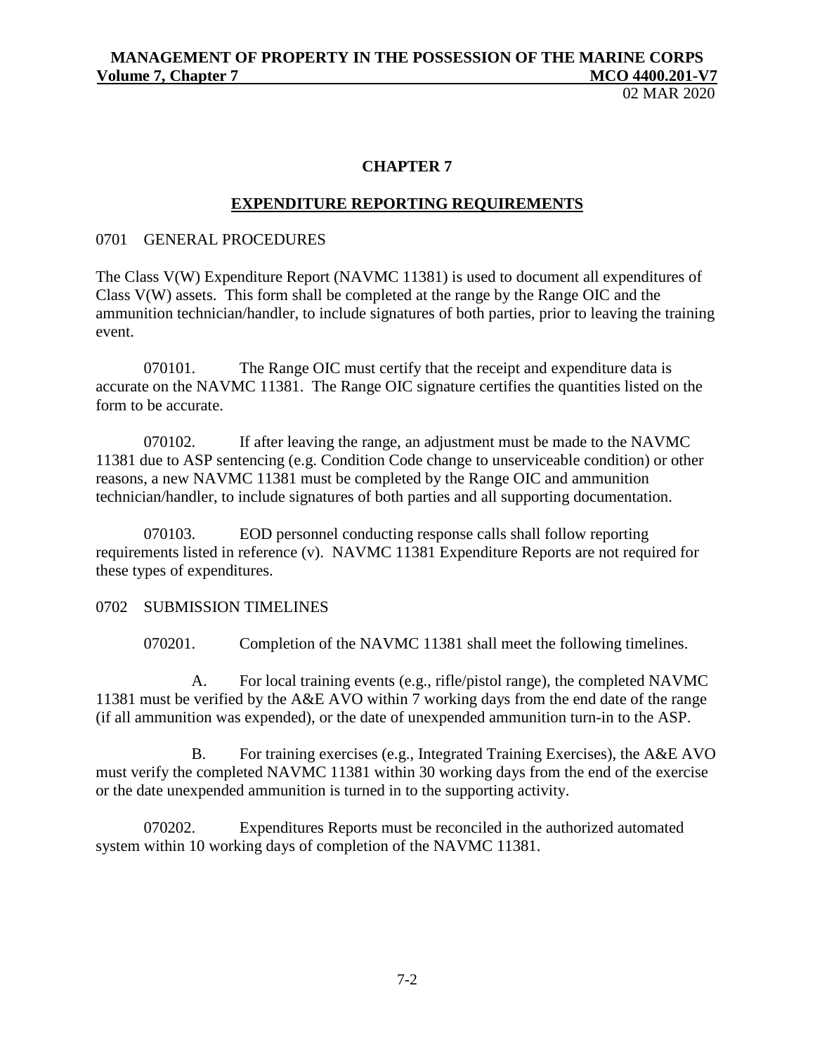## CHAPTER 7

## EXPENDITURE REPORTING REQUIREMENTS

0701 GENERAL PROCEDURES

The Class V(W) Expenditure Report (NAVMC 11381) is used to document all expenditures of Class V(W) assets. This form shall be completed at the range by the Range OIC and the ammunition technician/handler, to include signatures of both parties, prior to leaving the training event.

070101. The Range OIC must certify that the receipt and expenditure data is accurate on the NAVMC 11381. The Range OIC signature certifies the quantities listed on the form to be accurate.

070102. If after leaving the range, an adjustment must be made to the NAVMC 11381 due to ASP sentencing (e.g. Condition Code change to unserviceable condition) or other reasons, a new NAVMC 11381 must be completed by the Range OIC and ammunition technician/handler, to include signatures of both parties and all supporting documentation.

070103. EOD personnel conducting response calls shall follow reporting requirements listed in reference (v). NAVMC 11381 Expenditure Reports are not required for these types of expenditures.

0702 SUBMISSION TIMELINES

070201. Completion of the NAVMC 11381 shall meet the following timelines.

A. For local training events (e.g., rifle/pistol range), the completed NAVMC 11381 must be verified by the A&E AVO within 7 working days from the end date of the range (if all ammunition was expended), or the date of unexpended ammunition turn-in to the ASP.

B. For training exercises (e.g., Integrated Training Exercises), the A&E AVO must verify the completed NAVMC 11381 within 30 working days from the end of the exercise or the date unexpended ammunition is turned in to the supporting activity.

070202. Expenditures Reports must be reconciled in the authorized automated system within 10 working days of completion of the NAVMC 11381.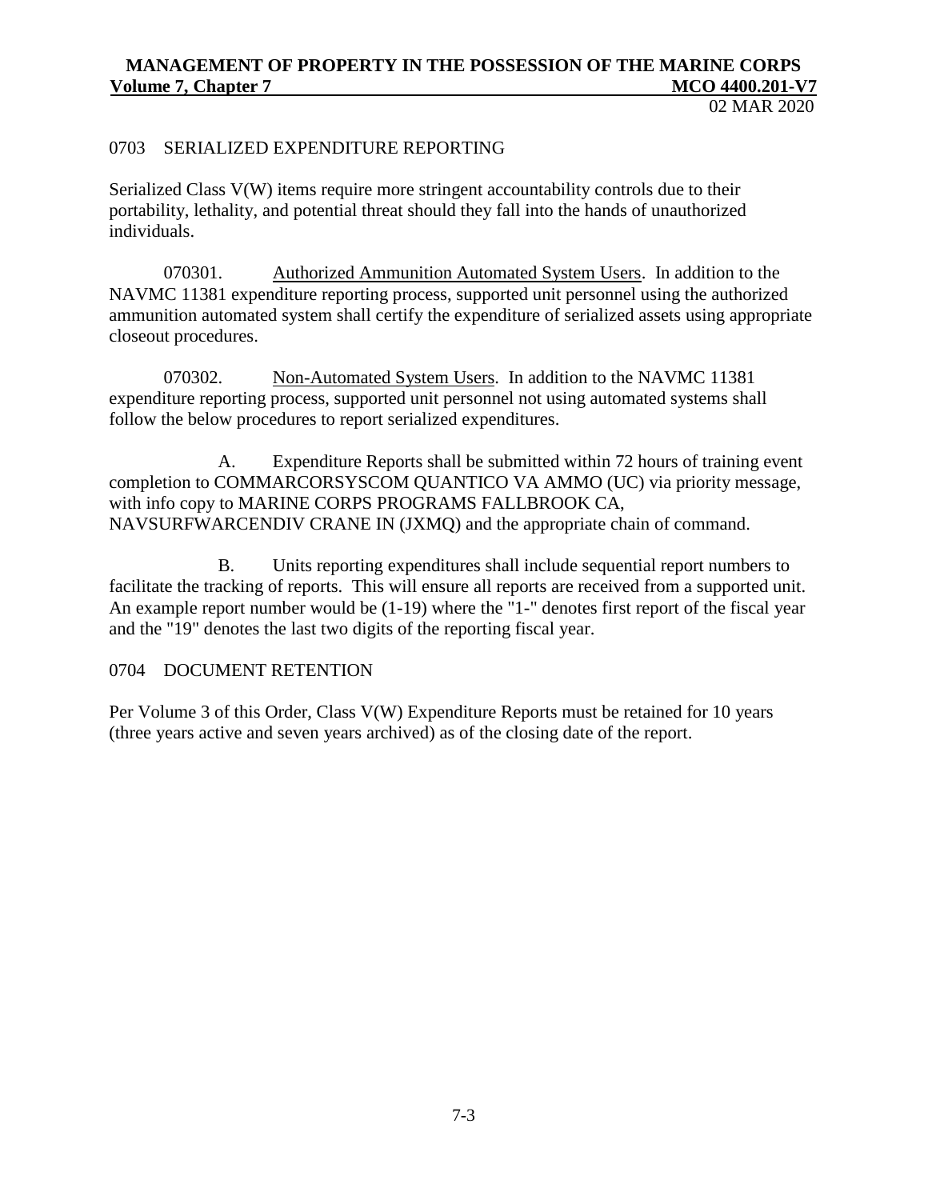## 0703 SERIALIZED EXPENDITURE REPORTING

Serialized Class V(W) items require more stringent accountability controls due to their portability, lethality, and potential threat should they fall into the hands of unauthorized individuals.

070301. Authorized Ammunition Automated System Users. In addition to the NAVMC 11381 expenditure reporting process, supported unit personnel using the authorized ammunition automated system shall certify the expenditure of serialized assets using appropriate closeout procedures.

070302. Non-Automated System Users. In addition to the NAVMC 11381 expenditure reporting process, supported unit personnel not using automated systems shall follow the below procedures to report serialized expenditures.

A. Expenditure Reports shall be submitted within 72 hours of training event completion to COMMARCORSYSCOM QUANTICO VA AMMO (UC) via priority message, with info copy to MARINE CORPS PROGRAMS FALLBROOK CA, NAVSURFWARCENDIV CRANE IN (JXMQ) and the appropriate chain of command.

B. Units reporting expenditures shall include sequential report numbers to facilitate the tracking of reports. This will ensure all reports are received from a supported unit. An example report number would be (1-19) where the "1-" denotes first report of the fiscal year and the "19" denotes the last two digits of the reporting fiscal year.

## 0704 DOCUMENT RETENTION

Per Volume 3 of this Order, Class V(W) Expenditure Reports must be retained for 10 years (three years active and seven years archived) as of the closing date of the report.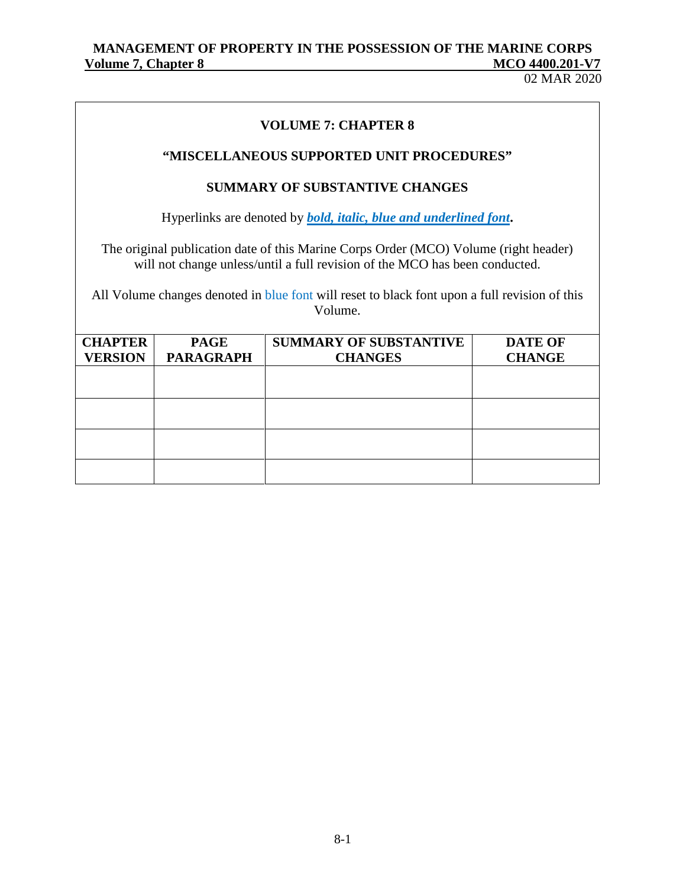## VOLUME 7: CHAPTER 8

### "MISCELLANEOUS SUPPORTED UNIT PROCEDURES"

### SUMMARY OF SUBSTANTIVE CHANGES

Hyperlinks are denoted by ***bold, italic, blue and underlined font***.

The original publication date of this Marine Corps Order (MCO) Volume (right header) will not change unless/until a full revision of the MCO has been conducted.

All Volume changes denoted in blue font will reset to black font upon a full revision of this Volume.

| CHAPTER VERSION | PAGE PARAGRAPH | SUMMARY OF SUBSTANTIVE CHANGES | DATE OF CHANGE |
|---|---|---|---|
| | | | |
| | | | |
| | | | |
| | | | |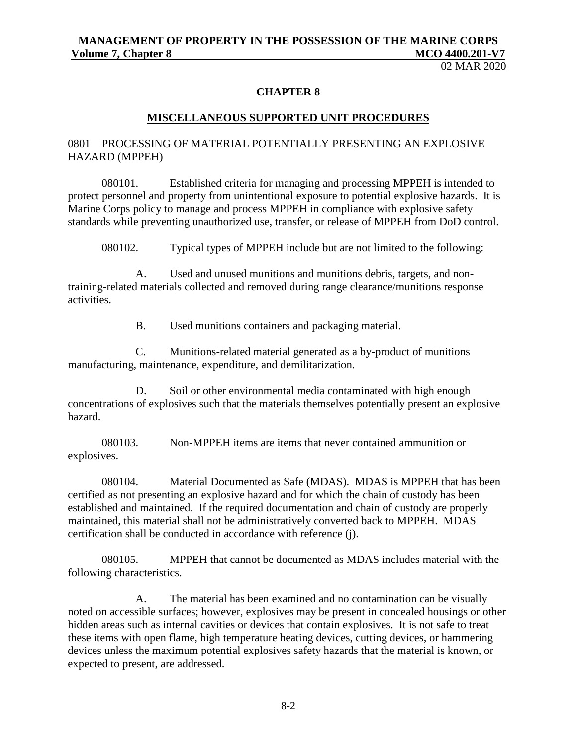# CHAPTER 8

## MISCELLANEOUS SUPPORTED UNIT PROCEDURES

### 0801 PROCESSING OF MATERIAL POTENTIALLY PRESENTING AN EXPLOSIVE HAZARD (MPPEH)

080101. Established criteria for managing and processing MPPEH is intended to protect personnel and property from unintentional exposure to potential explosive hazards. It is Marine Corps policy to manage and process MPPEH in compliance with explosive safety standards while preventing unauthorized use, transfer, or release of MPPEH from DoD control.

080102. Typical types of MPPEH include but are not limited to the following:

A. Used and unused munitions and munitions debris, targets, and non-training-related materials collected and removed during range clearance/munitions response activities.

B. Used munitions containers and packaging material.

C. Munitions-related material generated as a by-product of munitions manufacturing, maintenance, expenditure, and demilitarization.

D. Soil or other environmental media contaminated with high enough concentrations of explosives such that the materials themselves potentially present an explosive hazard.

080103. Non-MPPEH items are items that never contained ammunition or explosives.

080104. Material Documented as Safe (MDAS). MDAS is MPPEH that has been certified as not presenting an explosive hazard and for which the chain of custody has been established and maintained. If the required documentation and chain of custody are properly maintained, this material shall not be administratively converted back to MPPEH. MDAS certification shall be conducted in accordance with reference (j).

080105. MPPEH that cannot be documented as MDAS includes material with the following characteristics.

A. The material has been examined and no contamination can be visually noted on accessible surfaces; however, explosives may be present in concealed housings or other hidden areas such as internal cavities or devices that contain explosives. It is not safe to treat these items with open flame, high temperature heating devices, cutting devices, or hammering devices unless the maximum potential explosives safety hazards that the material is known, or expected to present, are addressed.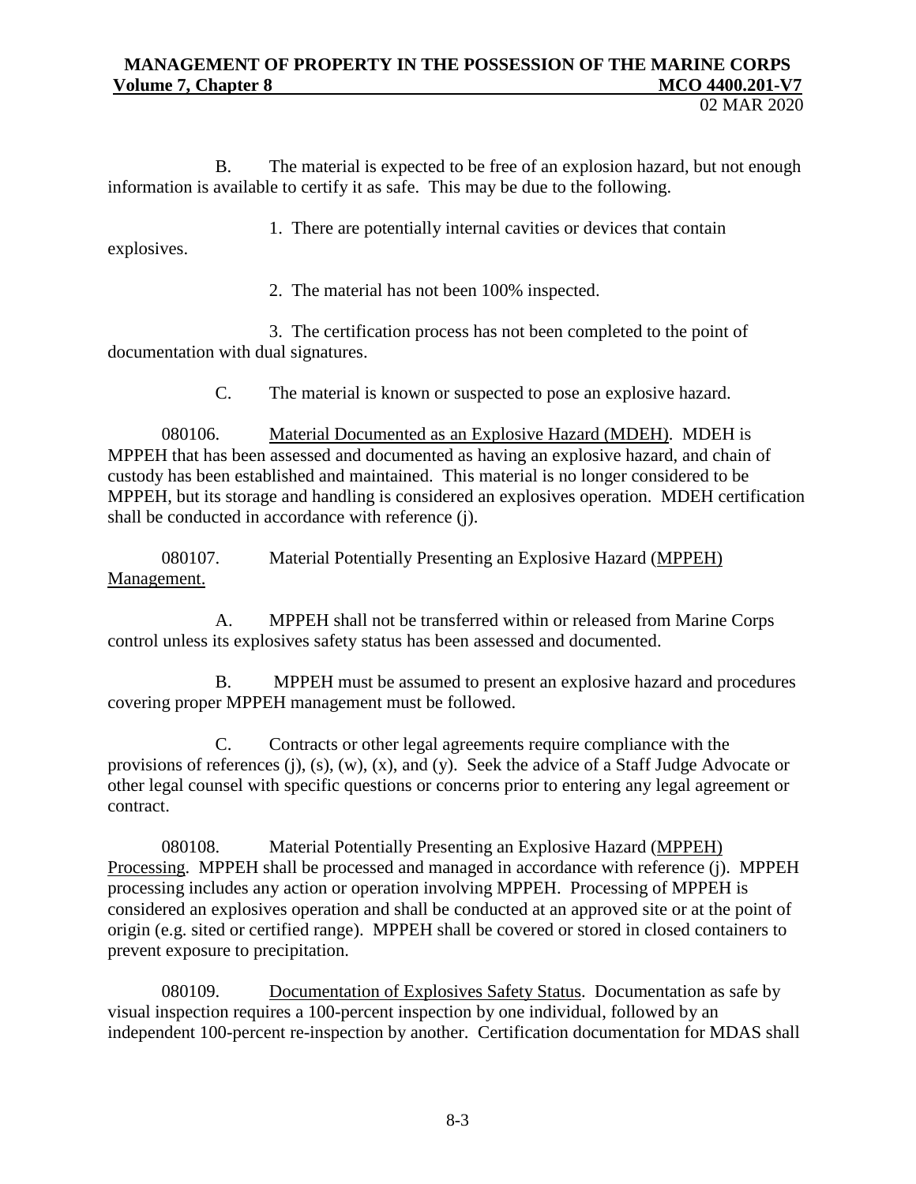B. The material is expected to be free of an explosion hazard, but not enough information is available to certify it as safe. This may be due to the following.

1. There are potentially internal cavities or devices that contain explosives.

2. The material has not been 100% inspected.

3. The certification process has not been completed to the point of documentation with dual signatures.

C. The material is known or suspected to pose an explosive hazard.

080106. Material Documented as an Explosive Hazard (MDEH). MDEH is MPPEH that has been assessed and documented as having an explosive hazard, and chain of custody has been established and maintained. This material is no longer considered to be MPPEH, but its storage and handling is considered an explosives operation. MDEH certification shall be conducted in accordance with reference (j).

080107. Material Potentially Presenting an Explosive Hazard (MPPEH) Management.

A. MPPEH shall not be transferred within or released from Marine Corps control unless its explosives safety status has been assessed and documented.

B. MPPEH must be assumed to present an explosive hazard and procedures covering proper MPPEH management must be followed.

C. Contracts or other legal agreements require compliance with the provisions of references (j), (s), (w), (x), and (y). Seek the advice of a Staff Judge Advocate or other legal counsel with specific questions or concerns prior to entering any legal agreement or contract.

080108. Material Potentially Presenting an Explosive Hazard (MPPEH) Processing. MPPEH shall be processed and managed in accordance with reference (j). MPPEH processing includes any action or operation involving MPPEH. Processing of MPPEH is considered an explosives operation and shall be conducted at an approved site or at the point of origin (e.g. sited or certified range). MPPEH shall be covered or stored in closed containers to prevent exposure to precipitation.

080109. Documentation of Explosives Safety Status. Documentation as safe by visual inspection requires a 100-percent inspection by one individual, followed by an independent 100-percent re-inspection by another. Certification documentation for MDAS shall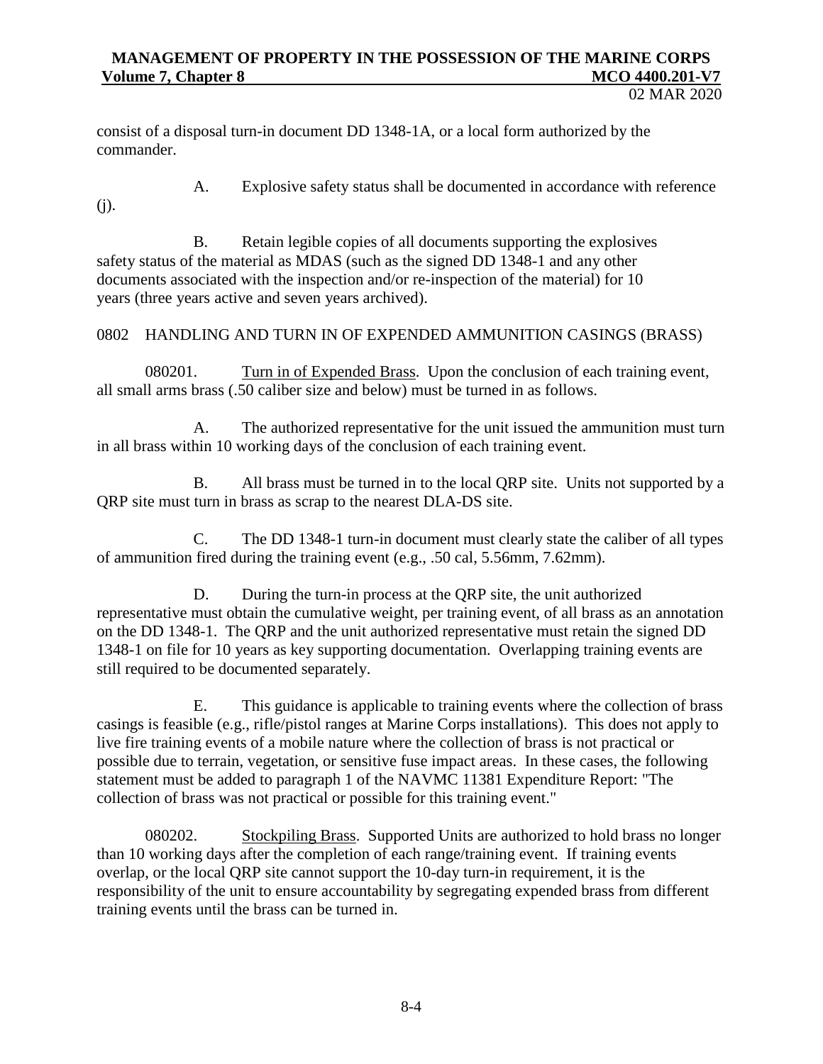consist of a disposal turn-in document DD 1348-1A, or a local form authorized by the commander.

A. Explosive safety status shall be documented in accordance with reference (j).

B. Retain legible copies of all documents supporting the explosives safety status of the material as MDAS (such as the signed DD 1348-1 and any other documents associated with the inspection and/or re-inspection of the material) for 10 years (three years active and seven years archived).

## 0802 HANDLING AND TURN IN OF EXPENDED AMMUNITION CASINGS (BRASS)

080201. Turn in of Expended Brass. Upon the conclusion of each training event, all small arms brass (.50 caliber size and below) must be turned in as follows.

A. The authorized representative for the unit issued the ammunition must turn in all brass within 10 working days of the conclusion of each training event.

B. All brass must be turned in to the local QRP site. Units not supported by a QRP site must turn in brass as scrap to the nearest DLA-DS site.

C. The DD 1348-1 turn-in document must clearly state the caliber of all types of ammunition fired during the training event (e.g., .50 cal, 5.56mm, 7.62mm).

D. During the turn-in process at the QRP site, the unit authorized representative must obtain the cumulative weight, per training event, of all brass as an annotation on the DD 1348-1. The QRP and the unit authorized representative must retain the signed DD 1348-1 on file for 10 years as key supporting documentation. Overlapping training events are still required to be documented separately.

E. This guidance is applicable to training events where the collection of brass casings is feasible (e.g., rifle/pistol ranges at Marine Corps installations). This does not apply to live fire training events of a mobile nature where the collection of brass is not practical or possible due to terrain, vegetation, or sensitive fuse impact areas. In these cases, the following statement must be added to paragraph 1 of the NAVMC 11381 Expenditure Report: "The collection of brass was not practical or possible for this training event."

080202. Stockpiling Brass. Supported Units are authorized to hold brass no longer than 10 working days after the completion of each range/training event. If training events overlap, or the local QRP site cannot support the 10-day turn-in requirement, it is the responsibility of the unit to ensure accountability by segregating expended brass from different training events until the brass can be turned in.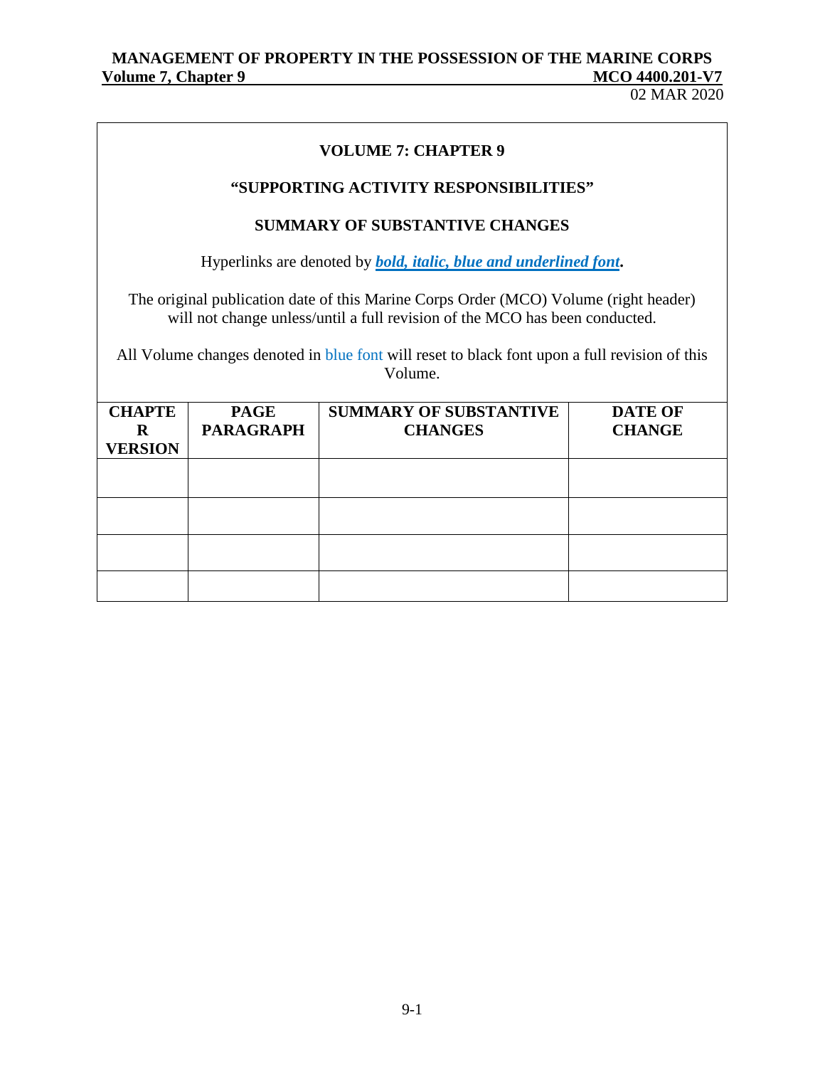**VOLUME 7: CHAPTER 9**

**"SUPPORTING ACTIVITY RESPONSIBILITIES"**

**SUMMARY OF SUBSTANTIVE CHANGES**

Hyperlinks are denoted by ***bold, italic, blue and underlined font*.**

The original publication date of this Marine Corps Order (MCO) Volume (right header) will not change unless/until a full revision of the MCO has been conducted.

All Volume changes denoted in blue font will reset to black font upon a full revision of this Volume.

| CHAPTER VERSION | PAGE PARAGRAPH | SUMMARY OF SUBSTANTIVE CHANGES | DATE OF CHANGE |
|---|---|---|---|
| | | | |
| | | | |
| | | | |
| | | | |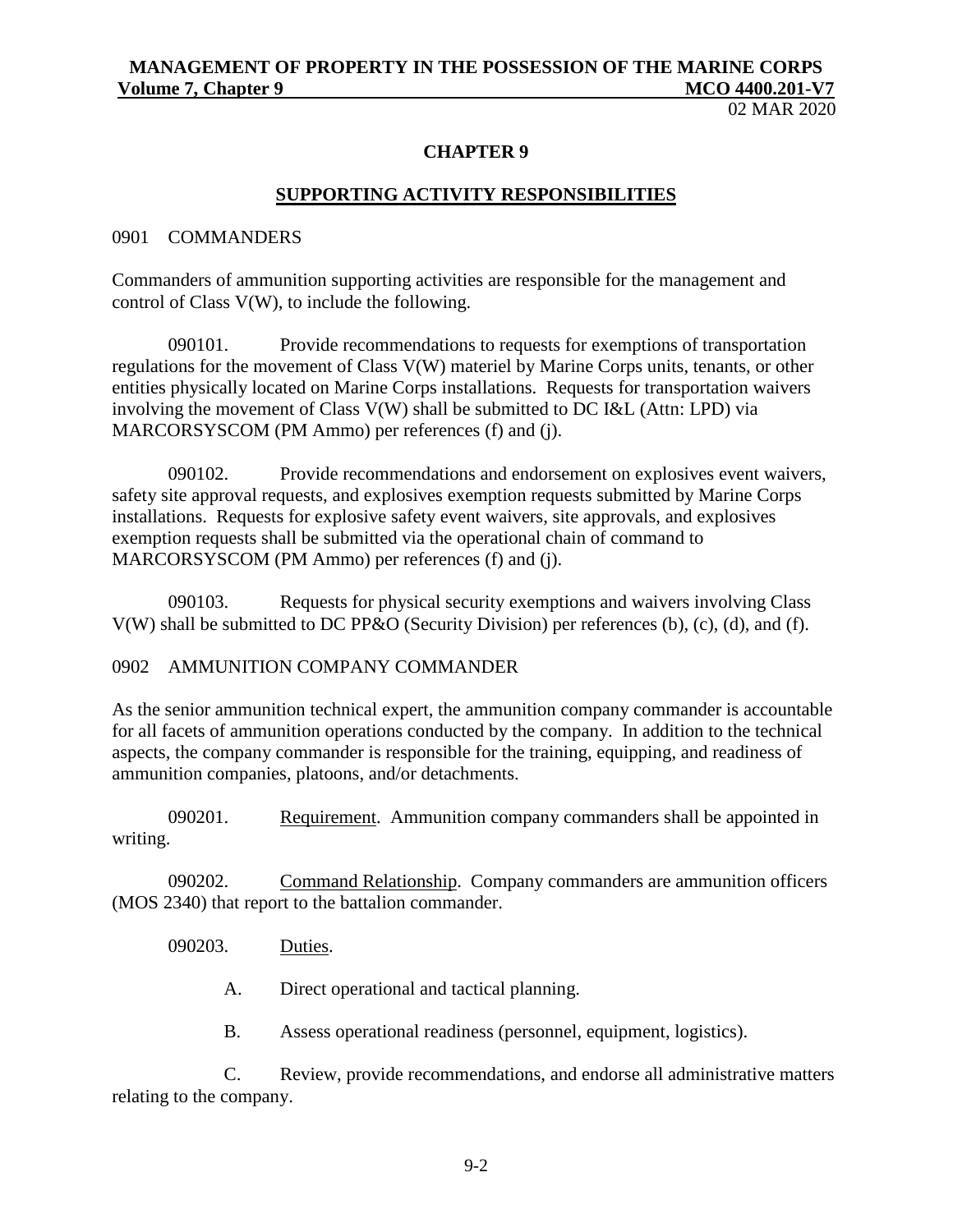## CHAPTER 9

## SUPPORTING ACTIVITY RESPONSIBILITIES

### 0901 COMMANDERS

Commanders of ammunition supporting activities are responsible for the management and control of Class V(W), to include the following.

090101. Provide recommendations to requests for exemptions of transportation regulations for the movement of Class V(W) materiel by Marine Corps units, tenants, or other entities physically located on Marine Corps installations. Requests for transportation waivers involving the movement of Class V(W) shall be submitted to DC I&L (Attn: LPD) via MARCORSYSCOM (PM Ammo) per references (f) and (j).

090102. Provide recommendations and endorsement on explosives event waivers, safety site approval requests, and explosives exemption requests submitted by Marine Corps installations. Requests for explosive safety event waivers, site approvals, and explosives exemption requests shall be submitted via the operational chain of command to MARCORSYSCOM (PM Ammo) per references (f) and (j).

090103. Requests for physical security exemptions and waivers involving Class V(W) shall be submitted to DC PP&O (Security Division) per references (b), (c), (d), and (f).

### 0902 AMMUNITION COMPANY COMMANDER

As the senior ammunition technical expert, the ammunition company commander is accountable for all facets of ammunition operations conducted by the company. In addition to the technical aspects, the company commander is responsible for the training, equipping, and readiness of ammunition companies, platoons, and/or detachments.

090201. Requirement. Ammunition company commanders shall be appointed in writing.

090202. Command Relationship. Company commanders are ammunition officers (MOS 2340) that report to the battalion commander.

090203. Duties.

A. Direct operational and tactical planning.

B. Assess operational readiness (personnel, equipment, logistics).

C. Review, provide recommendations, and endorse all administrative matters relating to the company.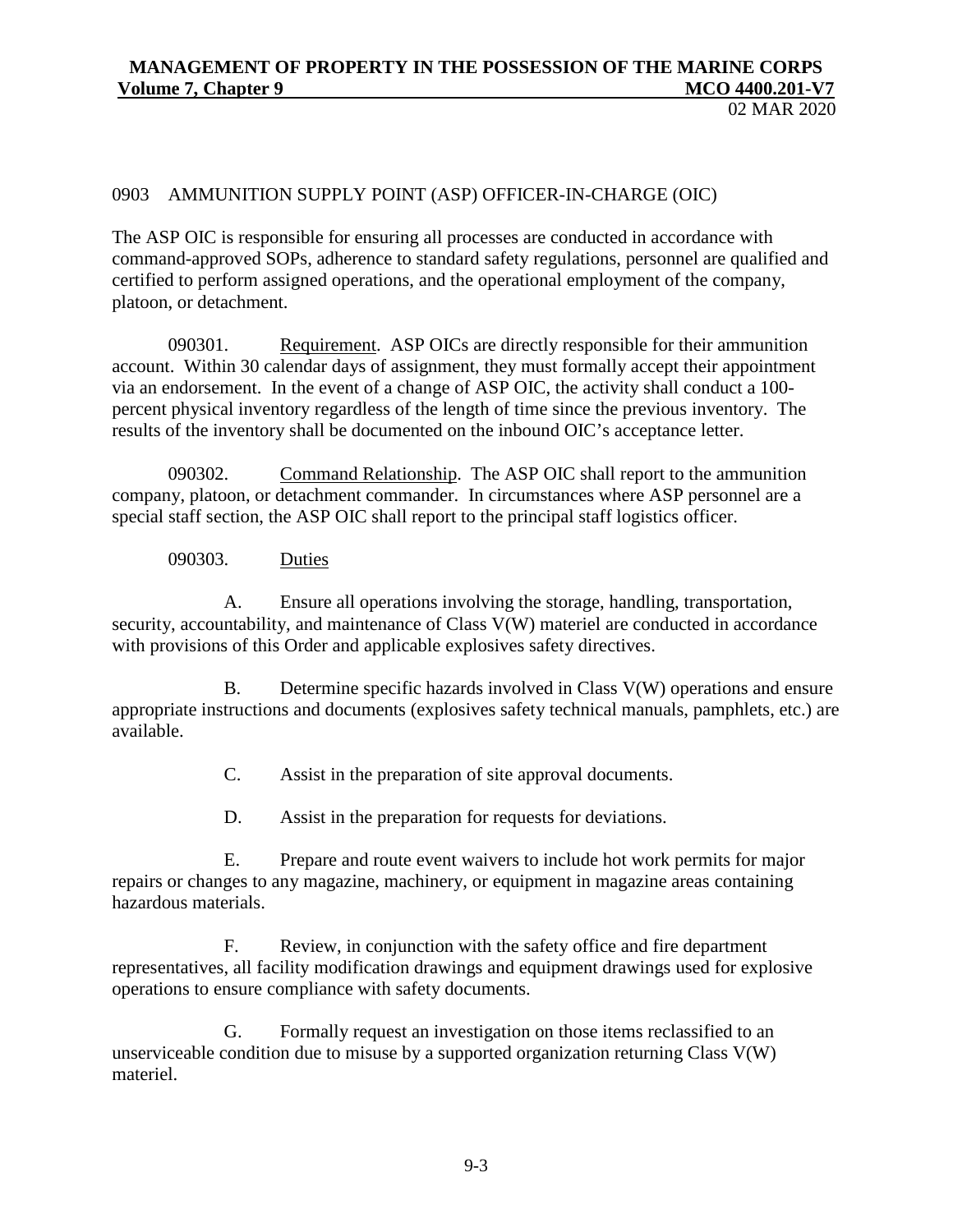## 0903 AMMUNITION SUPPLY POINT (ASP) OFFICER-IN-CHARGE (OIC)

The ASP OIC is responsible for ensuring all processes are conducted in accordance with command-approved SOPs, adherence to standard safety regulations, personnel are qualified and certified to perform assigned operations, and the operational employment of the company, platoon, or detachment.

090301. Requirement. ASP OICs are directly responsible for their ammunition account. Within 30 calendar days of assignment, they must formally accept their appointment via an endorsement. In the event of a change of ASP OIC, the activity shall conduct a 100-percent physical inventory regardless of the length of time since the previous inventory. The results of the inventory shall be documented on the inbound OIC's acceptance letter.

090302. Command Relationship. The ASP OIC shall report to the ammunition company, platoon, or detachment commander. In circumstances where ASP personnel are a special staff section, the ASP OIC shall report to the principal staff logistics officer.

090303. Duties

A. Ensure all operations involving the storage, handling, transportation, security, accountability, and maintenance of Class V(W) materiel are conducted in accordance with provisions of this Order and applicable explosives safety directives.

B. Determine specific hazards involved in Class V(W) operations and ensure appropriate instructions and documents (explosives safety technical manuals, pamphlets, etc.) are available.

C. Assist in the preparation of site approval documents.

D. Assist in the preparation for requests for deviations.

E. Prepare and route event waivers to include hot work permits for major repairs or changes to any magazine, machinery, or equipment in magazine areas containing hazardous materials.

F. Review, in conjunction with the safety office and fire department representatives, all facility modification drawings and equipment drawings used for explosive operations to ensure compliance with safety documents.

G. Formally request an investigation on those items reclassified to an unserviceable condition due to misuse by a supported organization returning Class V(W) materiel.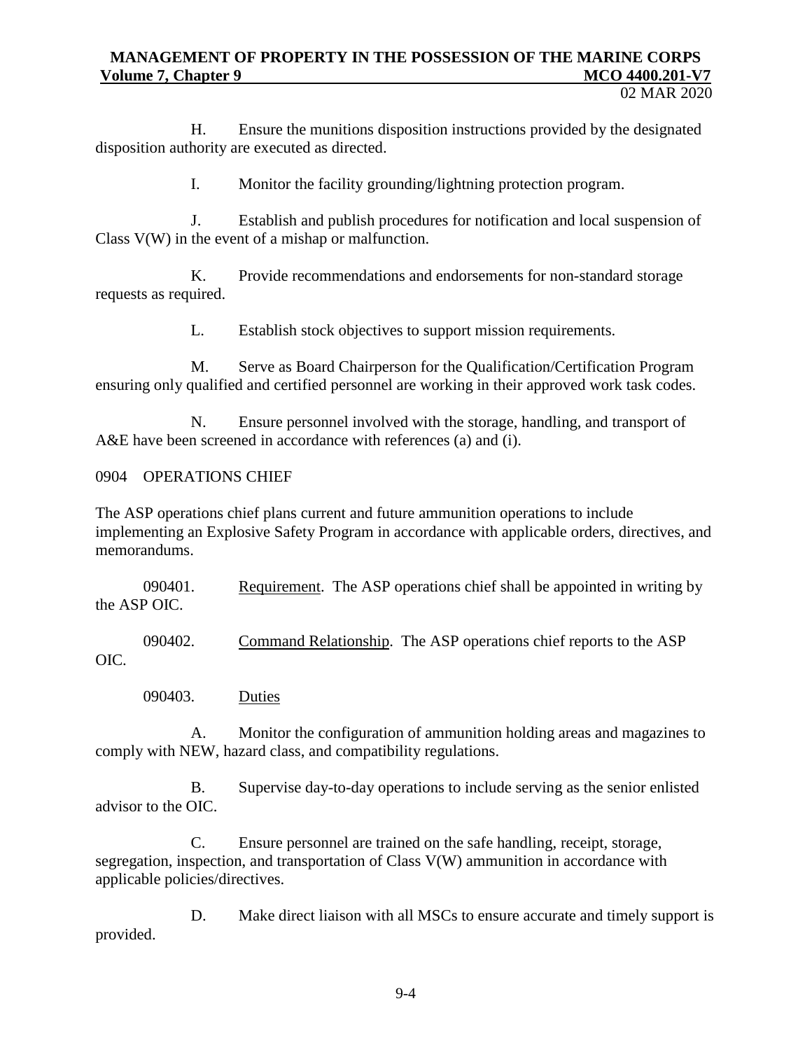H. Ensure the munitions disposition instructions provided by the designated disposition authority are executed as directed.

I. Monitor the facility grounding/lightning protection program.

J. Establish and publish procedures for notification and local suspension of Class V(W) in the event of a mishap or malfunction.

K. Provide recommendations and endorsements for non-standard storage requests as required.

L. Establish stock objectives to support mission requirements.

M. Serve as Board Chairperson for the Qualification/Certification Program ensuring only qualified and certified personnel are working in their approved work task codes.

N. Ensure personnel involved with the storage, handling, and transport of A&E have been screened in accordance with references (a) and (i).

## 0904 OPERATIONS CHIEF

The ASP operations chief plans current and future ammunition operations to include implementing an Explosive Safety Program in accordance with applicable orders, directives, and memorandums.

090401. Requirement. The ASP operations chief shall be appointed in writing by the ASP OIC.

090402. Command Relationship. The ASP operations chief reports to the ASP OIC.

090403. Duties

A. Monitor the configuration of ammunition holding areas and magazines to comply with NEW, hazard class, and compatibility regulations.

B. Supervise day-to-day operations to include serving as the senior enlisted advisor to the OIC.

C. Ensure personnel are trained on the safe handling, receipt, storage, segregation, inspection, and transportation of Class V(W) ammunition in accordance with applicable policies/directives.

D. Make direct liaison with all MSCs to ensure accurate and timely support is provided.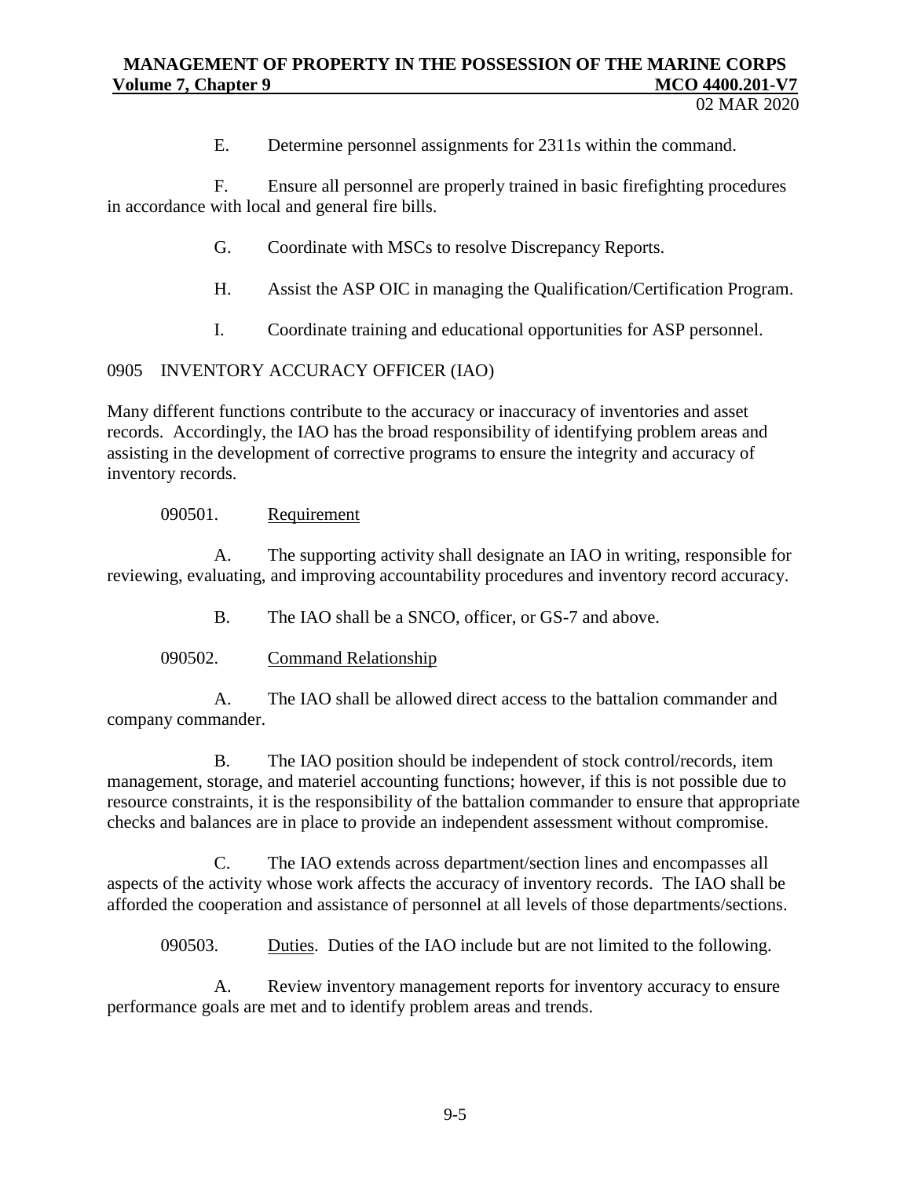E. Determine personnel assignments for 2311s within the command.

F. Ensure all personnel are properly trained in basic firefighting procedures in accordance with local and general fire bills.

G. Coordinate with MSCs to resolve Discrepancy Reports.

H. Assist the ASP OIC in managing the Qualification/Certification Program.

I. Coordinate training and educational opportunities for ASP personnel.

## 0905 INVENTORY ACCURACY OFFICER (IAO)

Many different functions contribute to the accuracy or inaccuracy of inventories and asset records. Accordingly, the IAO has the broad responsibility of identifying problem areas and assisting in the development of corrective programs to ensure the integrity and accuracy of inventory records.

### 090501. Requirement

A. The supporting activity shall designate an IAO in writing, responsible for reviewing, evaluating, and improving accountability procedures and inventory record accuracy.

B. The IAO shall be a SNCO, officer, or GS-7 and above.

### 090502. Command Relationship

A. The IAO shall be allowed direct access to the battalion commander and company commander.

B. The IAO position should be independent of stock control/records, item management, storage, and materiel accounting functions; however, if this is not possible due to resource constraints, it is the responsibility of the battalion commander to ensure that appropriate checks and balances are in place to provide an independent assessment without compromise.

C. The IAO extends across department/section lines and encompasses all aspects of the activity whose work affects the accuracy of inventory records. The IAO shall be afforded the cooperation and assistance of personnel at all levels of those departments/sections.

090503. Duties. Duties of the IAO include but are not limited to the following.

A. Review inventory management reports for inventory accuracy to ensure performance goals are met and to identify problem areas and trends.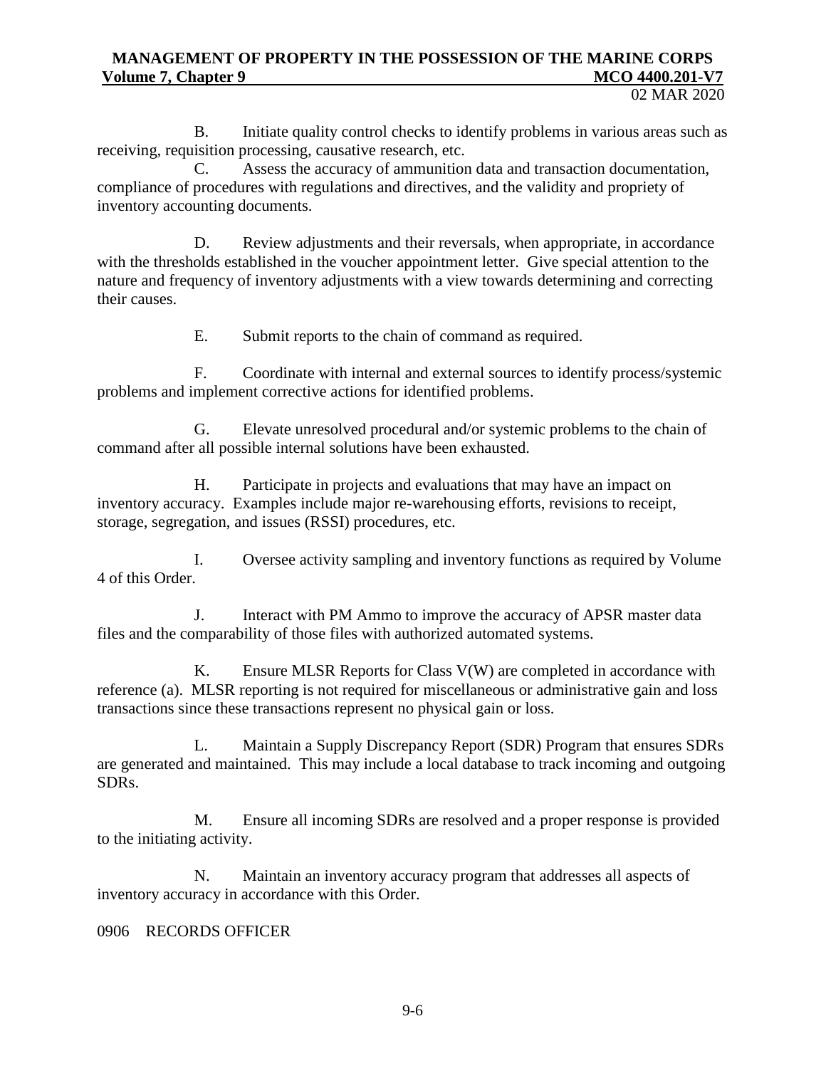B. Initiate quality control checks to identify problems in various areas such as receiving, requisition processing, causative research, etc.

C. Assess the accuracy of ammunition data and transaction documentation, compliance of procedures with regulations and directives, and the validity and propriety of inventory accounting documents.

D. Review adjustments and their reversals, when appropriate, in accordance with the thresholds established in the voucher appointment letter. Give special attention to the nature and frequency of inventory adjustments with a view towards determining and correcting their causes.

E. Submit reports to the chain of command as required.

F. Coordinate with internal and external sources to identify process/systemic problems and implement corrective actions for identified problems.

G. Elevate unresolved procedural and/or systemic problems to the chain of command after all possible internal solutions have been exhausted.

H. Participate in projects and evaluations that may have an impact on inventory accuracy. Examples include major re-warehousing efforts, revisions to receipt, storage, segregation, and issues (RSSI) procedures, etc.

I. Oversee activity sampling and inventory functions as required by Volume 4 of this Order.

J. Interact with PM Ammo to improve the accuracy of APSR master data files and the comparability of those files with authorized automated systems.

K. Ensure MLSR Reports for Class V(W) are completed in accordance with reference (a). MLSR reporting is not required for miscellaneous or administrative gain and loss transactions since these transactions represent no physical gain or loss.

L. Maintain a Supply Discrepancy Report (SDR) Program that ensures SDRs are generated and maintained. This may include a local database to track incoming and outgoing SDRs.

M. Ensure all incoming SDRs are resolved and a proper response is provided to the initiating activity.

N. Maintain an inventory accuracy program that addresses all aspects of inventory accuracy in accordance with this Order.

## 0906 RECORDS OFFICER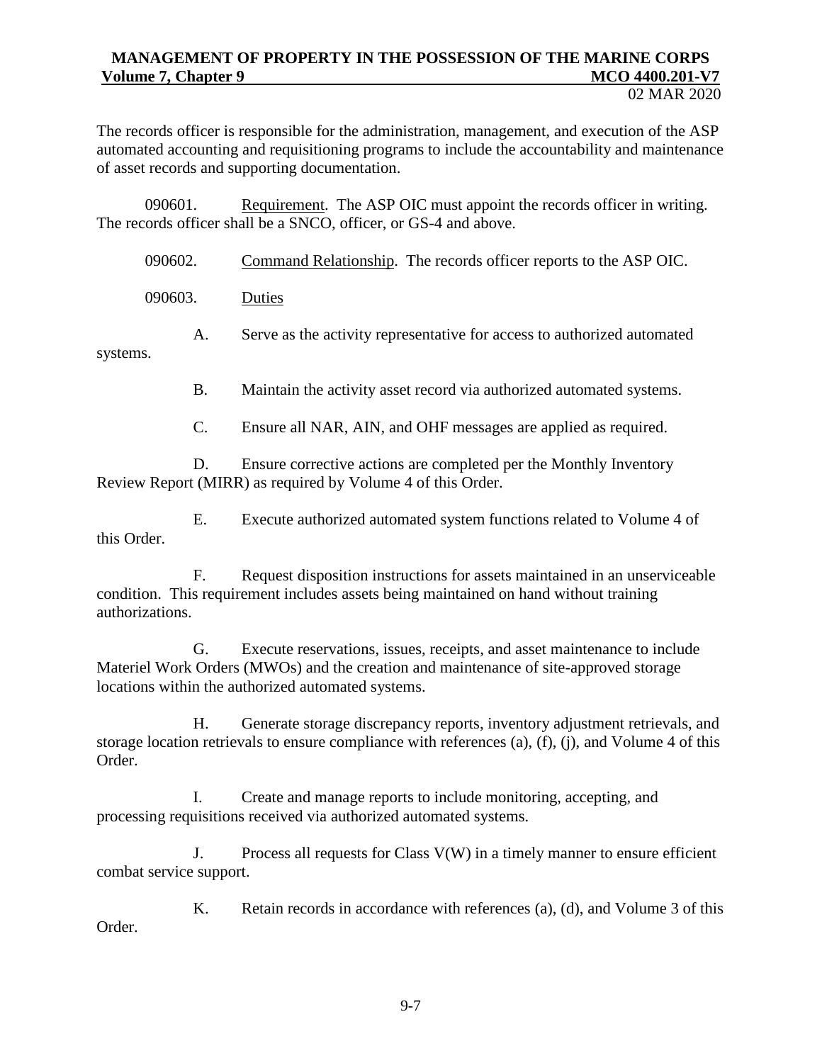The records officer is responsible for the administration, management, and execution of the ASP automated accounting and requisitioning programs to include the accountability and maintenance of asset records and supporting documentation.

090601. Requirement. The ASP OIC must appoint the records officer in writing. The records officer shall be a SNCO, officer, or GS-4 and above.

090602. Command Relationship. The records officer reports to the ASP OIC.

090603. Duties

A. Serve as the activity representative for access to authorized automated systems.

B. Maintain the activity asset record via authorized automated systems.

C. Ensure all NAR, AIN, and OHF messages are applied as required.

D. Ensure corrective actions are completed per the Monthly Inventory Review Report (MIRR) as required by Volume 4 of this Order.

E. Execute authorized automated system functions related to Volume 4 of this Order.

F. Request disposition instructions for assets maintained in an unserviceable condition. This requirement includes assets being maintained on hand without training authorizations.

G. Execute reservations, issues, receipts, and asset maintenance to include Materiel Work Orders (MWOs) and the creation and maintenance of site-approved storage locations within the authorized automated systems.

H. Generate storage discrepancy reports, inventory adjustment retrievals, and storage location retrievals to ensure compliance with references (a), (f), (j), and Volume 4 of this Order.

I. Create and manage reports to include monitoring, accepting, and processing requisitions received via authorized automated systems.

J. Process all requests for Class V(W) in a timely manner to ensure efficient combat service support.

K. Retain records in accordance with references (a), (d), and Volume 3 of this Order.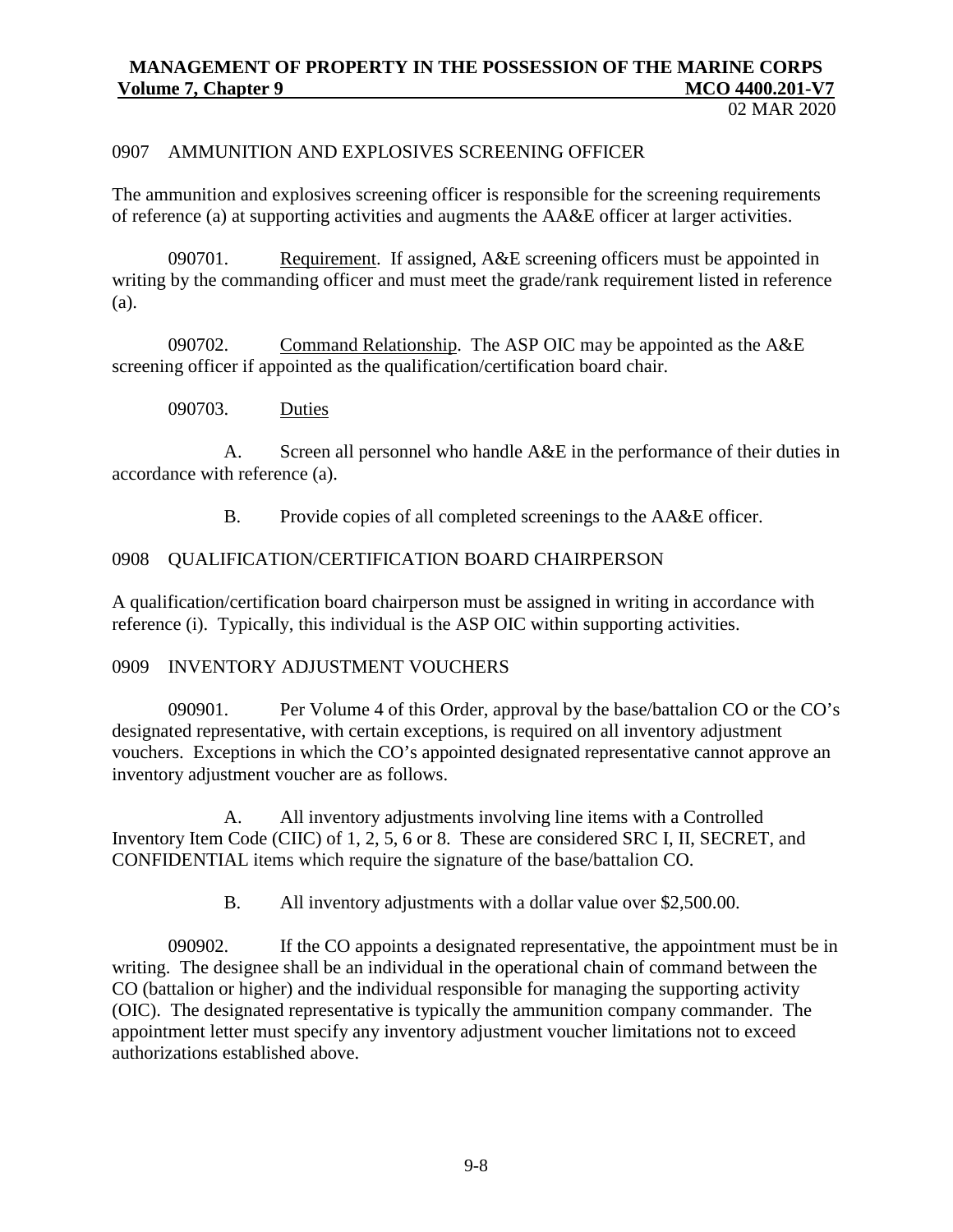## 0907 AMMUNITION AND EXPLOSIVES SCREENING OFFICER

The ammunition and explosives screening officer is responsible for the screening requirements of reference (a) at supporting activities and augments the AA&E officer at larger activities.

090701. Requirement. If assigned, A&E screening officers must be appointed in writing by the commanding officer and must meet the grade/rank requirement listed in reference (a).

090702. Command Relationship. The ASP OIC may be appointed as the A&E screening officer if appointed as the qualification/certification board chair.

090703. Duties

A. Screen all personnel who handle A&E in the performance of their duties in accordance with reference (a).

B. Provide copies of all completed screenings to the AA&E officer.

## 0908 QUALIFICATION/CERTIFICATION BOARD CHAIRPERSON

A qualification/certification board chairperson must be assigned in writing in accordance with reference (i). Typically, this individual is the ASP OIC within supporting activities.

## 0909 INVENTORY ADJUSTMENT VOUCHERS

090901. Per Volume 4 of this Order, approval by the base/battalion CO or the CO's designated representative, with certain exceptions, is required on all inventory adjustment vouchers. Exceptions in which the CO's appointed designated representative cannot approve an inventory adjustment voucher are as follows.

A. All inventory adjustments involving line items with a Controlled Inventory Item Code (CIIC) of 1, 2, 5, 6 or 8. These are considered SRC I, II, SECRET, and CONFIDENTIAL items which require the signature of the base/battalion CO.

B. All inventory adjustments with a dollar value over $2,500.00.

090902. If the CO appoints a designated representative, the appointment must be in writing. The designee shall be an individual in the operational chain of command between the CO (battalion or higher) and the individual responsible for managing the supporting activity (OIC). The designated representative is typically the ammunition company commander. The appointment letter must specify any inventory adjustment voucher limitations not to exceed authorizations established above.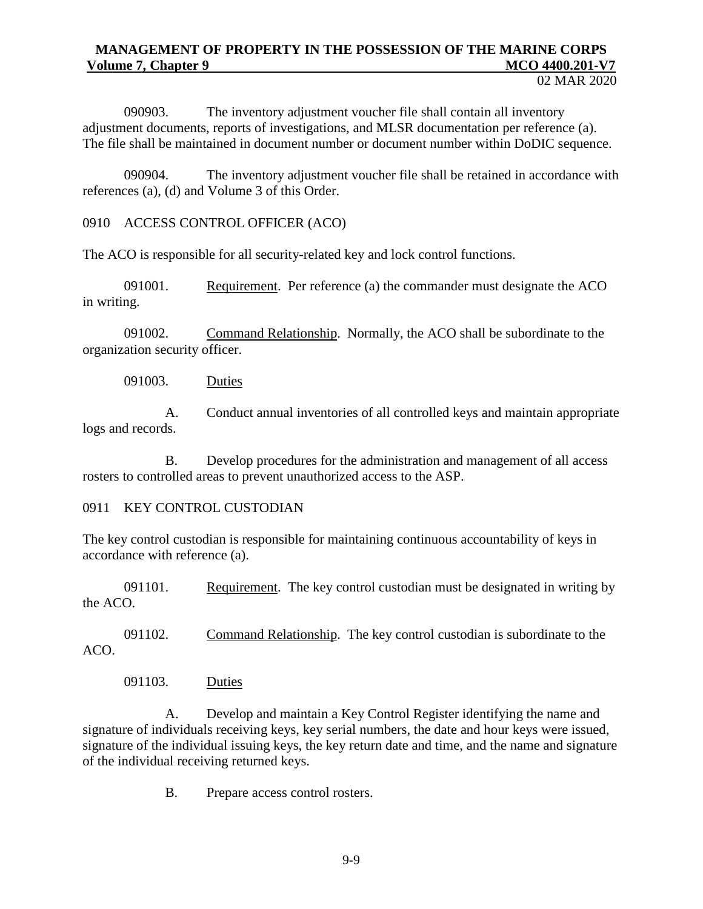090903. The inventory adjustment voucher file shall contain all inventory adjustment documents, reports of investigations, and MLSR documentation per reference (a). The file shall be maintained in document number or document number within DoDIC sequence.

090904. The inventory adjustment voucher file shall be retained in accordance with references (a), (d) and Volume 3 of this Order.

## 0910 ACCESS CONTROL OFFICER (ACO)

The ACO is responsible for all security-related key and lock control functions.

091001. Requirement. Per reference (a) the commander must designate the ACO in writing.

091002. Command Relationship. Normally, the ACO shall be subordinate to the organization security officer.

091003. Duties

A. Conduct annual inventories of all controlled keys and maintain appropriate logs and records.

B. Develop procedures for the administration and management of all access rosters to controlled areas to prevent unauthorized access to the ASP.

## 0911 KEY CONTROL CUSTODIAN

The key control custodian is responsible for maintaining continuous accountability of keys in accordance with reference (a).

091101. Requirement. The key control custodian must be designated in writing by the ACO.

091102. Command Relationship. The key control custodian is subordinate to the ACO.

091103. Duties

A. Develop and maintain a Key Control Register identifying the name and signature of individuals receiving keys, key serial numbers, the date and hour keys were issued, signature of the individual issuing keys, the key return date and time, and the name and signature of the individual receiving returned keys.

B. Prepare access control rosters.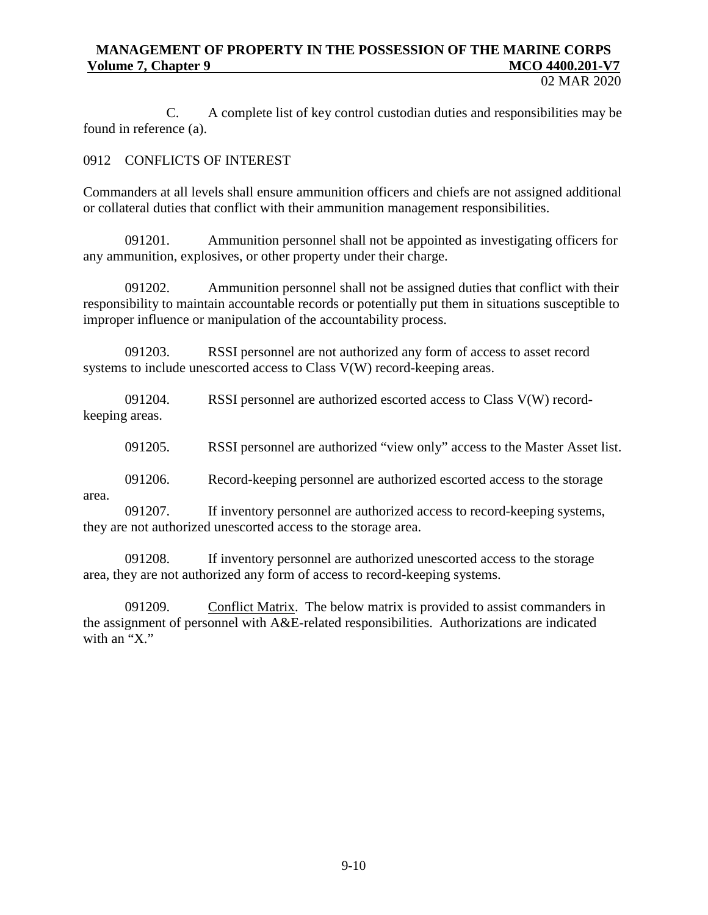C. A complete list of key control custodian duties and responsibilities may be found in reference (a).

## 0912 CONFLICTS OF INTEREST

Commanders at all levels shall ensure ammunition officers and chiefs are not assigned additional or collateral duties that conflict with their ammunition management responsibilities.

091201. Ammunition personnel shall not be appointed as investigating officers for any ammunition, explosives, or other property under their charge.

091202. Ammunition personnel shall not be assigned duties that conflict with their responsibility to maintain accountable records or potentially put them in situations susceptible to improper influence or manipulation of the accountability process.

091203. RSSI personnel are not authorized any form of access to asset record systems to include unescorted access to Class V(W) record-keeping areas.

091204. RSSI personnel are authorized escorted access to Class V(W) record-keeping areas.

091205. RSSI personnel are authorized "view only" access to the Master Asset list.

091206. Record-keeping personnel are authorized escorted access to the storage area.

091207. If inventory personnel are authorized access to record-keeping systems, they are not authorized unescorted access to the storage area.

091208. If inventory personnel are authorized unescorted access to the storage area, they are not authorized any form of access to record-keeping systems.

091209. Conflict Matrix. The below matrix is provided to assist commanders in the assignment of personnel with A&E-related responsibilities. Authorizations are indicated with an "X."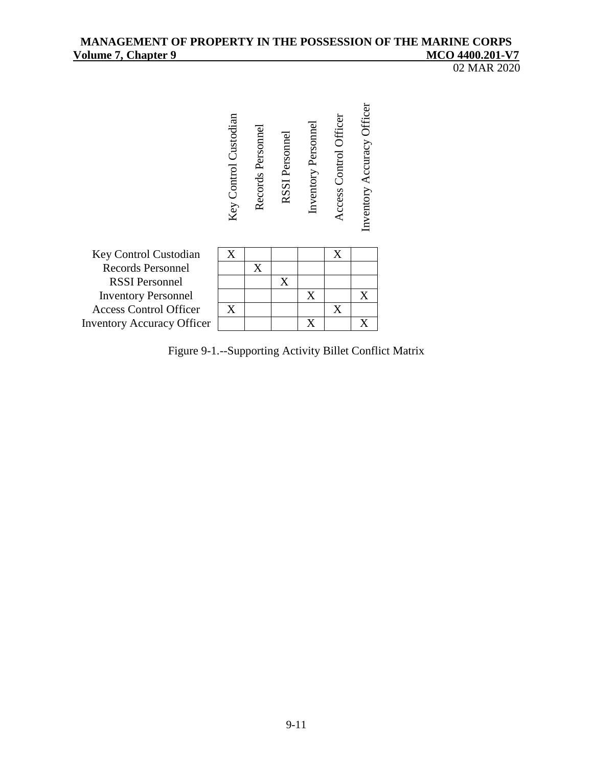| | Key Control Custodian | Records Personnel | RSSI Personnel | Inventory Personnel | Access Control Officer | Inventory Accuracy Officer |
|---|---|---|---|---|---|---|
| Key Control Custodian | X | | | | X | |
| Records Personnel | | X | | | | |
| RSSI Personnel | | | X | | | |
| Inventory Personnel | | | | X | | X |
| Access Control Officer | X | | | | X | |
| Inventory Accuracy Officer | | | | X | | X |

Figure 9-1.--Supporting Activity Billet Conflict Matrix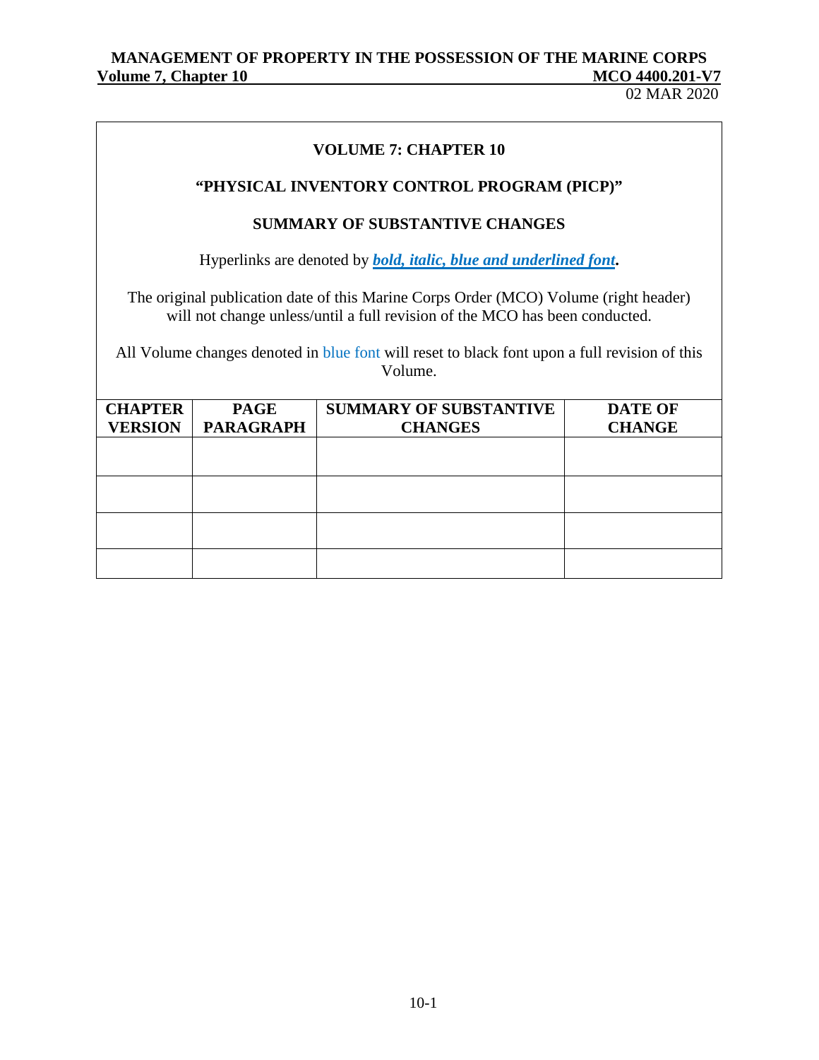## VOLUME 7: CHAPTER 10

## "PHYSICAL INVENTORY CONTROL PROGRAM (PICP)"

### SUMMARY OF SUBSTANTIVE CHANGES

Hyperlinks are denoted by ***bold, italic, blue and underlined font*****.**

The original publication date of this Marine Corps Order (MCO) Volume (right header) will not change unless/until a full revision of the MCO has been conducted.

All Volume changes denoted in blue font will reset to black font upon a full revision of this Volume.

| CHAPTER VERSION | PAGE PARAGRAPH | SUMMARY OF SUBSTANTIVE CHANGES | DATE OF CHANGE |
|---|---|---|---|
| | | | |
| | | | |
| | | | |
| | | | |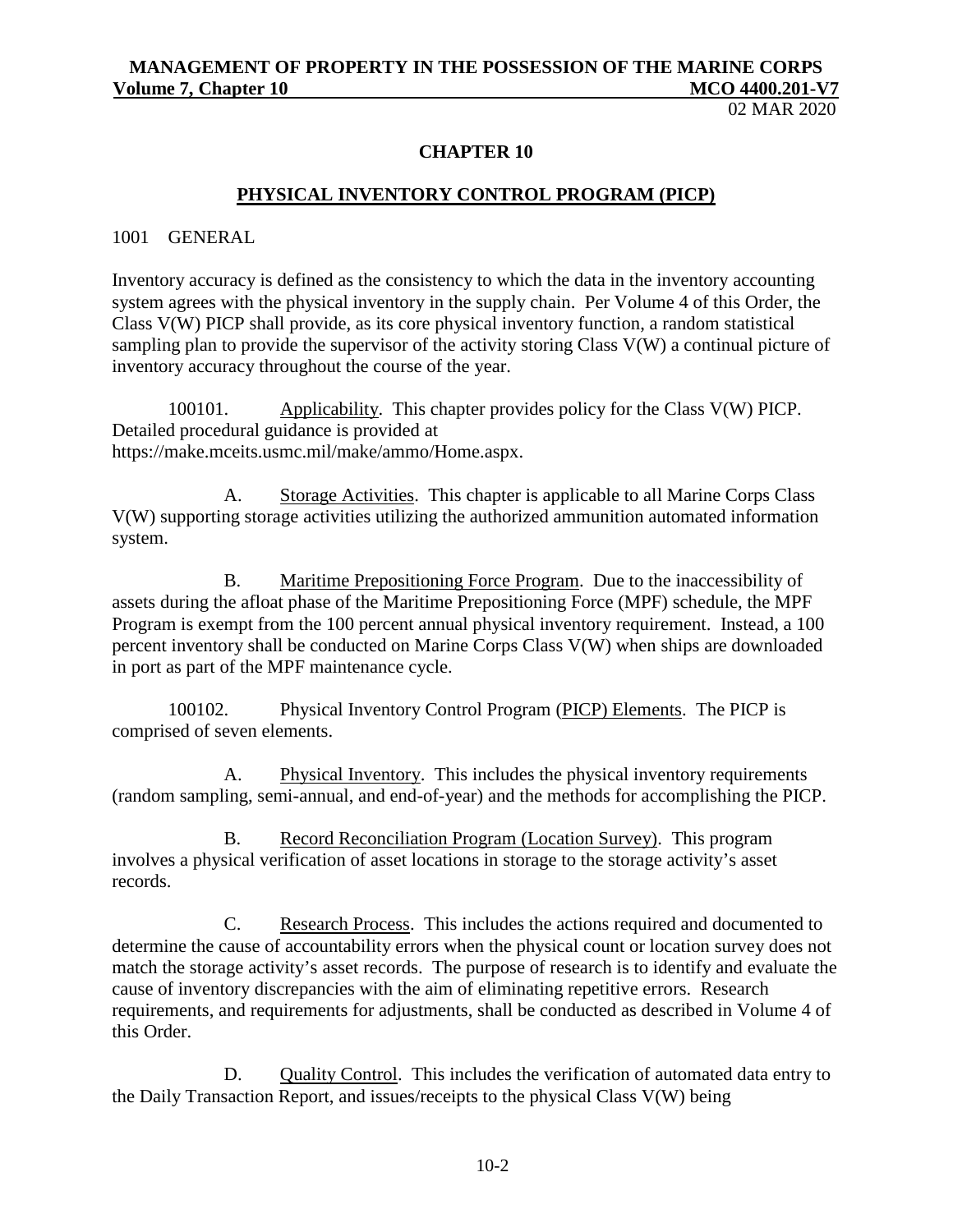# CHAPTER 10

## PHYSICAL INVENTORY CONTROL PROGRAM (PICP)

1001 GENERAL

Inventory accuracy is defined as the consistency to which the data in the inventory accounting system agrees with the physical inventory in the supply chain. Per Volume 4 of this Order, the Class V(W) PICP shall provide, as its core physical inventory function, a random statistical sampling plan to provide the supervisor of the activity storing Class V(W) a continual picture of inventory accuracy throughout the course of the year.

100101. Applicability. This chapter provides policy for the Class V(W) PICP. Detailed procedural guidance is provided at https://make.mceits.usmc.mil/make/ammo/Home.aspx.

A. Storage Activities. This chapter is applicable to all Marine Corps Class V(W) supporting storage activities utilizing the authorized ammunition automated information system.

B. Maritime Prepositioning Force Program. Due to the inaccessibility of assets during the afloat phase of the Maritime Prepositioning Force (MPF) schedule, the MPF Program is exempt from the 100 percent annual physical inventory requirement. Instead, a 100 percent inventory shall be conducted on Marine Corps Class V(W) when ships are downloaded in port as part of the MPF maintenance cycle.

100102. Physical Inventory Control Program (PICP) Elements. The PICP is comprised of seven elements.

A. Physical Inventory. This includes the physical inventory requirements (random sampling, semi-annual, and end-of-year) and the methods for accomplishing the PICP.

B. Record Reconciliation Program (Location Survey). This program involves a physical verification of asset locations in storage to the storage activity's asset records.

C. Research Process. This includes the actions required and documented to determine the cause of accountability errors when the physical count or location survey does not match the storage activity's asset records. The purpose of research is to identify and evaluate the cause of inventory discrepancies with the aim of eliminating repetitive errors. Research requirements, and requirements for adjustments, shall be conducted as described in Volume 4 of this Order.

D. Quality Control. This includes the verification of automated data entry to the Daily Transaction Report, and issues/receipts to the physical Class V(W) being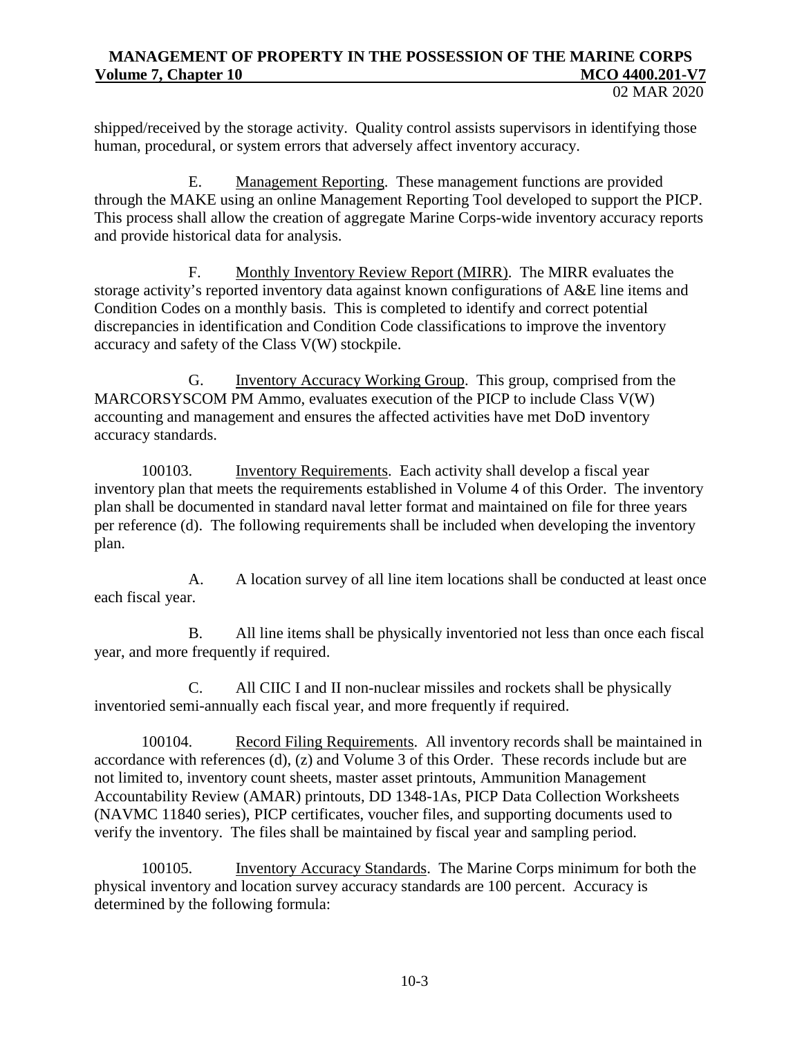shipped/received by the storage activity. Quality control assists supervisors in identifying those human, procedural, or system errors that adversely affect inventory accuracy.

E. Management Reporting. These management functions are provided through the MAKE using an online Management Reporting Tool developed to support the PICP. This process shall allow the creation of aggregate Marine Corps-wide inventory accuracy reports and provide historical data for analysis.

F. Monthly Inventory Review Report (MIRR). The MIRR evaluates the storage activity's reported inventory data against known configurations of A&E line items and Condition Codes on a monthly basis. This is completed to identify and correct potential discrepancies in identification and Condition Code classifications to improve the inventory accuracy and safety of the Class V(W) stockpile.

G. Inventory Accuracy Working Group. This group, comprised from the MARCORSYSCOM PM Ammo, evaluates execution of the PICP to include Class V(W) accounting and management and ensures the affected activities have met DoD inventory accuracy standards.

100103. Inventory Requirements. Each activity shall develop a fiscal year inventory plan that meets the requirements established in Volume 4 of this Order. The inventory plan shall be documented in standard naval letter format and maintained on file for three years per reference (d). The following requirements shall be included when developing the inventory plan.

A. A location survey of all line item locations shall be conducted at least once each fiscal year.

B. All line items shall be physically inventoried not less than once each fiscal year, and more frequently if required.

C. All CIIC I and II non-nuclear missiles and rockets shall be physically inventoried semi-annually each fiscal year, and more frequently if required.

100104. Record Filing Requirements. All inventory records shall be maintained in accordance with references (d), (z) and Volume 3 of this Order. These records include but are not limited to, inventory count sheets, master asset printouts, Ammunition Management Accountability Review (AMAR) printouts, DD 1348-1As, PICP Data Collection Worksheets (NAVMC 11840 series), PICP certificates, voucher files, and supporting documents used to verify the inventory. The files shall be maintained by fiscal year and sampling period.

100105. Inventory Accuracy Standards. The Marine Corps minimum for both the physical inventory and location survey accuracy standards are 100 percent. Accuracy is determined by the following formula: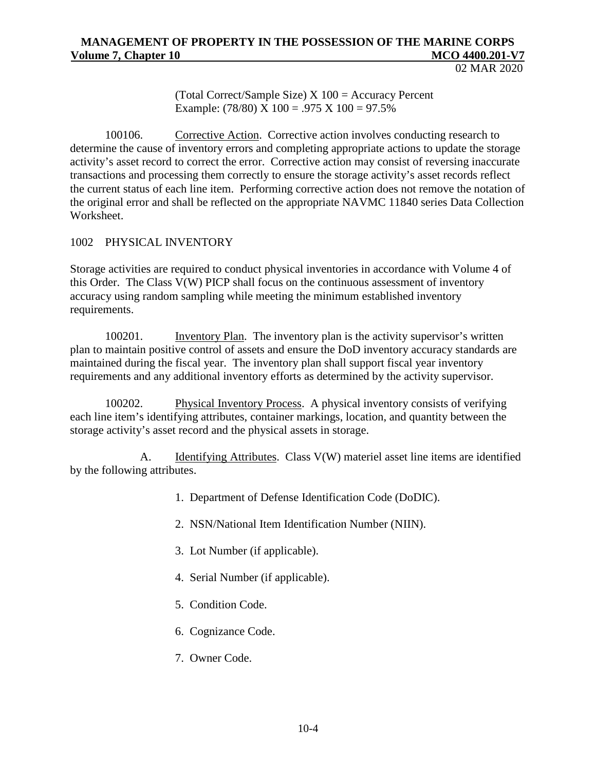(Total Correct/Sample Size) X 100 = Accuracy Percent
Example: (78/80) X 100 = .975 X 100 = 97.5%

100106. Corrective Action. Corrective action involves conducting research to determine the cause of inventory errors and completing appropriate actions to update the storage activity's asset record to correct the error. Corrective action may consist of reversing inaccurate transactions and processing them correctly to ensure the storage activity's asset records reflect the current status of each line item. Performing corrective action does not remove the notation of the original error and shall be reflected on the appropriate NAVMC 11840 series Data Collection Worksheet.

## 1002 PHYSICAL INVENTORY

Storage activities are required to conduct physical inventories in accordance with Volume 4 of this Order. The Class V(W) PICP shall focus on the continuous assessment of inventory accuracy using random sampling while meeting the minimum established inventory requirements.

100201. Inventory Plan. The inventory plan is the activity supervisor's written plan to maintain positive control of assets and ensure the DoD inventory accuracy standards are maintained during the fiscal year. The inventory plan shall support fiscal year inventory requirements and any additional inventory efforts as determined by the activity supervisor.

100202. Physical Inventory Process. A physical inventory consists of verifying each line item's identifying attributes, container markings, location, and quantity between the storage activity's asset record and the physical assets in storage.

A. Identifying Attributes. Class V(W) materiel asset line items are identified by the following attributes.

1. Department of Defense Identification Code (DoDIC).
2. NSN/National Item Identification Number (NIIN).
3. Lot Number (if applicable).
4. Serial Number (if applicable).
5. Condition Code.
6. Cognizance Code.
7. Owner Code.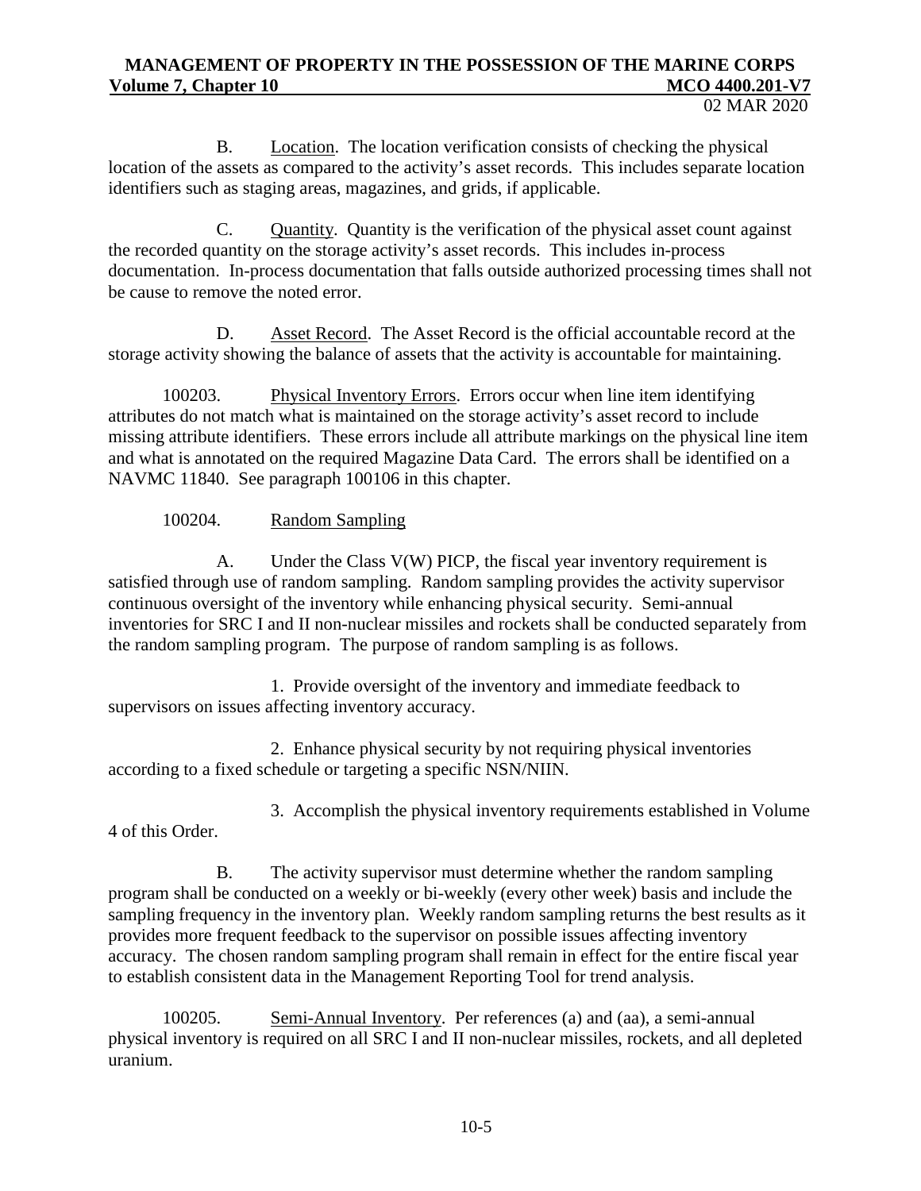B. Location. The location verification consists of checking the physical location of the assets as compared to the activity's asset records. This includes separate location identifiers such as staging areas, magazines, and grids, if applicable.

C. Quantity. Quantity is the verification of the physical asset count against the recorded quantity on the storage activity's asset records. This includes in-process documentation. In-process documentation that falls outside authorized processing times shall not be cause to remove the noted error.

D. Asset Record. The Asset Record is the official accountable record at the storage activity showing the balance of assets that the activity is accountable for maintaining.

100203. Physical Inventory Errors. Errors occur when line item identifying attributes do not match what is maintained on the storage activity's asset record to include missing attribute identifiers. These errors include all attribute markings on the physical line item and what is annotated on the required Magazine Data Card. The errors shall be identified on a NAVMC 11840. See paragraph 100106 in this chapter.

100204. Random Sampling

A. Under the Class V(W) PICP, the fiscal year inventory requirement is satisfied through use of random sampling. Random sampling provides the activity supervisor continuous oversight of the inventory while enhancing physical security. Semi-annual inventories for SRC I and II non-nuclear missiles and rockets shall be conducted separately from the random sampling program. The purpose of random sampling is as follows.

1. Provide oversight of the inventory and immediate feedback to supervisors on issues affecting inventory accuracy.

2. Enhance physical security by not requiring physical inventories according to a fixed schedule or targeting a specific NSN/NIIN.

3. Accomplish the physical inventory requirements established in Volume 4 of this Order.

B. The activity supervisor must determine whether the random sampling program shall be conducted on a weekly or bi-weekly (every other week) basis and include the sampling frequency in the inventory plan. Weekly random sampling returns the best results as it provides more frequent feedback to the supervisor on possible issues affecting inventory accuracy. The chosen random sampling program shall remain in effect for the entire fiscal year to establish consistent data in the Management Reporting Tool for trend analysis.

100205. Semi-Annual Inventory. Per references (a) and (aa), a semi-annual physical inventory is required on all SRC I and II non-nuclear missiles, rockets, and all depleted uranium.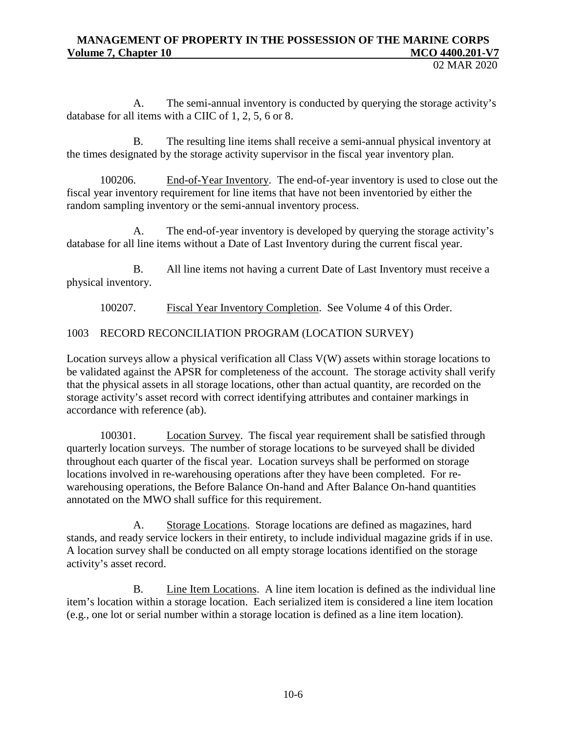A. The semi-annual inventory is conducted by querying the storage activity's database for all items with a CIIC of 1, 2, 5, 6 or 8.

B. The resulting line items shall receive a semi-annual physical inventory at the times designated by the storage activity supervisor in the fiscal year inventory plan.

100206. End-of-Year Inventory. The end-of-year inventory is used to close out the fiscal year inventory requirement for line items that have not been inventoried by either the random sampling inventory or the semi-annual inventory process.

A. The end-of-year inventory is developed by querying the storage activity's database for all line items without a Date of Last Inventory during the current fiscal year.

B. All line items not having a current Date of Last Inventory must receive a physical inventory.

100207. Fiscal Year Inventory Completion. See Volume 4 of this Order.

## 1003 RECORD RECONCILIATION PROGRAM (LOCATION SURVEY)

Location surveys allow a physical verification all Class V(W) assets within storage locations to be validated against the APSR for completeness of the account. The storage activity shall verify that the physical assets in all storage locations, other than actual quantity, are recorded on the storage activity's asset record with correct identifying attributes and container markings in accordance with reference (ab).

100301. Location Survey. The fiscal year requirement shall be satisfied through quarterly location surveys. The number of storage locations to be surveyed shall be divided throughout each quarter of the fiscal year. Location surveys shall be performed on storage locations involved in re-warehousing operations after they have been completed. For re-warehousing operations, the Before Balance On-hand and After Balance On-hand quantities annotated on the MWO shall suffice for this requirement.

A. Storage Locations. Storage locations are defined as magazines, hard stands, and ready service lockers in their entirety, to include individual magazine grids if in use. A location survey shall be conducted on all empty storage locations identified on the storage activity's asset record.

B. Line Item Locations. A line item location is defined as the individual line item's location within a storage location. Each serialized item is considered a line item location (e.g., one lot or serial number within a storage location is defined as a line item location).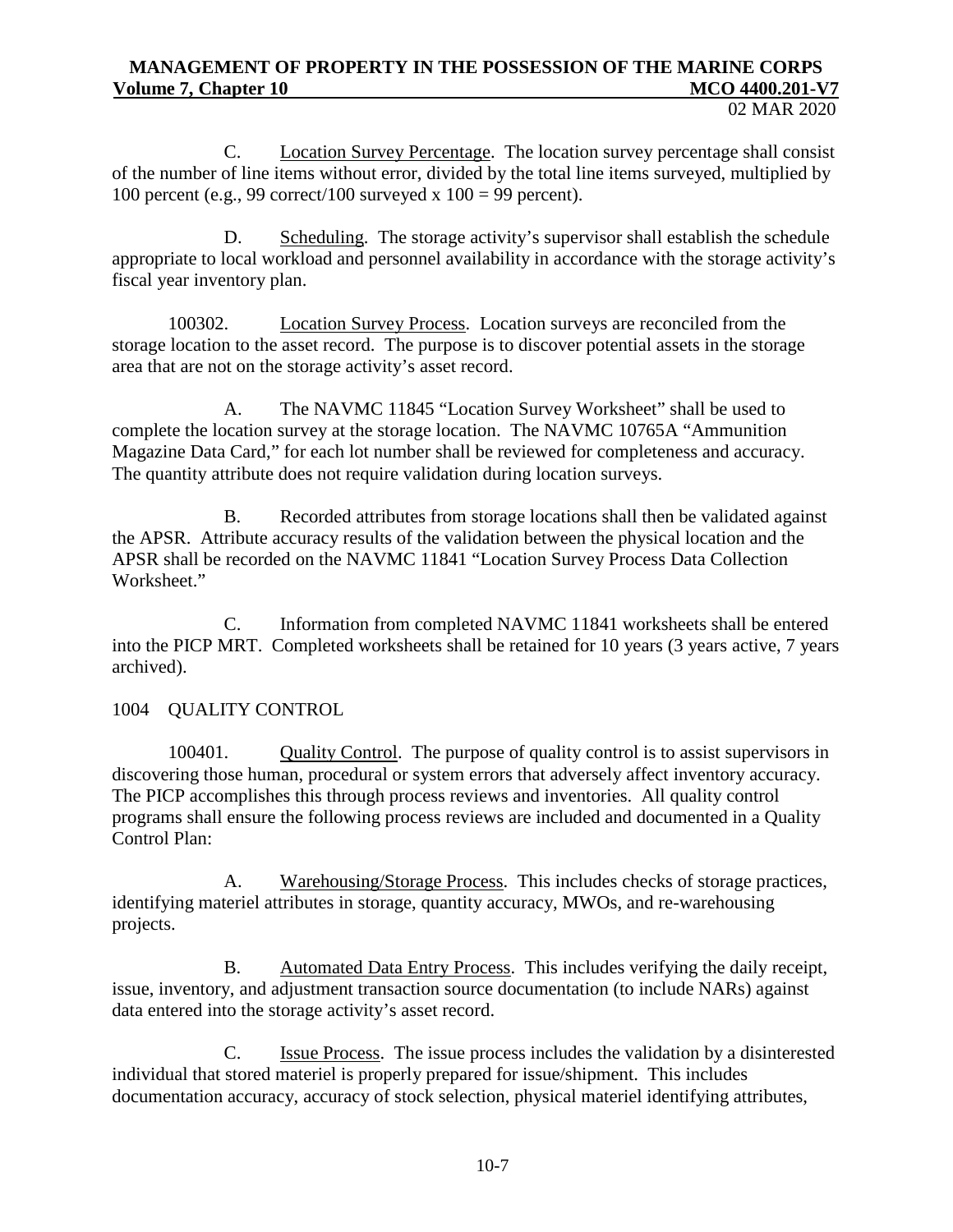C. Location Survey Percentage. The location survey percentage shall consist of the number of line items without error, divided by the total line items surveyed, multiplied by 100 percent (e.g., 99 correct/100 surveyed x 100 = 99 percent).

D. Scheduling. The storage activity's supervisor shall establish the schedule appropriate to local workload and personnel availability in accordance with the storage activity's fiscal year inventory plan.

100302. Location Survey Process. Location surveys are reconciled from the storage location to the asset record. The purpose is to discover potential assets in the storage area that are not on the storage activity's asset record.

A. The NAVMC 11845 "Location Survey Worksheet" shall be used to complete the location survey at the storage location. The NAVMC 10765A "Ammunition Magazine Data Card," for each lot number shall be reviewed for completeness and accuracy. The quantity attribute does not require validation during location surveys.

B. Recorded attributes from storage locations shall then be validated against the APSR. Attribute accuracy results of the validation between the physical location and the APSR shall be recorded on the NAVMC 11841 "Location Survey Process Data Collection Worksheet."

C. Information from completed NAVMC 11841 worksheets shall be entered into the PICP MRT. Completed worksheets shall be retained for 10 years (3 years active, 7 years archived).

## 1004 QUALITY CONTROL

100401. Quality Control. The purpose of quality control is to assist supervisors in discovering those human, procedural or system errors that adversely affect inventory accuracy. The PICP accomplishes this through process reviews and inventories. All quality control programs shall ensure the following process reviews are included and documented in a Quality Control Plan:

A. Warehousing/Storage Process. This includes checks of storage practices, identifying materiel attributes in storage, quantity accuracy, MWOs, and re-warehousing projects.

B. Automated Data Entry Process. This includes verifying the daily receipt, issue, inventory, and adjustment transaction source documentation (to include NARs) against data entered into the storage activity's asset record.

C. Issue Process. The issue process includes the validation by a disinterested individual that stored materiel is properly prepared for issue/shipment. This includes documentation accuracy, accuracy of stock selection, physical materiel identifying attributes,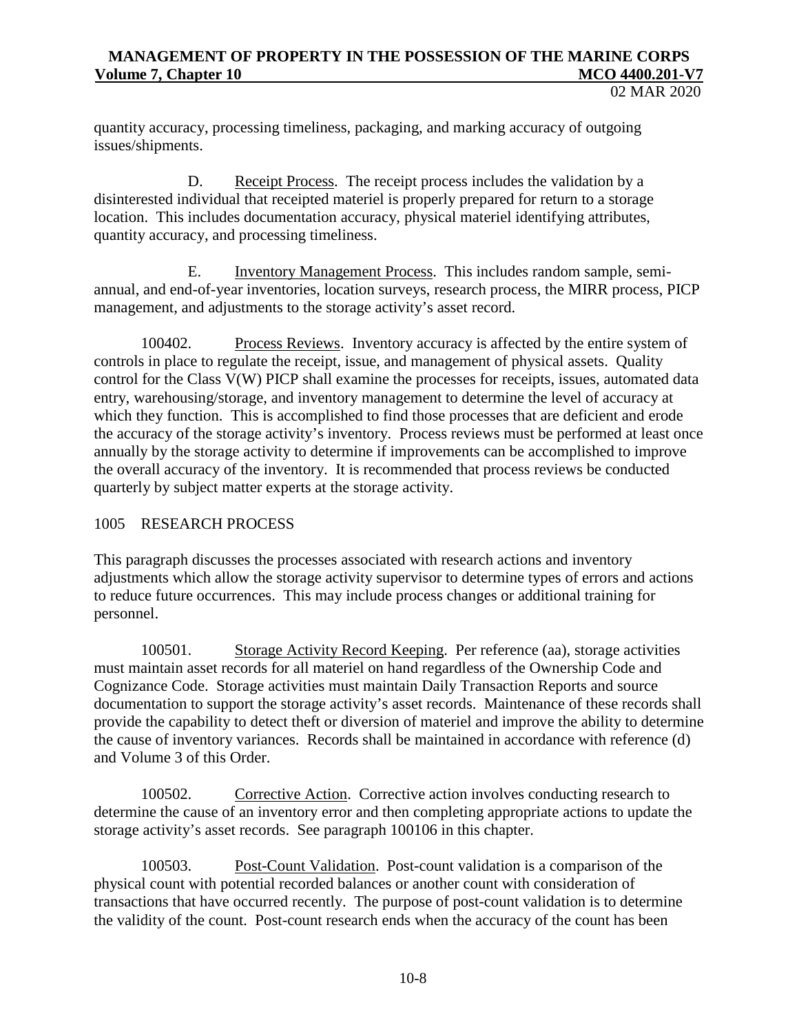quantity accuracy, processing timeliness, packaging, and marking accuracy of outgoing issues/shipments.

D. Receipt Process. The receipt process includes the validation by a disinterested individual that receipted materiel is properly prepared for return to a storage location. This includes documentation accuracy, physical materiel identifying attributes, quantity accuracy, and processing timeliness.

E. Inventory Management Process. This includes random sample, semi-annual, and end-of-year inventories, location surveys, research process, the MIRR process, PICP management, and adjustments to the storage activity's asset record.

100402. Process Reviews. Inventory accuracy is affected by the entire system of controls in place to regulate the receipt, issue, and management of physical assets. Quality control for the Class V(W) PICP shall examine the processes for receipts, issues, automated data entry, warehousing/storage, and inventory management to determine the level of accuracy at which they function. This is accomplished to find those processes that are deficient and erode the accuracy of the storage activity's inventory. Process reviews must be performed at least once annually by the storage activity to determine if improvements can be accomplished to improve the overall accuracy of the inventory. It is recommended that process reviews be conducted quarterly by subject matter experts at the storage activity.

## 1005 RESEARCH PROCESS

This paragraph discusses the processes associated with research actions and inventory adjustments which allow the storage activity supervisor to determine types of errors and actions to reduce future occurrences. This may include process changes or additional training for personnel.

100501. Storage Activity Record Keeping. Per reference (aa), storage activities must maintain asset records for all materiel on hand regardless of the Ownership Code and Cognizance Code. Storage activities must maintain Daily Transaction Reports and source documentation to support the storage activity's asset records. Maintenance of these records shall provide the capability to detect theft or diversion of materiel and improve the ability to determine the cause of inventory variances. Records shall be maintained in accordance with reference (d) and Volume 3 of this Order.

100502. Corrective Action. Corrective action involves conducting research to determine the cause of an inventory error and then completing appropriate actions to update the storage activity's asset records. See paragraph 100106 in this chapter.

100503. Post-Count Validation. Post-count validation is a comparison of the physical count with potential recorded balances or another count with consideration of transactions that have occurred recently. The purpose of post-count validation is to determine the validity of the count. Post-count research ends when the accuracy of the count has been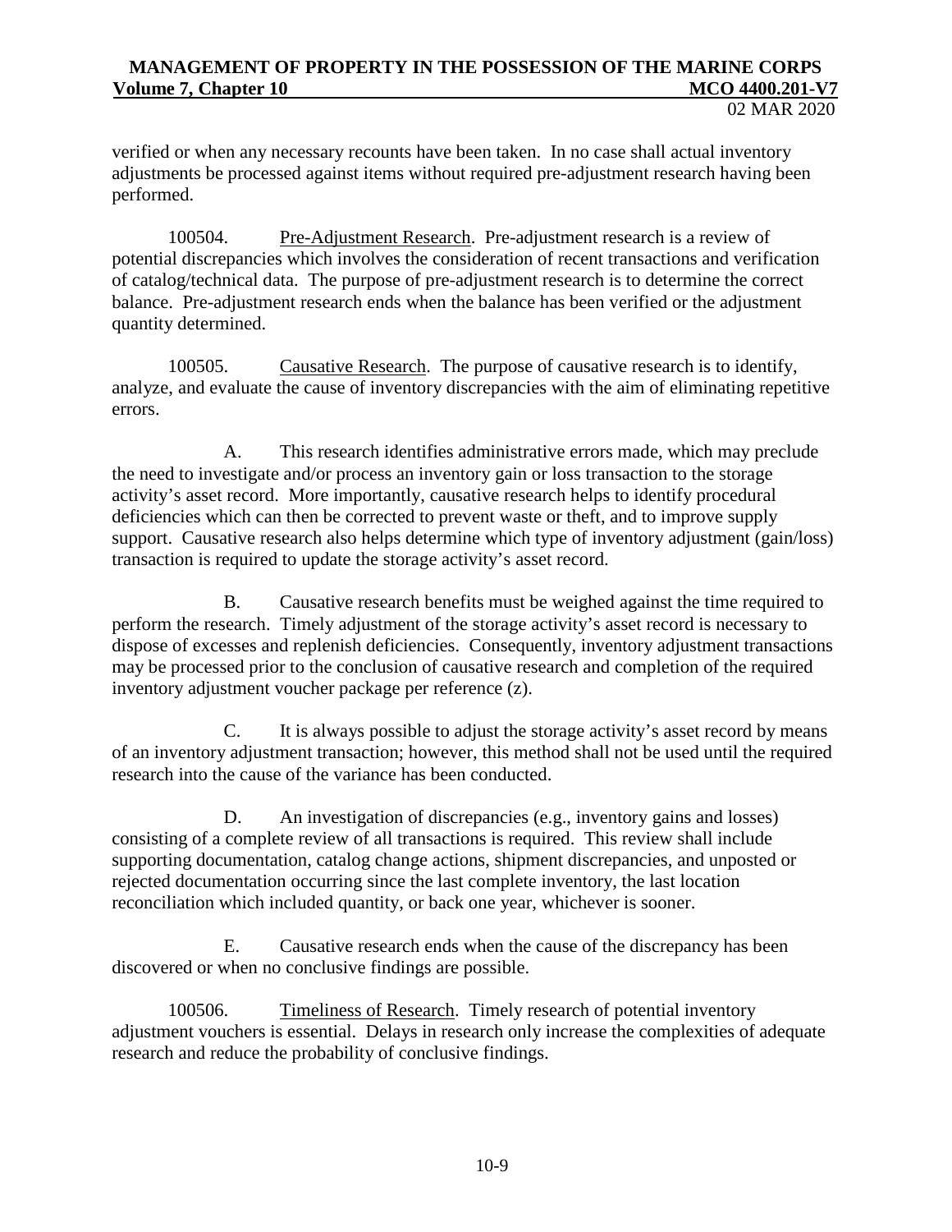verified or when any necessary recounts have been taken. In no case shall actual inventory adjustments be processed against items without required pre-adjustment research having been performed.

100504. Pre-Adjustment Research. Pre-adjustment research is a review of potential discrepancies which involves the consideration of recent transactions and verification of catalog/technical data. The purpose of pre-adjustment research is to determine the correct balance. Pre-adjustment research ends when the balance has been verified or the adjustment quantity determined.

100505. Causative Research. The purpose of causative research is to identify, analyze, and evaluate the cause of inventory discrepancies with the aim of eliminating repetitive errors.

A. This research identifies administrative errors made, which may preclude the need to investigate and/or process an inventory gain or loss transaction to the storage activity's asset record. More importantly, causative research helps to identify procedural deficiencies which can then be corrected to prevent waste or theft, and to improve supply support. Causative research also helps determine which type of inventory adjustment (gain/loss) transaction is required to update the storage activity's asset record.

B. Causative research benefits must be weighed against the time required to perform the research. Timely adjustment of the storage activity's asset record is necessary to dispose of excesses and replenish deficiencies. Consequently, inventory adjustment transactions may be processed prior to the conclusion of causative research and completion of the required inventory adjustment voucher package per reference (z).

C. It is always possible to adjust the storage activity's asset record by means of an inventory adjustment transaction; however, this method shall not be used until the required research into the cause of the variance has been conducted.

D. An investigation of discrepancies (e.g., inventory gains and losses) consisting of a complete review of all transactions is required. This review shall include supporting documentation, catalog change actions, shipment discrepancies, and unposted or rejected documentation occurring since the last complete inventory, the last location reconciliation which included quantity, or back one year, whichever is sooner.

E. Causative research ends when the cause of the discrepancy has been discovered or when no conclusive findings are possible.

100506. Timeliness of Research. Timely research of potential inventory adjustment vouchers is essential. Delays in research only increase the complexities of adequate research and reduce the probability of conclusive findings.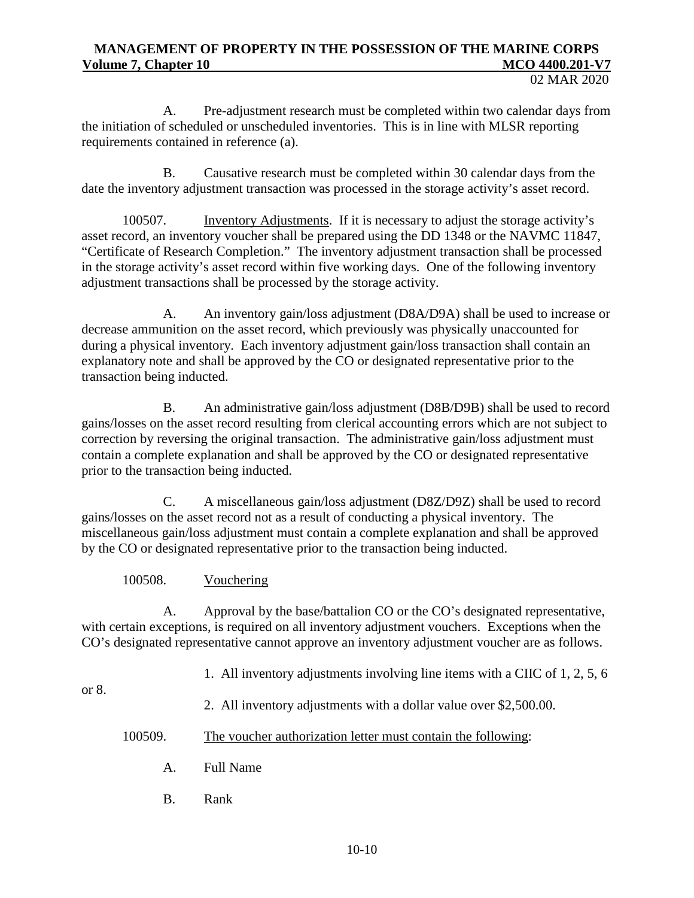A. Pre-adjustment research must be completed within two calendar days from the initiation of scheduled or unscheduled inventories. This is in line with MLSR reporting requirements contained in reference (a).

B. Causative research must be completed within 30 calendar days from the date the inventory adjustment transaction was processed in the storage activity's asset record.

100507. Inventory Adjustments. If it is necessary to adjust the storage activity's asset record, an inventory voucher shall be prepared using the DD 1348 or the NAVMC 11847, "Certificate of Research Completion." The inventory adjustment transaction shall be processed in the storage activity's asset record within five working days. One of the following inventory adjustment transactions shall be processed by the storage activity.

A. An inventory gain/loss adjustment (D8A/D9A) shall be used to increase or decrease ammunition on the asset record, which previously was physically unaccounted for during a physical inventory. Each inventory adjustment gain/loss transaction shall contain an explanatory note and shall be approved by the CO or designated representative prior to the transaction being inducted.

B. An administrative gain/loss adjustment (D8B/D9B) shall be used to record gains/losses on the asset record resulting from clerical accounting errors which are not subject to correction by reversing the original transaction. The administrative gain/loss adjustment must contain a complete explanation and shall be approved by the CO or designated representative prior to the transaction being inducted.

C. A miscellaneous gain/loss adjustment (D8Z/D9Z) shall be used to record gains/losses on the asset record not as a result of conducting a physical inventory. The miscellaneous gain/loss adjustment must contain a complete explanation and shall be approved by the CO or designated representative prior to the transaction being inducted.

100508. Vouchering

A. Approval by the base/battalion CO or the CO's designated representative, with certain exceptions, is required on all inventory adjustment vouchers. Exceptions when the CO's designated representative cannot approve an inventory adjustment voucher are as follows.

1. All inventory adjustments involving line items with a CIIC of 1, 2, 5, 6 or 8.

2. All inventory adjustments with a dollar value over $2,500.00.

100509. The voucher authorization letter must contain the following:

A. Full Name

B. Rank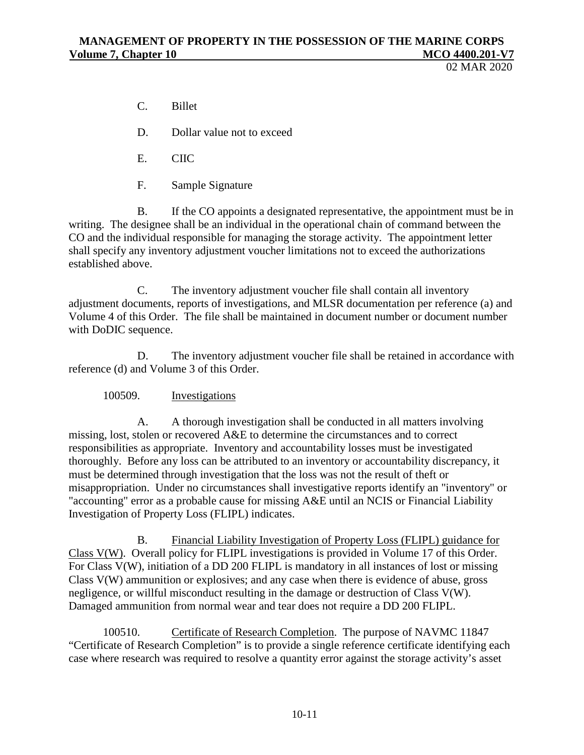C. Billet

D. Dollar value not to exceed

E. CIIC

F. Sample Signature

B. If the CO appoints a designated representative, the appointment must be in writing. The designee shall be an individual in the operational chain of command between the CO and the individual responsible for managing the storage activity. The appointment letter shall specify any inventory adjustment voucher limitations not to exceed the authorizations established above.

C. The inventory adjustment voucher file shall contain all inventory adjustment documents, reports of investigations, and MLSR documentation per reference (a) and Volume 4 of this Order. The file shall be maintained in document number or document number with DoDIC sequence.

D. The inventory adjustment voucher file shall be retained in accordance with reference (d) and Volume 3 of this Order.

100509. Investigations

A. A thorough investigation shall be conducted in all matters involving missing, lost, stolen or recovered A&E to determine the circumstances and to correct responsibilities as appropriate. Inventory and accountability losses must be investigated thoroughly. Before any loss can be attributed to an inventory or accountability discrepancy, it must be determined through investigation that the loss was not the result of theft or misappropriation. Under no circumstances shall investigative reports identify an "inventory" or "accounting" error as a probable cause for missing A&E until an NCIS or Financial Liability Investigation of Property Loss (FLIPL) indicates.

B. Financial Liability Investigation of Property Loss (FLIPL) guidance for Class V(W). Overall policy for FLIPL investigations is provided in Volume 17 of this Order. For Class V(W), initiation of a DD 200 FLIPL is mandatory in all instances of lost or missing Class V(W) ammunition or explosives; and any case when there is evidence of abuse, gross negligence, or willful misconduct resulting in the damage or destruction of Class V(W). Damaged ammunition from normal wear and tear does not require a DD 200 FLIPL.

100510. Certificate of Research Completion. The purpose of NAVMC 11847 "Certificate of Research Completion" is to provide a single reference certificate identifying each case where research was required to resolve a quantity error against the storage activity's asset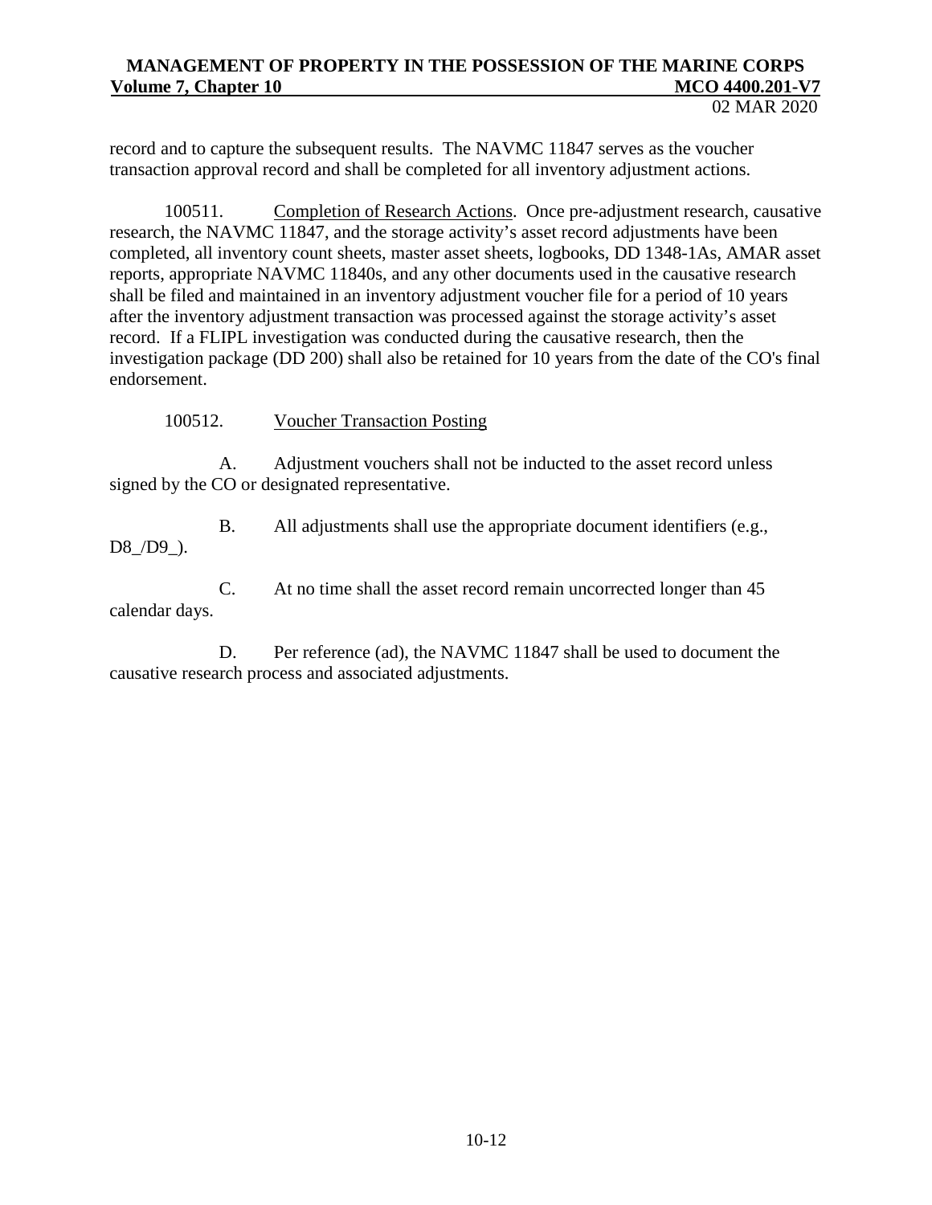record and to capture the subsequent results. The NAVMC 11847 serves as the voucher transaction approval record and shall be completed for all inventory adjustment actions.

100511. Completion of Research Actions. Once pre-adjustment research, causative research, the NAVMC 11847, and the storage activity's asset record adjustments have been completed, all inventory count sheets, master asset sheets, logbooks, DD 1348-1As, AMAR asset reports, appropriate NAVMC 11840s, and any other documents used in the causative research shall be filed and maintained in an inventory adjustment voucher file for a period of 10 years after the inventory adjustment transaction was processed against the storage activity's asset record. If a FLIPL investigation was conducted during the causative research, then the investigation package (DD 200) shall also be retained for 10 years from the date of the CO's final endorsement.

100512. Voucher Transaction Posting

A. Adjustment vouchers shall not be inducted to the asset record unless signed by the CO or designated representative.

B. All adjustments shall use the appropriate document identifiers (e.g., D8_/D9_).

C. At no time shall the asset record remain uncorrected longer than 45 calendar days.

D. Per reference (ad), the NAVMC 11847 shall be used to document the causative research process and associated adjustments.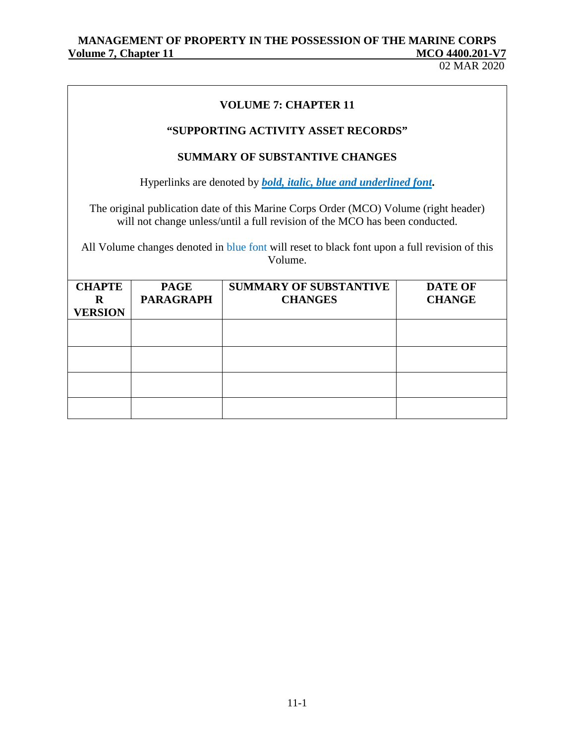**VOLUME 7: CHAPTER 11**

**"SUPPORTING ACTIVITY ASSET RECORDS"**

**SUMMARY OF SUBSTANTIVE CHANGES**

Hyperlinks are denoted by ***bold, italic, blue and underlined font*.**

The original publication date of this Marine Corps Order (MCO) Volume (right header) will not change unless/until a full revision of the MCO has been conducted.

All Volume changes denoted in blue font will reset to black font upon a full revision of this Volume.

| CHAPTER VERSION | PAGE PARAGRAPH | SUMMARY OF SUBSTANTIVE CHANGES | DATE OF CHANGE |
|---|---|---|---|
| | | | |
| | | | |
| | | | |
| | | | |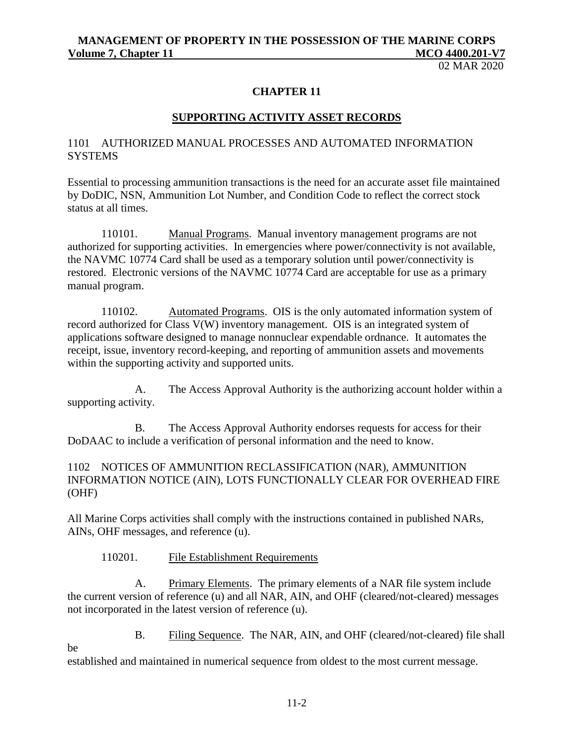## CHAPTER 11

## SUPPORTING ACTIVITY ASSET RECORDS

### 1101 AUTHORIZED MANUAL PROCESSES AND AUTOMATED INFORMATION SYSTEMS

Essential to processing ammunition transactions is the need for an accurate asset file maintained by DoDIC, NSN, Ammunition Lot Number, and Condition Code to reflect the correct stock status at all times.

110101. Manual Programs. Manual inventory management programs are not authorized for supporting activities. In emergencies where power/connectivity is not available, the NAVMC 10774 Card shall be used as a temporary solution until power/connectivity is restored. Electronic versions of the NAVMC 10774 Card are acceptable for use as a primary manual program.

110102. Automated Programs. OIS is the only automated information system of record authorized for Class V(W) inventory management. OIS is an integrated system of applications software designed to manage nonnuclear expendable ordnance. It automates the receipt, issue, inventory record-keeping, and reporting of ammunition assets and movements within the supporting activity and supported units.

A. The Access Approval Authority is the authorizing account holder within a supporting activity.

B. The Access Approval Authority endorses requests for access for their DoDAAC to include a verification of personal information and the need to know.

### 1102 NOTICES OF AMMUNITION RECLASSIFICATION (NAR), AMMUNITION INFORMATION NOTICE (AIN), LOTS FUNCTIONALLY CLEAR FOR OVERHEAD FIRE (OHF)

All Marine Corps activities shall comply with the instructions contained in published NARs, AINs, OHF messages, and reference (u).

110201. File Establishment Requirements

A. Primary Elements. The primary elements of a NAR file system include the current version of reference (u) and all NAR, AIN, and OHF (cleared/not-cleared) messages not incorporated in the latest version of reference (u).

B. Filing Sequence. The NAR, AIN, and OHF (cleared/not-cleared) file shall be established and maintained in numerical sequence from oldest to the most current message.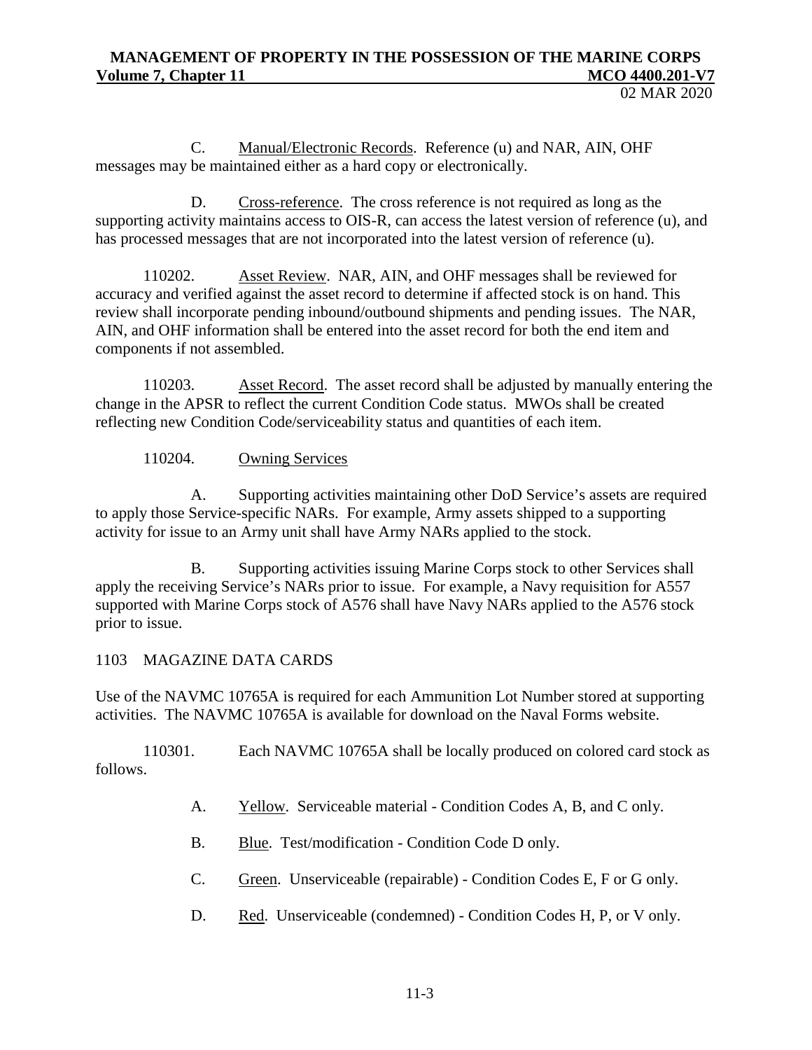C. Manual/Electronic Records. Reference (u) and NAR, AIN, OHF messages may be maintained either as a hard copy or electronically.

D. Cross-reference. The cross reference is not required as long as the supporting activity maintains access to OIS-R, can access the latest version of reference (u), and has processed messages that are not incorporated into the latest version of reference (u).

110202. Asset Review. NAR, AIN, and OHF messages shall be reviewed for accuracy and verified against the asset record to determine if affected stock is on hand. This review shall incorporate pending inbound/outbound shipments and pending issues. The NAR, AIN, and OHF information shall be entered into the asset record for both the end item and components if not assembled.

110203. Asset Record. The asset record shall be adjusted by manually entering the change in the APSR to reflect the current Condition Code status. MWOs shall be created reflecting new Condition Code/serviceability status and quantities of each item.

110204. Owning Services

A. Supporting activities maintaining other DoD Service's assets are required to apply those Service-specific NARs. For example, Army assets shipped to a supporting activity for issue to an Army unit shall have Army NARs applied to the stock.

B. Supporting activities issuing Marine Corps stock to other Services shall apply the receiving Service's NARs prior to issue. For example, a Navy requisition for A557 supported with Marine Corps stock of A576 shall have Navy NARs applied to the A576 stock prior to issue.

## 1103 MAGAZINE DATA CARDS

Use of the NAVMC 10765A is required for each Ammunition Lot Number stored at supporting activities. The NAVMC 10765A is available for download on the Naval Forms website.

110301. Each NAVMC 10765A shall be locally produced on colored card stock as follows.

A. Yellow. Serviceable material - Condition Codes A, B, and C only.

B. Blue. Test/modification - Condition Code D only.

C. Green. Unserviceable (repairable) - Condition Codes E, F or G only.

D. Red. Unserviceable (condemned) - Condition Codes H, P, or V only.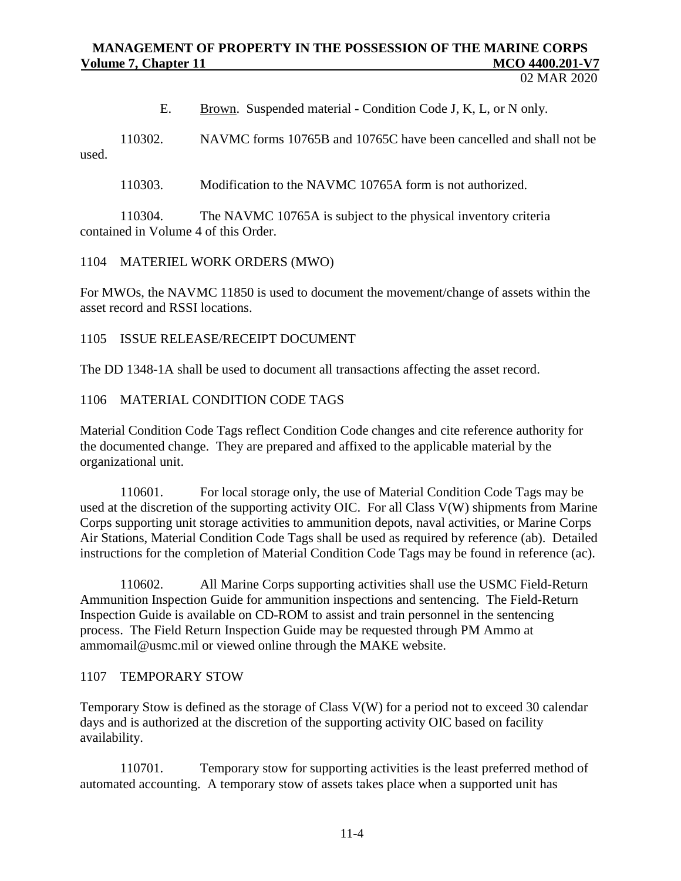E. Brown. Suspended material - Condition Code J, K, L, or N only.

110302. NAVMC forms 10765B and 10765C have been cancelled and shall not be used.

110303. Modification to the NAVMC 10765A form is not authorized.

110304. The NAVMC 10765A is subject to the physical inventory criteria contained in Volume 4 of this Order.

## 1104 MATERIEL WORK ORDERS (MWO)

For MWOs, the NAVMC 11850 is used to document the movement/change of assets within the asset record and RSSI locations.

## 1105 ISSUE RELEASE/RECEIPT DOCUMENT

The DD 1348-1A shall be used to document all transactions affecting the asset record.

## 1106 MATERIAL CONDITION CODE TAGS

Material Condition Code Tags reflect Condition Code changes and cite reference authority for the documented change. They are prepared and affixed to the applicable material by the organizational unit.

110601. For local storage only, the use of Material Condition Code Tags may be used at the discretion of the supporting activity OIC. For all Class V(W) shipments from Marine Corps supporting unit storage activities to ammunition depots, naval activities, or Marine Corps Air Stations, Material Condition Code Tags shall be used as required by reference (ab). Detailed instructions for the completion of Material Condition Code Tags may be found in reference (ac).

110602. All Marine Corps supporting activities shall use the USMC Field-Return Ammunition Inspection Guide for ammunition inspections and sentencing. The Field-Return Inspection Guide is available on CD-ROM to assist and train personnel in the sentencing process. The Field Return Inspection Guide may be requested through PM Ammo at ammomail@usmc.mil or viewed online through the MAKE website.

## 1107 TEMPORARY STOW

Temporary Stow is defined as the storage of Class V(W) for a period not to exceed 30 calendar days and is authorized at the discretion of the supporting activity OIC based on facility availability.

110701. Temporary stow for supporting activities is the least preferred method of automated accounting. A temporary stow of assets takes place when a supported unit has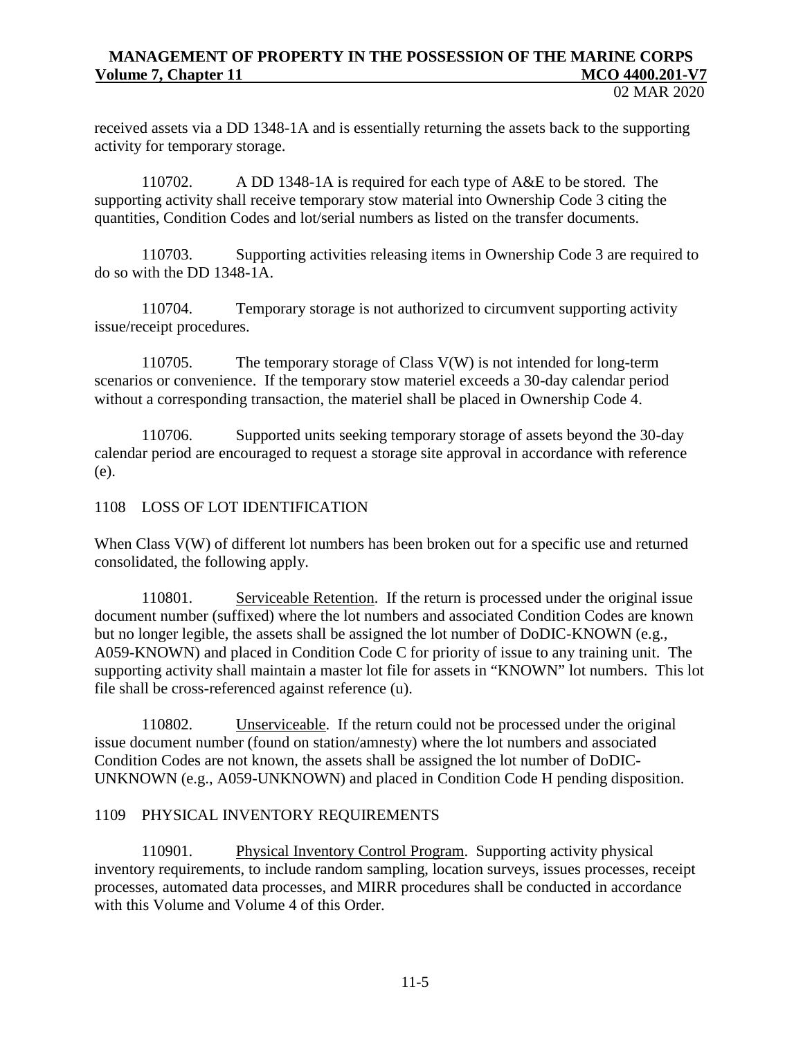received assets via a DD 1348-1A and is essentially returning the assets back to the supporting activity for temporary storage.

110702. A DD 1348-1A is required for each type of A&E to be stored. The supporting activity shall receive temporary stow material into Ownership Code 3 citing the quantities, Condition Codes and lot/serial numbers as listed on the transfer documents.

110703. Supporting activities releasing items in Ownership Code 3 are required to do so with the DD 1348-1A.

110704. Temporary storage is not authorized to circumvent supporting activity issue/receipt procedures.

110705. The temporary storage of Class V(W) is not intended for long-term scenarios or convenience. If the temporary stow materiel exceeds a 30-day calendar period without a corresponding transaction, the materiel shall be placed in Ownership Code 4.

110706. Supported units seeking temporary storage of assets beyond the 30-day calendar period are encouraged to request a storage site approval in accordance with reference (e).

## 1108 LOSS OF LOT IDENTIFICATION

When Class V(W) of different lot numbers has been broken out for a specific use and returned consolidated, the following apply.

110801. Serviceable Retention. If the return is processed under the original issue document number (suffixed) where the lot numbers and associated Condition Codes are known but no longer legible, the assets shall be assigned the lot number of DoDIC-KNOWN (e.g., A059-KNOWN) and placed in Condition Code C for priority of issue to any training unit. The supporting activity shall maintain a master lot file for assets in "KNOWN" lot numbers. This lot file shall be cross-referenced against reference (u).

110802. Unserviceable. If the return could not be processed under the original issue document number (found on station/amnesty) where the lot numbers and associated Condition Codes are not known, the assets shall be assigned the lot number of DoDIC-UNKNOWN (e.g., A059-UNKNOWN) and placed in Condition Code H pending disposition.

## 1109 PHYSICAL INVENTORY REQUIREMENTS

110901. Physical Inventory Control Program. Supporting activity physical inventory requirements, to include random sampling, location surveys, issues processes, receipt processes, automated data processes, and MIRR procedures shall be conducted in accordance with this Volume and Volume 4 of this Order.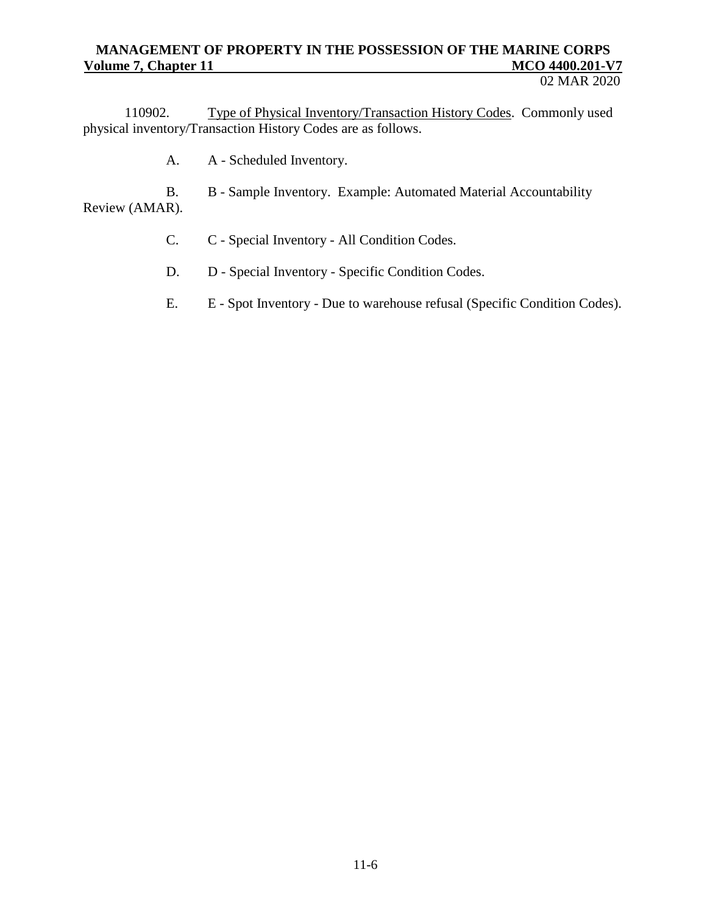110902. Type of Physical Inventory/Transaction History Codes. Commonly used physical inventory/Transaction History Codes are as follows.

A. A - Scheduled Inventory.

B. B - Sample Inventory. Example: Automated Material Accountability Review (AMAR).

C. C - Special Inventory - All Condition Codes.

D. D - Special Inventory - Specific Condition Codes.

E. E - Spot Inventory - Due to warehouse refusal (Specific Condition Codes).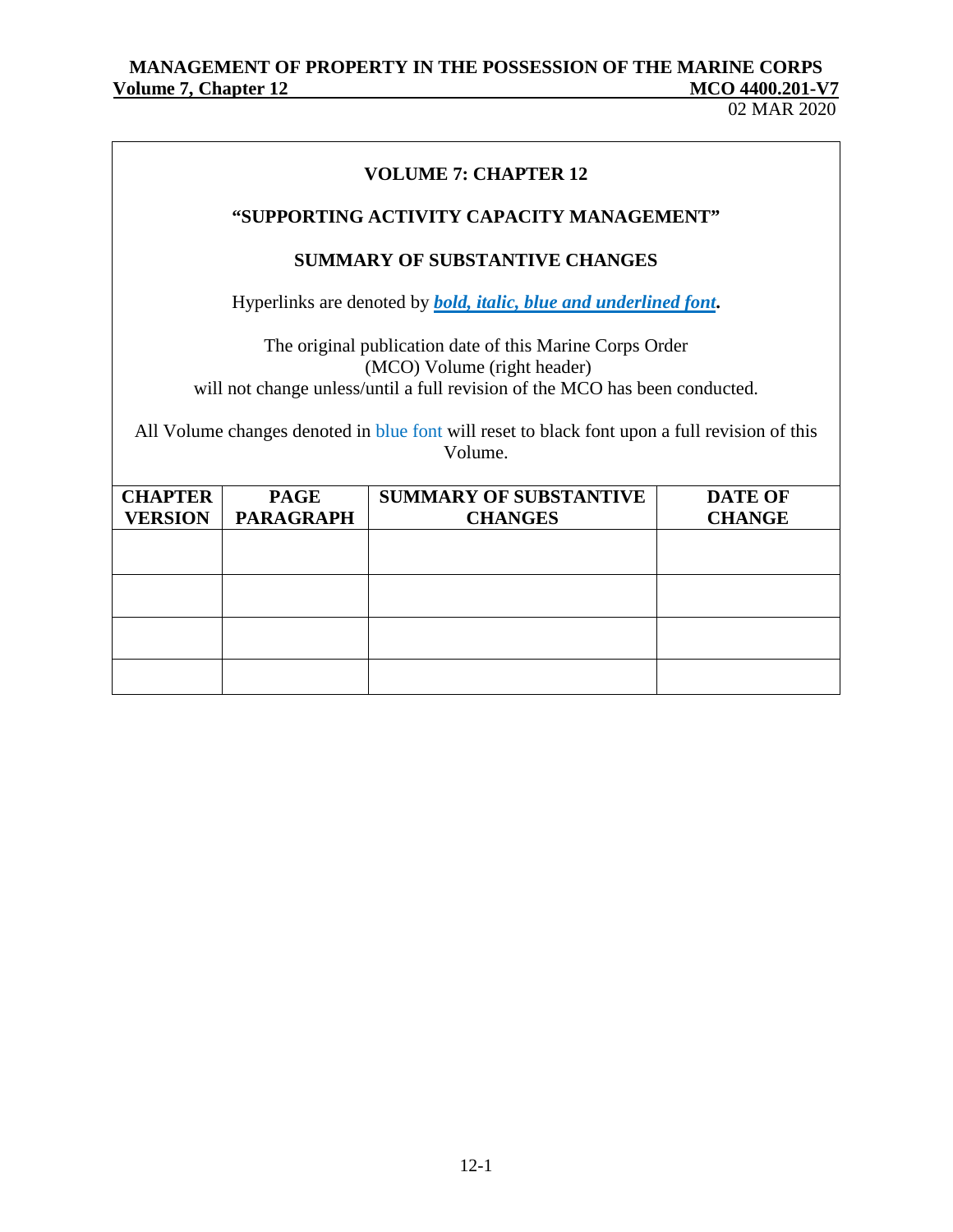# VOLUME 7: CHAPTER 12

## "SUPPORTING ACTIVITY CAPACITY MANAGEMENT"

### SUMMARY OF SUBSTANTIVE CHANGES

Hyperlinks are denoted by ***bold, italic, blue and underlined font***.

The original publication date of this Marine Corps Order (MCO) Volume (right header) will not change unless/until a full revision of the MCO has been conducted.

All Volume changes denoted in blue font will reset to black font upon a full revision of this Volume.

| CHAPTER VERSION | PAGE PARAGRAPH | SUMMARY OF SUBSTANTIVE CHANGES | DATE OF CHANGE |
|---|---|---|---|
| | | | |
| | | | |
| | | | |
| | | | |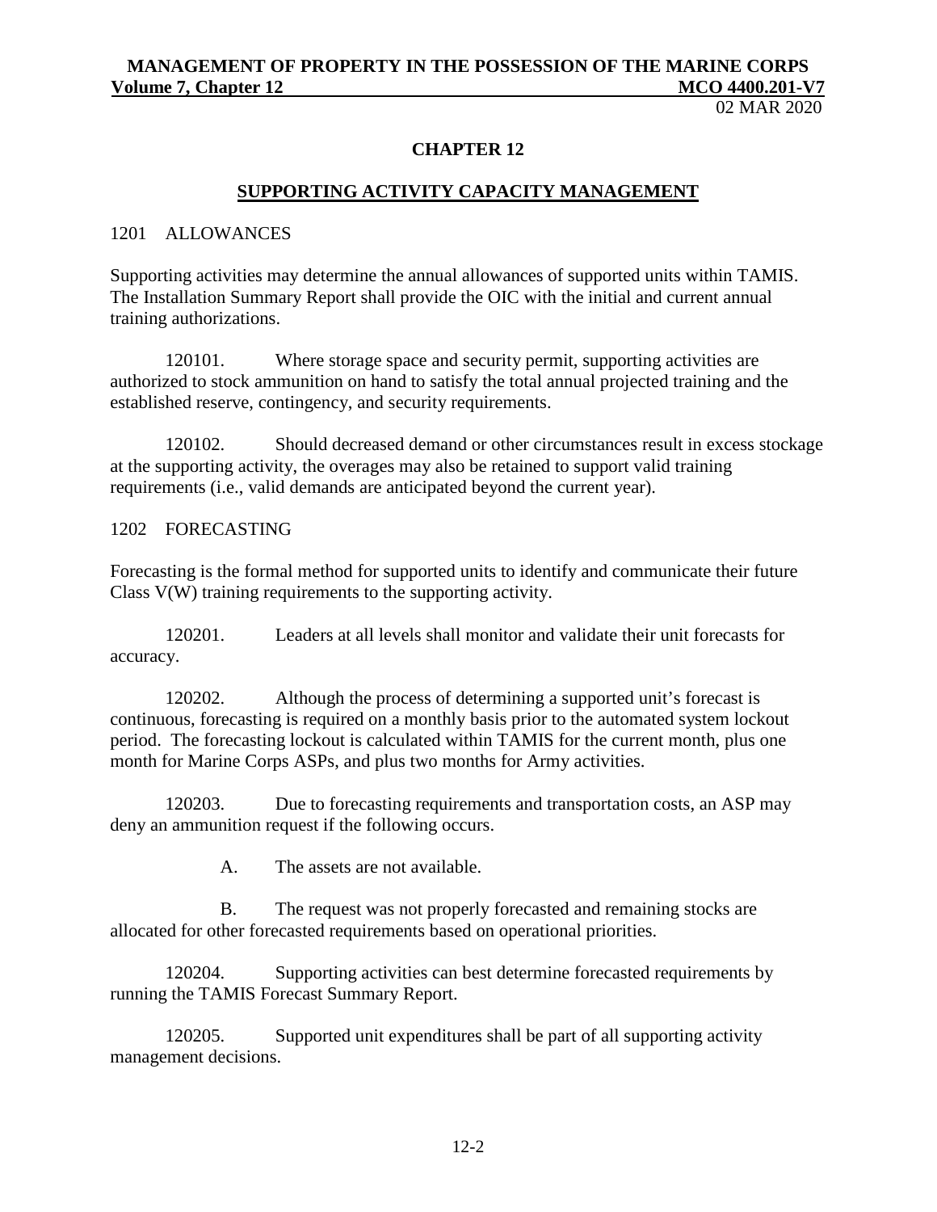# CHAPTER 12

## SUPPORTING ACTIVITY CAPACITY MANAGEMENT

### 1201 ALLOWANCES

Supporting activities may determine the annual allowances of supported units within TAMIS. The Installation Summary Report shall provide the OIC with the initial and current annual training authorizations.

120101. Where storage space and security permit, supporting activities are authorized to stock ammunition on hand to satisfy the total annual projected training and the established reserve, contingency, and security requirements.

120102. Should decreased demand or other circumstances result in excess stockage at the supporting activity, the overages may also be retained to support valid training requirements (i.e., valid demands are anticipated beyond the current year).

### 1202 FORECASTING

Forecasting is the formal method for supported units to identify and communicate their future Class V(W) training requirements to the supporting activity.

120201. Leaders at all levels shall monitor and validate their unit forecasts for accuracy.

120202. Although the process of determining a supported unit's forecast is continuous, forecasting is required on a monthly basis prior to the automated system lockout period. The forecasting lockout is calculated within TAMIS for the current month, plus one month for Marine Corps ASPs, and plus two months for Army activities.

120203. Due to forecasting requirements and transportation costs, an ASP may deny an ammunition request if the following occurs.

A. The assets are not available.

B. The request was not properly forecasted and remaining stocks are allocated for other forecasted requirements based on operational priorities.

120204. Supporting activities can best determine forecasted requirements by running the TAMIS Forecast Summary Report.

120205. Supported unit expenditures shall be part of all supporting activity management decisions.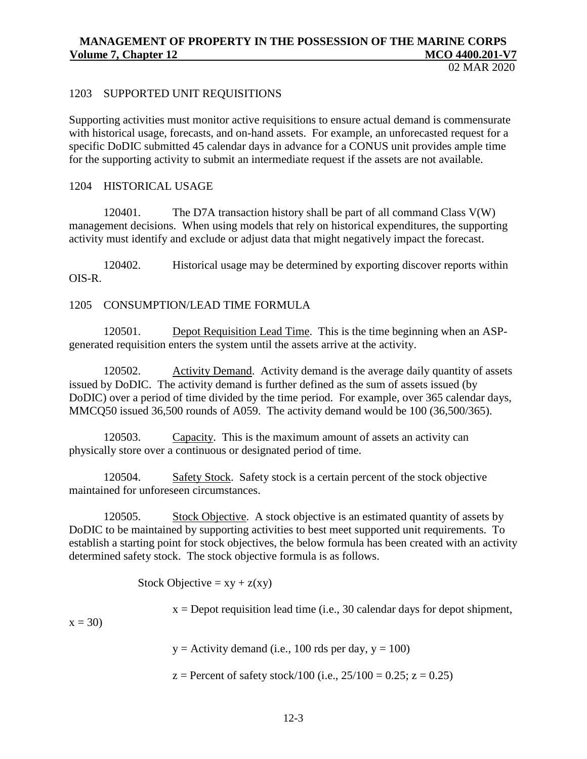## 1203 SUPPORTED UNIT REQUISITIONS

Supporting activities must monitor active requisitions to ensure actual demand is commensurate with historical usage, forecasts, and on-hand assets. For example, an unforecasted request for a specific DoDIC submitted 45 calendar days in advance for a CONUS unit provides ample time for the supporting activity to submit an intermediate request if the assets are not available.

## 1204 HISTORICAL USAGE

120401. The D7A transaction history shall be part of all command Class V(W) management decisions. When using models that rely on historical expenditures, the supporting activity must identify and exclude or adjust data that might negatively impact the forecast.

120402. Historical usage may be determined by exporting discover reports within OIS-R.

## 1205 CONSUMPTION/LEAD TIME FORMULA

120501. Depot Requisition Lead Time. This is the time beginning when an ASP-generated requisition enters the system until the assets arrive at the activity.

120502. Activity Demand. Activity demand is the average daily quantity of assets issued by DoDIC. The activity demand is further defined as the sum of assets issued (by DoDIC) over a period of time divided by the time period. For example, over 365 calendar days, MMCQ50 issued 36,500 rounds of A059. The activity demand would be 100 (36,500/365).

120503. Capacity. This is the maximum amount of assets an activity can physically store over a continuous or designated period of time.

120504. Safety Stock. Safety stock is a certain percent of the stock objective maintained for unforeseen circumstances.

120505. Stock Objective. A stock objective is an estimated quantity of assets by DoDIC to be maintained by supporting activities to best meet supported unit requirements. To establish a starting point for stock objectives, the below formula has been created with an activity determined safety stock. The stock objective formula is as follows.

$$\text{Stock Objective} = xy + z(xy)$$

$x$ = Depot requisition lead time (i.e., 30 calendar days for depot shipment, $x = 30$)

$y$ = Activity demand (i.e., 100 rds per day, $y = 100$)

$z$ = Percent of safety stock/100 (i.e., $25/100 = 0.25$; $z = 0.25$)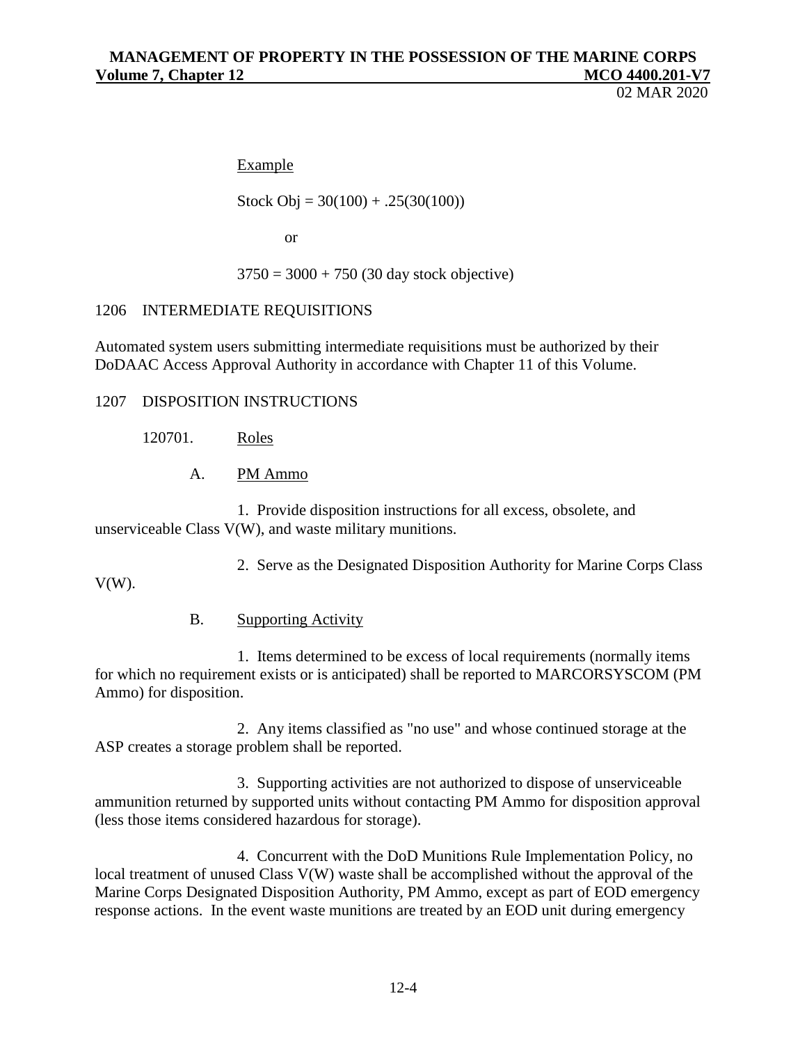Example

Stock Obj = 30(100) + .25(30(100))

or

3750 = 3000 + 750 (30 day stock objective)

## 1206 INTERMEDIATE REQUISITIONS

Automated system users submitting intermediate requisitions must be authorized by their DoDAAC Access Approval Authority in accordance with Chapter 11 of this Volume.

## 1207 DISPOSITION INSTRUCTIONS

120701. Roles

A. PM Ammo

1. Provide disposition instructions for all excess, obsolete, and unserviceable Class V(W), and waste military munitions.

2. Serve as the Designated Disposition Authority for Marine Corps Class V(W).

B. Supporting Activity

1. Items determined to be excess of local requirements (normally items for which no requirement exists or is anticipated) shall be reported to MARCORSYSCOM (PM Ammo) for disposition.

2. Any items classified as "no use" and whose continued storage at the ASP creates a storage problem shall be reported.

3. Supporting activities are not authorized to dispose of unserviceable ammunition returned by supported units without contacting PM Ammo for disposition approval (less those items considered hazardous for storage).

4. Concurrent with the DoD Munitions Rule Implementation Policy, no local treatment of unused Class V(W) waste shall be accomplished without the approval of the Marine Corps Designated Disposition Authority, PM Ammo, except as part of EOD emergency response actions. In the event waste munitions are treated by an EOD unit during emergency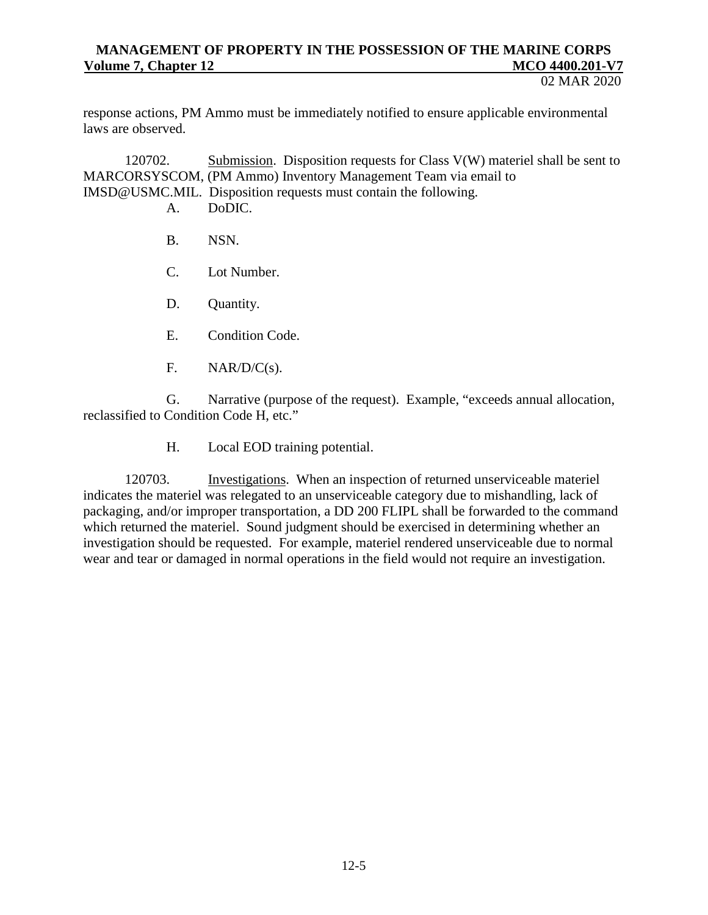response actions, PM Ammo must be immediately notified to ensure applicable environmental laws are observed.

120702. Submission. Disposition requests for Class V(W) materiel shall be sent to MARCORSYSCOM, (PM Ammo) Inventory Management Team via email to IMSD@USMC.MIL. Disposition requests must contain the following.

A. DoDIC.

B. NSN.

C. Lot Number.

D. Quantity.

E. Condition Code.

F. NAR/D/C(s).

G. Narrative (purpose of the request). Example, "exceeds annual allocation, reclassified to Condition Code H, etc."

H. Local EOD training potential.

120703. Investigations. When an inspection of returned unserviceable materiel indicates the materiel was relegated to an unserviceable category due to mishandling, lack of packaging, and/or improper transportation, a DD 200 FLIPL shall be forwarded to the command which returned the materiel. Sound judgment should be exercised in determining whether an investigation should be requested. For example, materiel rendered unserviceable due to normal wear and tear or damaged in normal operations in the field would not require an investigation.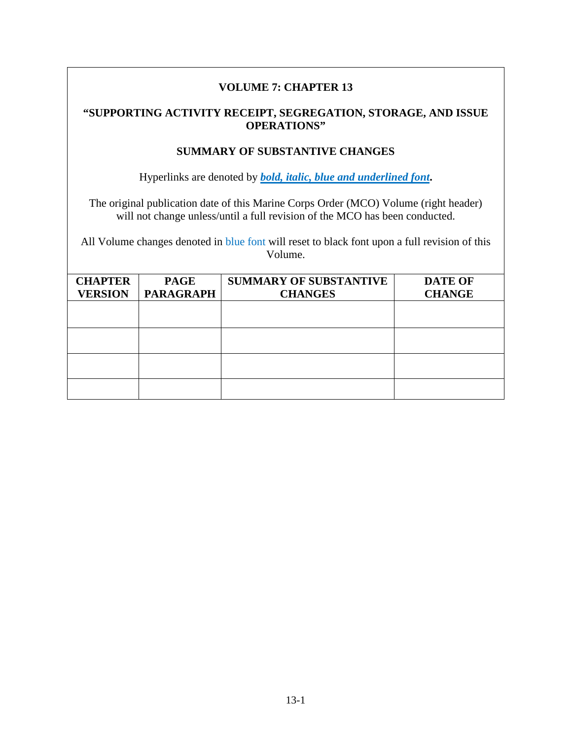**VOLUME 7: CHAPTER 13**

**"SUPPORTING ACTIVITY RECEIPT, SEGREGATION, STORAGE, AND ISSUE OPERATIONS"**

**SUMMARY OF SUBSTANTIVE CHANGES**

Hyperlinks are denoted by ***bold, italic, blue and underlined font*.**

The original publication date of this Marine Corps Order (MCO) Volume (right header) will not change unless/until a full revision of the MCO has been conducted.

All Volume changes denoted in blue font will reset to black font upon a full revision of this Volume.

| CHAPTER VERSION | PAGE PARAGRAPH | SUMMARY OF SUBSTANTIVE CHANGES | DATE OF CHANGE |
|---|---|---|---|
| | | | |
| | | | |
| | | | |
| | | | |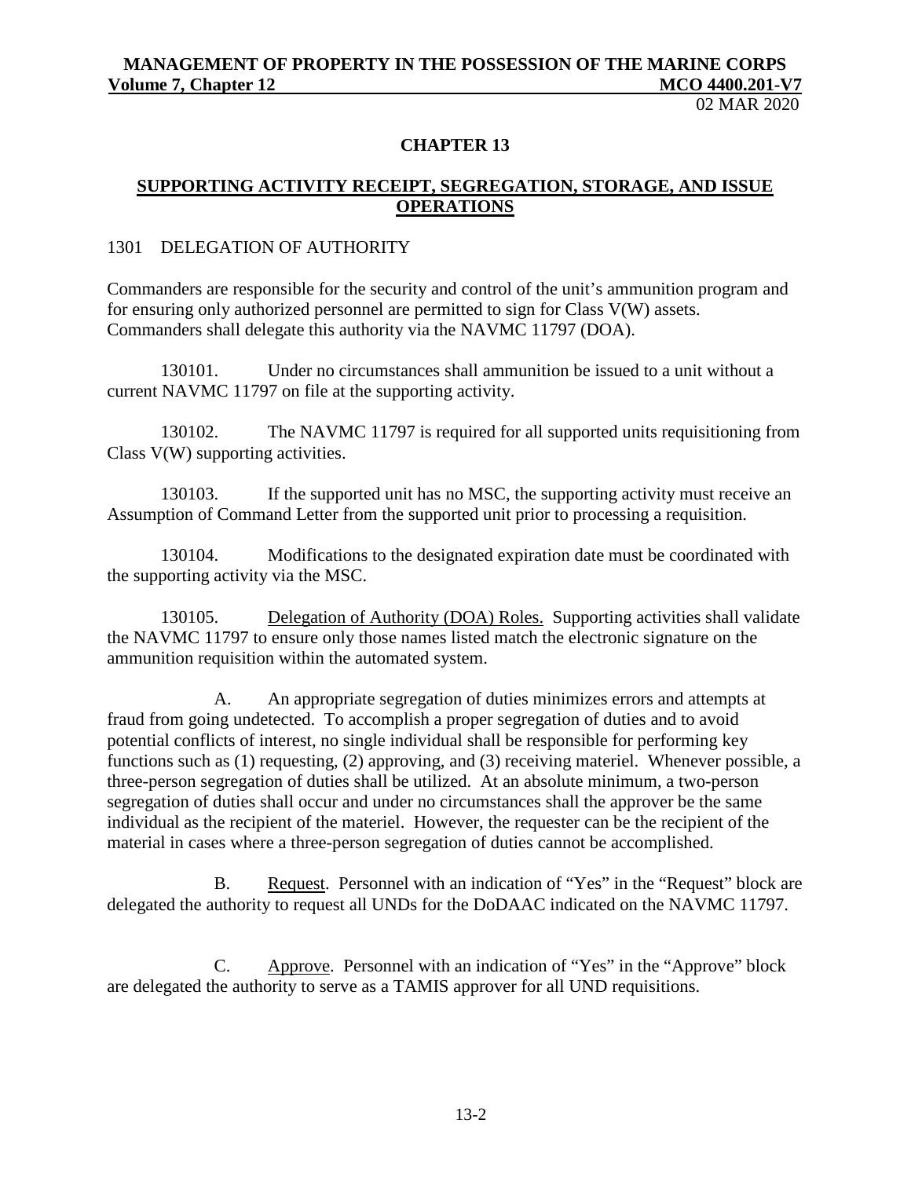## CHAPTER 13

## SUPPORTING ACTIVITY RECEIPT, SEGREGATION, STORAGE, AND ISSUE OPERATIONS

### 1301 DELEGATION OF AUTHORITY

Commanders are responsible for the security and control of the unit's ammunition program and for ensuring only authorized personnel are permitted to sign for Class V(W) assets. Commanders shall delegate this authority via the NAVMC 11797 (DOA).

130101. Under no circumstances shall ammunition be issued to a unit without a current NAVMC 11797 on file at the supporting activity.

130102. The NAVMC 11797 is required for all supported units requisitioning from Class V(W) supporting activities.

130103. If the supported unit has no MSC, the supporting activity must receive an Assumption of Command Letter from the supported unit prior to processing a requisition.

130104. Modifications to the designated expiration date must be coordinated with the supporting activity via the MSC.

130105. Delegation of Authority (DOA) Roles. Supporting activities shall validate the NAVMC 11797 to ensure only those names listed match the electronic signature on the ammunition requisition within the automated system.

A. An appropriate segregation of duties minimizes errors and attempts at fraud from going undetected. To accomplish a proper segregation of duties and to avoid potential conflicts of interest, no single individual shall be responsible for performing key functions such as (1) requesting, (2) approving, and (3) receiving materiel. Whenever possible, a three-person segregation of duties shall be utilized. At an absolute minimum, a two-person segregation of duties shall occur and under no circumstances shall the approver be the same individual as the recipient of the materiel. However, the requester can be the recipient of the material in cases where a three-person segregation of duties cannot be accomplished.

B. Request. Personnel with an indication of "Yes" in the "Request" block are delegated the authority to request all UNDs for the DoDAAC indicated on the NAVMC 11797.

C. Approve. Personnel with an indication of "Yes" in the "Approve" block are delegated the authority to serve as a TAMIS approver for all UND requisitions.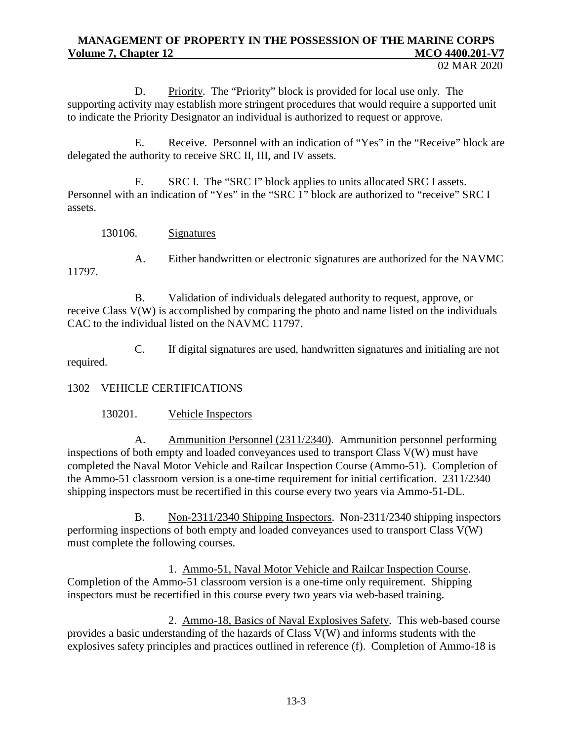D. Priority. The "Priority" block is provided for local use only. The supporting activity may establish more stringent procedures that would require a supported unit to indicate the Priority Designator an individual is authorized to request or approve.

E. Receive. Personnel with an indication of "Yes" in the "Receive" block are delegated the authority to receive SRC II, III, and IV assets.

F. SRC I. The "SRC I" block applies to units allocated SRC I assets. Personnel with an indication of "Yes" in the "SRC 1" block are authorized to "receive" SRC I assets.

130106. Signatures

A. Either handwritten or electronic signatures are authorized for the NAVMC 11797.

B. Validation of individuals delegated authority to request, approve, or receive Class V(W) is accomplished by comparing the photo and name listed on the individuals CAC to the individual listed on the NAVMC 11797.

C. If digital signatures are used, handwritten signatures and initialing are not required.

## 1302 VEHICLE CERTIFICATIONS

130201. Vehicle Inspectors

A. Ammunition Personnel (2311/2340). Ammunition personnel performing inspections of both empty and loaded conveyances used to transport Class V(W) must have completed the Naval Motor Vehicle and Railcar Inspection Course (Ammo-51). Completion of the Ammo-51 classroom version is a one-time requirement for initial certification. 2311/2340 shipping inspectors must be recertified in this course every two years via Ammo-51-DL.

B. Non-2311/2340 Shipping Inspectors. Non-2311/2340 shipping inspectors performing inspections of both empty and loaded conveyances used to transport Class V(W) must complete the following courses.

1. Ammo-51, Naval Motor Vehicle and Railcar Inspection Course. Completion of the Ammo-51 classroom version is a one-time only requirement. Shipping inspectors must be recertified in this course every two years via web-based training.

2. Ammo-18, Basics of Naval Explosives Safety. This web-based course provides a basic understanding of the hazards of Class V(W) and informs students with the explosives safety principles and practices outlined in reference (f). Completion of Ammo-18 is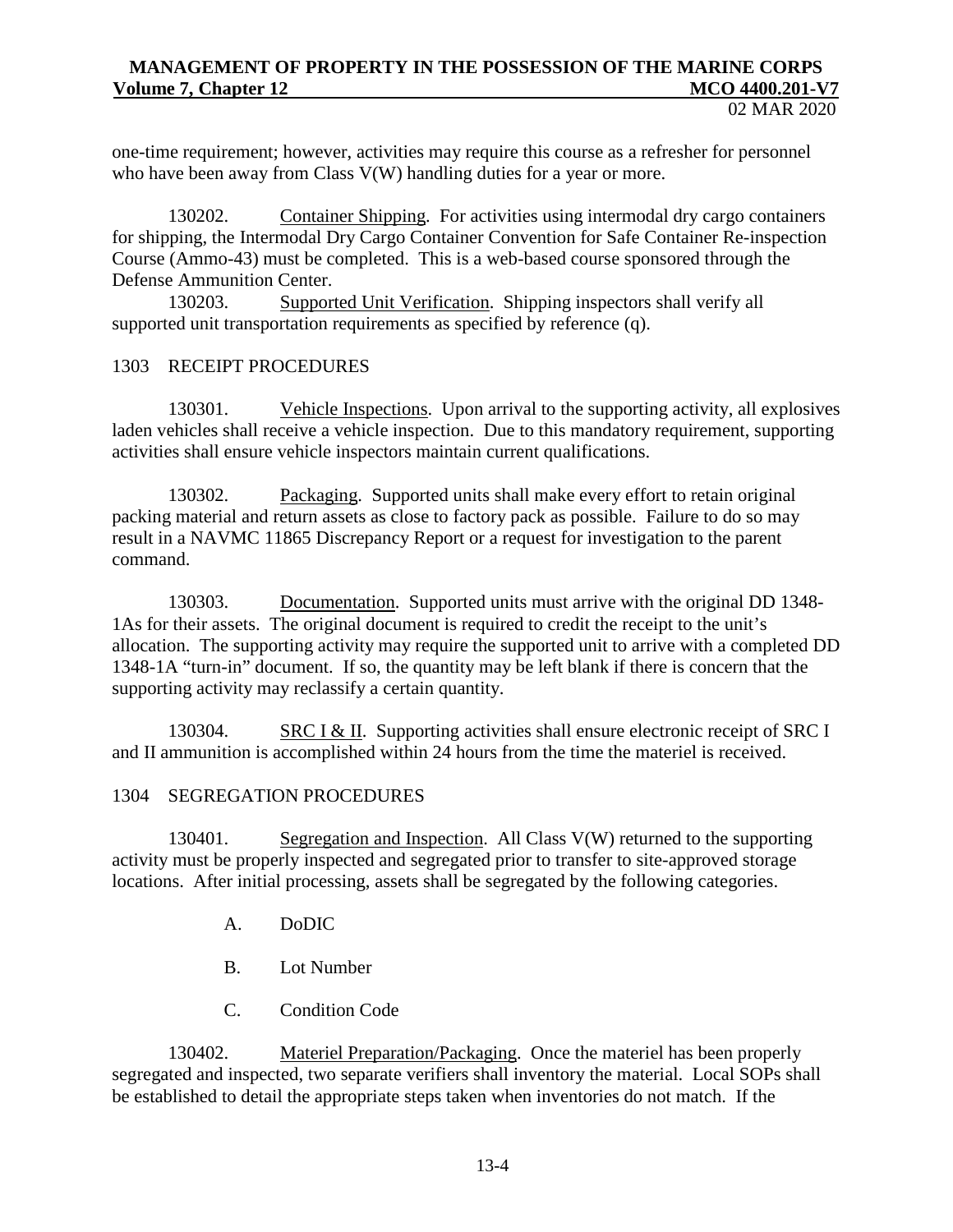one-time requirement; however, activities may require this course as a refresher for personnel who have been away from Class V(W) handling duties for a year or more.

130202. Container Shipping. For activities using intermodal dry cargo containers for shipping, the Intermodal Dry Cargo Container Convention for Safe Container Re-inspection Course (Ammo-43) must be completed. This is a web-based course sponsored through the Defense Ammunition Center.

130203. Supported Unit Verification. Shipping inspectors shall verify all supported unit transportation requirements as specified by reference (q).

## 1303 RECEIPT PROCEDURES

130301. Vehicle Inspections. Upon arrival to the supporting activity, all explosives laden vehicles shall receive a vehicle inspection. Due to this mandatory requirement, supporting activities shall ensure vehicle inspectors maintain current qualifications.

130302. Packaging. Supported units shall make every effort to retain original packing material and return assets as close to factory pack as possible. Failure to do so may result in a NAVMC 11865 Discrepancy Report or a request for investigation to the parent command.

130303. Documentation. Supported units must arrive with the original DD 1348-1As for their assets. The original document is required to credit the receipt to the unit's allocation. The supporting activity may require the supported unit to arrive with a completed DD 1348-1A "turn-in" document. If so, the quantity may be left blank if there is concern that the supporting activity may reclassify a certain quantity.

130304. SRC I & II. Supporting activities shall ensure electronic receipt of SRC I and II ammunition is accomplished within 24 hours from the time the materiel is received.

## 1304 SEGREGATION PROCEDURES

130401. Segregation and Inspection. All Class V(W) returned to the supporting activity must be properly inspected and segregated prior to transfer to site-approved storage locations. After initial processing, assets shall be segregated by the following categories.

A. DoDIC

B. Lot Number

C. Condition Code

130402. Materiel Preparation/Packaging. Once the materiel has been properly segregated and inspected, two separate verifiers shall inventory the material. Local SOPs shall be established to detail the appropriate steps taken when inventories do not match. If the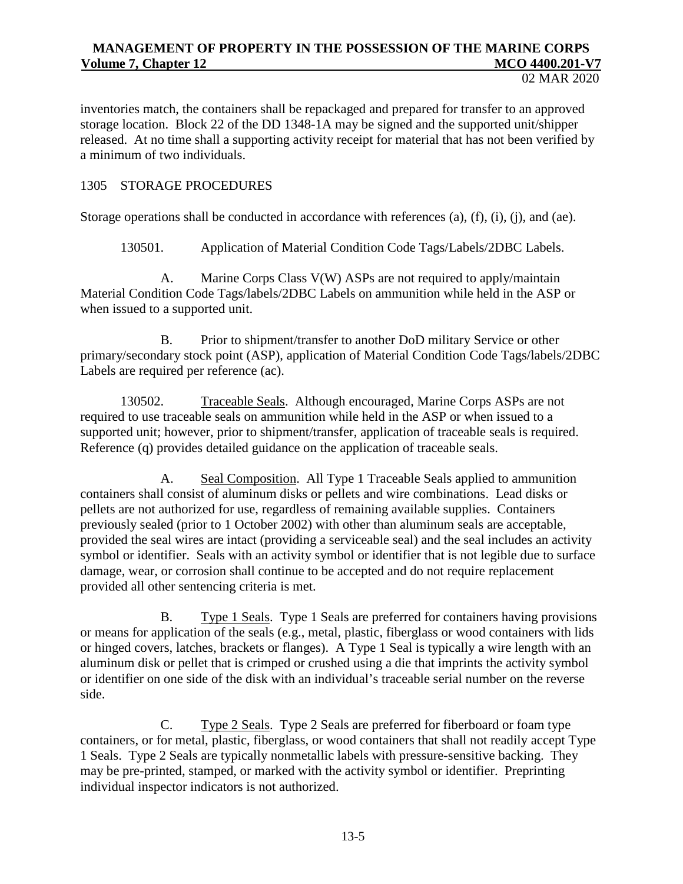inventories match, the containers shall be repackaged and prepared for transfer to an approved storage location. Block 22 of the DD 1348-1A may be signed and the supported unit/shipper released. At no time shall a supporting activity receipt for material that has not been verified by a minimum of two individuals.

## 1305 STORAGE PROCEDURES

Storage operations shall be conducted in accordance with references (a), (f), (i), (j), and (ae).

130501. Application of Material Condition Code Tags/Labels/2DBC Labels.

A. Marine Corps Class V(W) ASPs are not required to apply/maintain Material Condition Code Tags/labels/2DBC Labels on ammunition while held in the ASP or when issued to a supported unit.

B. Prior to shipment/transfer to another DoD military Service or other primary/secondary stock point (ASP), application of Material Condition Code Tags/labels/2DBC Labels are required per reference (ac).

130502. Traceable Seals. Although encouraged, Marine Corps ASPs are not required to use traceable seals on ammunition while held in the ASP or when issued to a supported unit; however, prior to shipment/transfer, application of traceable seals is required. Reference (q) provides detailed guidance on the application of traceable seals.

A. Seal Composition. All Type 1 Traceable Seals applied to ammunition containers shall consist of aluminum disks or pellets and wire combinations. Lead disks or pellets are not authorized for use, regardless of remaining available supplies. Containers previously sealed (prior to 1 October 2002) with other than aluminum seals are acceptable, provided the seal wires are intact (providing a serviceable seal) and the seal includes an activity symbol or identifier. Seals with an activity symbol or identifier that is not legible due to surface damage, wear, or corrosion shall continue to be accepted and do not require replacement provided all other sentencing criteria is met.

B. Type 1 Seals. Type 1 Seals are preferred for containers having provisions or means for application of the seals (e.g., metal, plastic, fiberglass or wood containers with lids or hinged covers, latches, brackets or flanges). A Type 1 Seal is typically a wire length with an aluminum disk or pellet that is crimped or crushed using a die that imprints the activity symbol or identifier on one side of the disk with an individual's traceable serial number on the reverse side.

C. Type 2 Seals. Type 2 Seals are preferred for fiberboard or foam type containers, or for metal, plastic, fiberglass, or wood containers that shall not readily accept Type 1 Seals. Type 2 Seals are typically nonmetallic labels with pressure-sensitive backing. They may be pre-printed, stamped, or marked with the activity symbol or identifier. Preprinting individual inspector indicators is not authorized.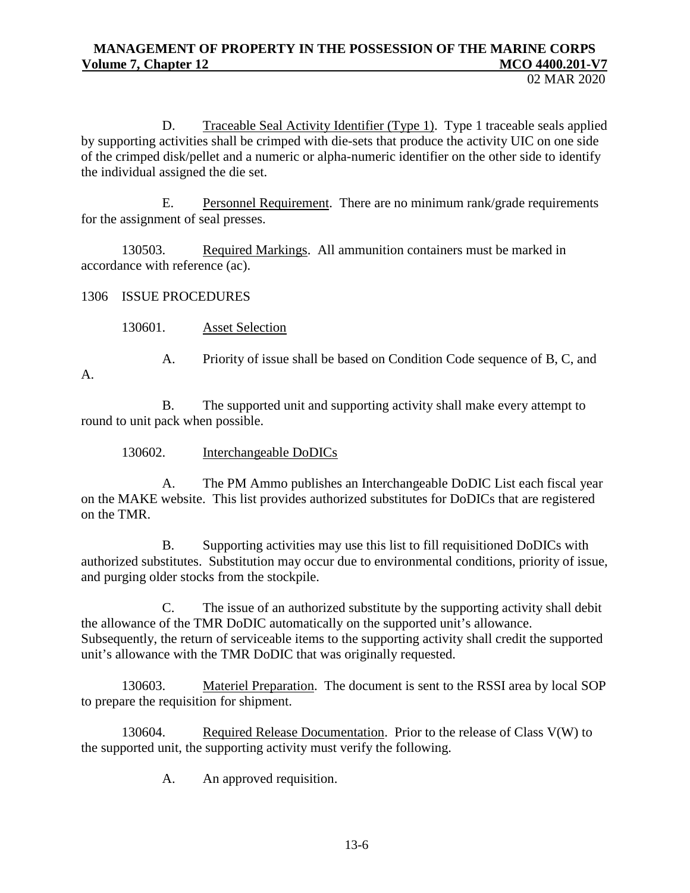D. Traceable Seal Activity Identifier (Type 1). Type 1 traceable seals applied by supporting activities shall be crimped with die-sets that produce the activity UIC on one side of the crimped disk/pellet and a numeric or alpha-numeric identifier on the other side to identify the individual assigned the die set.

E. Personnel Requirement. There are no minimum rank/grade requirements for the assignment of seal presses.

130503. Required Markings. All ammunition containers must be marked in accordance with reference (ac).

## 1306 ISSUE PROCEDURES

130601. Asset Selection

A. Priority of issue shall be based on Condition Code sequence of B, C, and A.

B. The supported unit and supporting activity shall make every attempt to round to unit pack when possible.

130602. Interchangeable DoDICs

A. The PM Ammo publishes an Interchangeable DoDIC List each fiscal year on the MAKE website. This list provides authorized substitutes for DoDICs that are registered on the TMR.

B. Supporting activities may use this list to fill requisitioned DoDICs with authorized substitutes. Substitution may occur due to environmental conditions, priority of issue, and purging older stocks from the stockpile.

C. The issue of an authorized substitute by the supporting activity shall debit the allowance of the TMR DoDIC automatically on the supported unit's allowance. Subsequently, the return of serviceable items to the supporting activity shall credit the supported unit's allowance with the TMR DoDIC that was originally requested.

130603. Materiel Preparation. The document is sent to the RSSI area by local SOP to prepare the requisition for shipment.

130604. Required Release Documentation. Prior to the release of Class V(W) to the supported unit, the supporting activity must verify the following.

A. An approved requisition.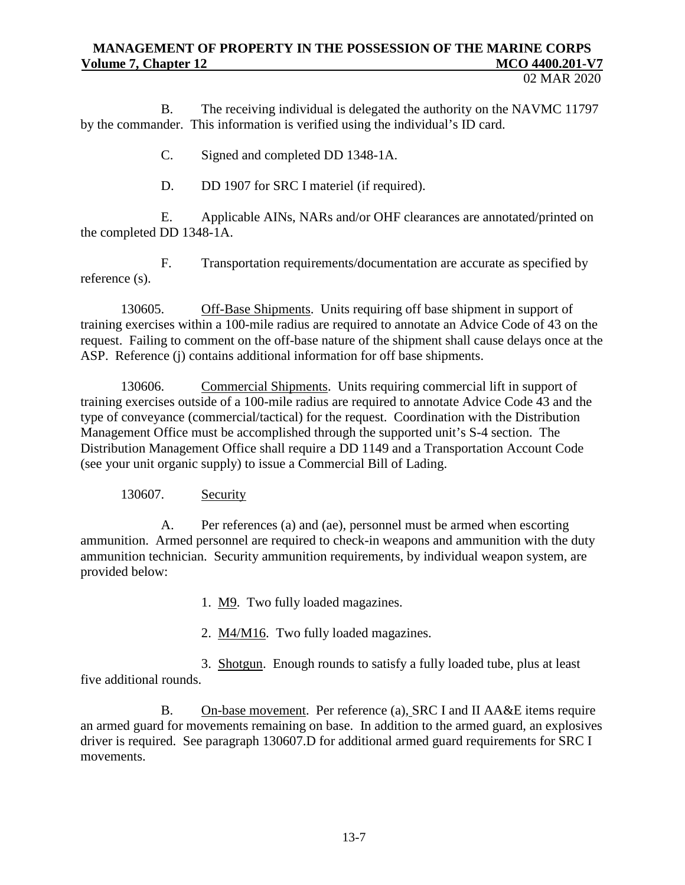B. The receiving individual is delegated the authority on the NAVMC 11797 by the commander. This information is verified using the individual's ID card.

C. Signed and completed DD 1348-1A.

D. DD 1907 for SRC I materiel (if required).

E. Applicable AINs, NARs and/or OHF clearances are annotated/printed on the completed DD 1348-1A.

F. Transportation requirements/documentation are accurate as specified by reference (s).

130605. Off-Base Shipments. Units requiring off base shipment in support of training exercises within a 100-mile radius are required to annotate an Advice Code of 43 on the request. Failing to comment on the off-base nature of the shipment shall cause delays once at the ASP. Reference (j) contains additional information for off base shipments.

130606. Commercial Shipments. Units requiring commercial lift in support of training exercises outside of a 100-mile radius are required to annotate Advice Code 43 and the type of conveyance (commercial/tactical) for the request. Coordination with the Distribution Management Office must be accomplished through the supported unit's S-4 section. The Distribution Management Office shall require a DD 1149 and a Transportation Account Code (see your unit organic supply) to issue a Commercial Bill of Lading.

130607. Security

A. Per references (a) and (ae), personnel must be armed when escorting ammunition. Armed personnel are required to check-in weapons and ammunition with the duty ammunition technician. Security ammunition requirements, by individual weapon system, are provided below:

1. M9. Two fully loaded magazines.

2. M4/M16. Two fully loaded magazines.

3. Shotgun. Enough rounds to satisfy a fully loaded tube, plus at least five additional rounds.

B. On-base movement. Per reference (a), SRC I and II AA&E items require an armed guard for movements remaining on base. In addition to the armed guard, an explosives driver is required. See paragraph 130607.D for additional armed guard requirements for SRC I movements.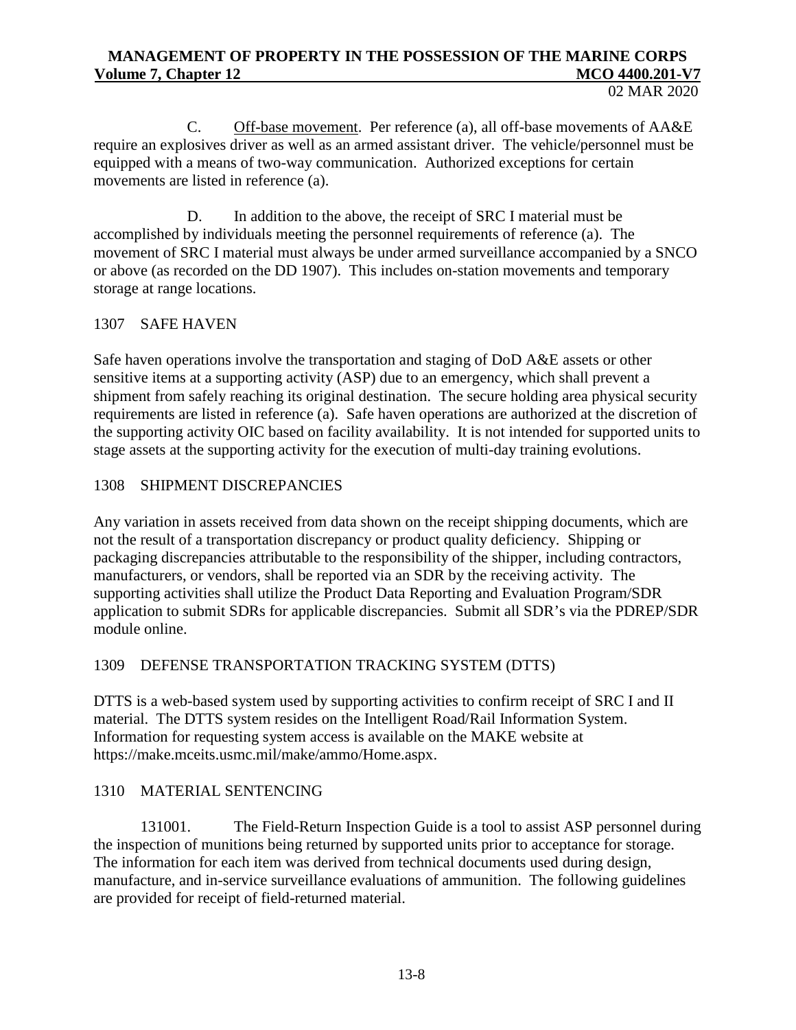C. Off-base movement. Per reference (a), all off-base movements of AA&E require an explosives driver as well as an armed assistant driver. The vehicle/personnel must be equipped with a means of two-way communication. Authorized exceptions for certain movements are listed in reference (a).

D. In addition to the above, the receipt of SRC I material must be accomplished by individuals meeting the personnel requirements of reference (a). The movement of SRC I material must always be under armed surveillance accompanied by a SNCO or above (as recorded on the DD 1907). This includes on-station movements and temporary storage at range locations.

## 1307 SAFE HAVEN

Safe haven operations involve the transportation and staging of DoD A&E assets or other sensitive items at a supporting activity (ASP) due to an emergency, which shall prevent a shipment from safely reaching its original destination. The secure holding area physical security requirements are listed in reference (a). Safe haven operations are authorized at the discretion of the supporting activity OIC based on facility availability. It is not intended for supported units to stage assets at the supporting activity for the execution of multi-day training evolutions.

## 1308 SHIPMENT DISCREPANCIES

Any variation in assets received from data shown on the receipt shipping documents, which are not the result of a transportation discrepancy or product quality deficiency. Shipping or packaging discrepancies attributable to the responsibility of the shipper, including contractors, manufacturers, or vendors, shall be reported via an SDR by the receiving activity. The supporting activities shall utilize the Product Data Reporting and Evaluation Program/SDR application to submit SDRs for applicable discrepancies. Submit all SDR's via the PDREP/SDR module online.

## 1309 DEFENSE TRANSPORTATION TRACKING SYSTEM (DTTS)

DTTS is a web-based system used by supporting activities to confirm receipt of SRC I and II material. The DTTS system resides on the Intelligent Road/Rail Information System. Information for requesting system access is available on the MAKE website at https://make.mceits.usmc.mil/make/ammo/Home.aspx.

## 1310 MATERIAL SENTENCING

131001. The Field-Return Inspection Guide is a tool to assist ASP personnel during the inspection of munitions being returned by supported units prior to acceptance for storage. The information for each item was derived from technical documents used during design, manufacture, and in-service surveillance evaluations of ammunition. The following guidelines are provided for receipt of field-returned material.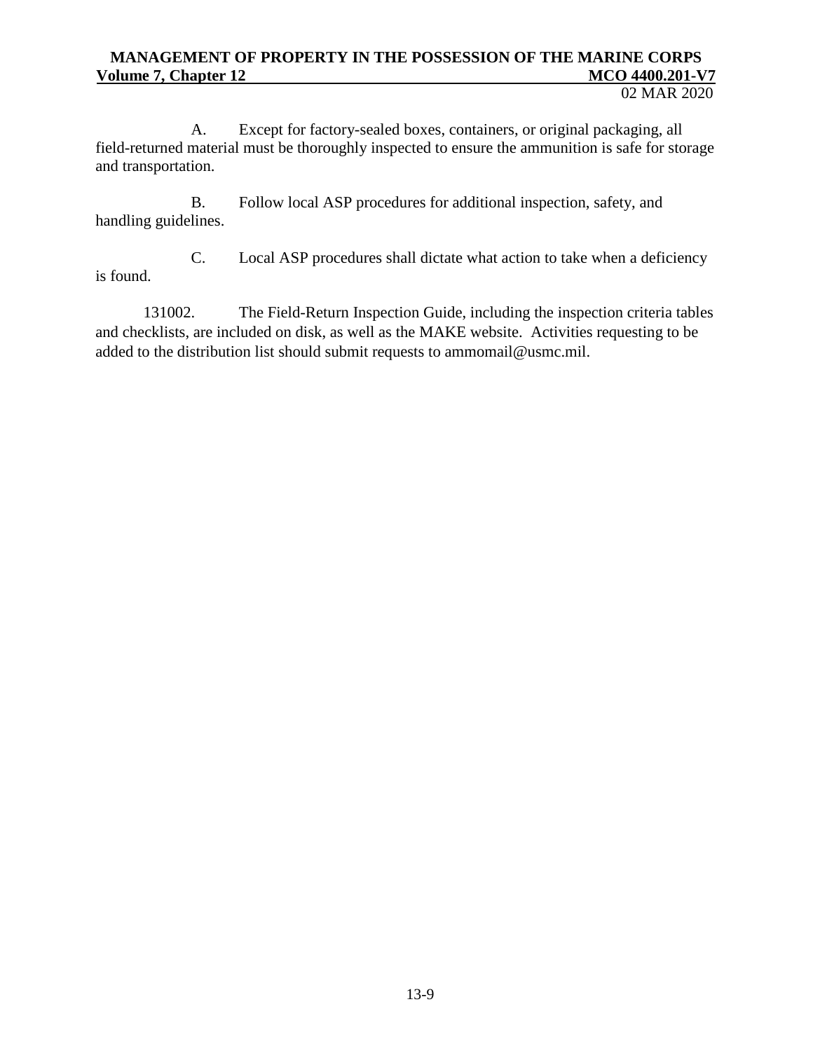A. Except for factory-sealed boxes, containers, or original packaging, all field-returned material must be thoroughly inspected to ensure the ammunition is safe for storage and transportation.

B. Follow local ASP procedures for additional inspection, safety, and handling guidelines.

C. Local ASP procedures shall dictate what action to take when a deficiency is found.

131002. The Field-Return Inspection Guide, including the inspection criteria tables and checklists, are included on disk, as well as the MAKE website. Activities requesting to be added to the distribution list should submit requests to ammomail@usmc.mil.